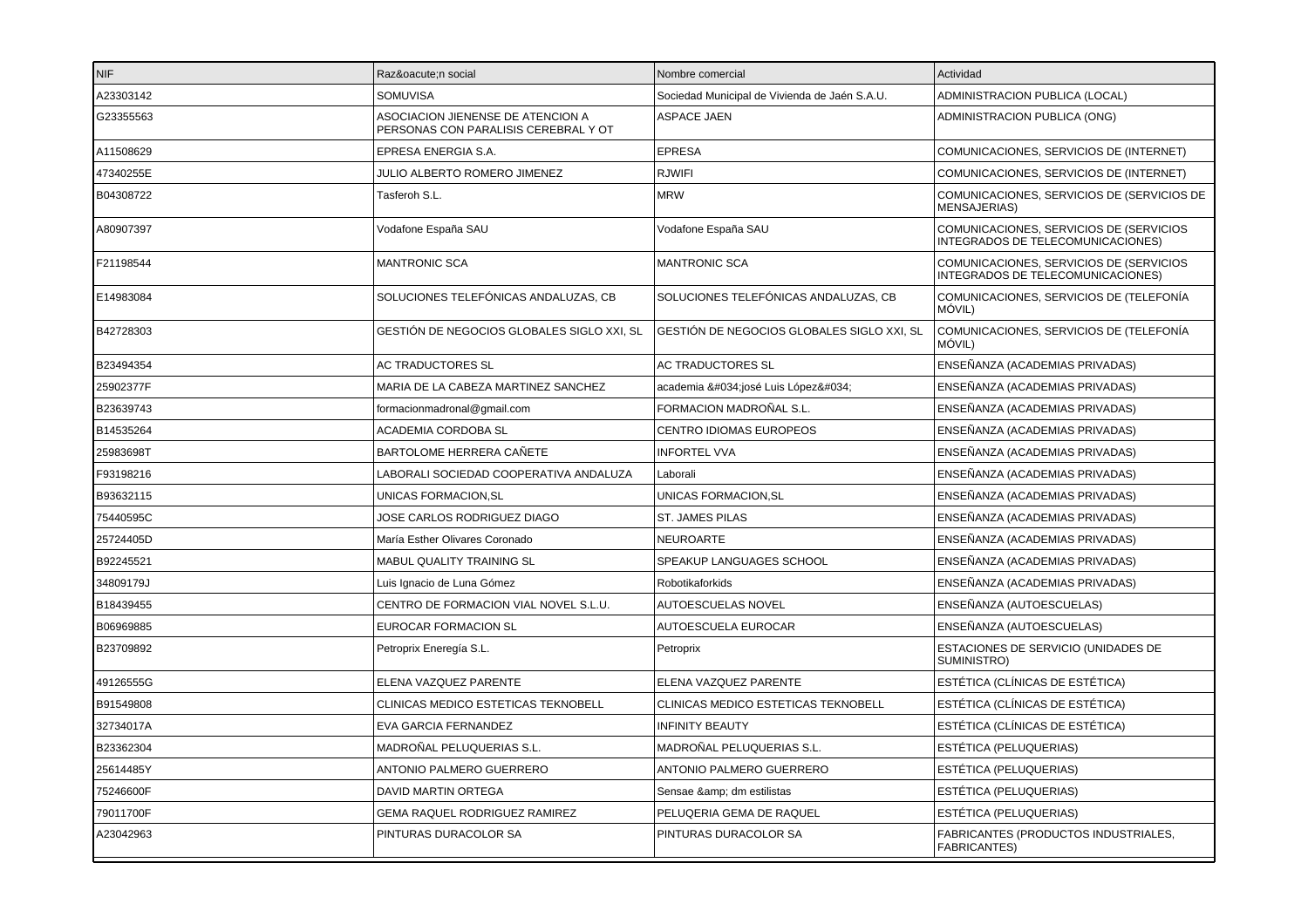| NIF | Raz&oacute;n social | Nombre comercial | Actividad |
|---|---|---|---|
| A23303142 | SOMUVISA | Sociedad Municipal de Vivienda de Jaén S.A.U. | ADMINISTRACION PUBLICA (LOCAL) |
| G23355563 | ASOCIACION JIENENSE DE ATENCION A PERSONAS CON PARALISIS CEREBRAL Y OT | ASPACE JAEN | ADMINISTRACION PUBLICA (ONG) |
| A11508629 | EPRESA ENERGIA S.A. | EPRESA | COMUNICACIONES, SERVICIOS DE (INTERNET) |
| 47340255E | JULIO ALBERTO ROMERO JIMENEZ | RJWIFI | COMUNICACIONES, SERVICIOS DE (INTERNET) |
| B04308722 | Tasferoh S.L. | MRW | COMUNICACIONES, SERVICIOS DE (SERVICIOS DE MENSAJERIAS) |
| A80907397 | Vodafone España SAU | Vodafone España SAU | COMUNICACIONES, SERVICIOS DE (SERVICIOS INTEGRADOS DE TELECOMUNICACIONES) |
| F21198544 | MANTRONIC SCA | MANTRONIC SCA | COMUNICACIONES, SERVICIOS DE (SERVICIOS INTEGRADOS DE TELECOMUNICACIONES) |
| E14983084 | SOLUCIONES TELEFÓNICAS ANDALUZAS, CB | SOLUCIONES TELEFÓNICAS ANDALUZAS, CB | COMUNICACIONES, SERVICIOS DE (TELEFONÍA MÓVIL) |
| B42728303 | GESTIÓN DE NEGOCIOS GLOBALES SIGLO XXI, SL | GESTIÓN DE NEGOCIOS GLOBALES SIGLO XXI, SL | COMUNICACIONES, SERVICIOS DE (TELEFONÍA MÓVIL) |
| B23494354 | AC TRADUCTORES SL | AC TRADUCTORES SL | ENSEÑANZA (ACADEMIAS PRIVADAS) |
| 25902377F | MARIA DE LA CABEZA MARTINEZ SANCHEZ | academia &#034;josé Luis Lópe&#034; | ENSEÑANZA (ACADEMIAS PRIVADAS) |
| B23639743 | formacionmadronal@gmail.com | FORMACION MADROÑAL S.L. | ENSEÑANZA (ACADEMIAS PRIVADAS) |
| B14535264 | ACADEMIA CORDOBA SL | CENTRO IDIOMAS EUROPEOS | ENSEÑANZA (ACADEMIAS PRIVADAS) |
| 25983698T | BARTOLOME HERRERA CAÑETE | INFORTEL VVA | ENSEÑANZA (ACADEMIAS PRIVADAS) |
| F93198216 | LABORALI SOCIEDAD COOPERATIVA ANDALUZA | Laborali | ENSEÑANZA (ACADEMIAS PRIVADAS) |
| B93632115 | UNICAS FORMACION,SL | UNICAS FORMACION,SL | ENSEÑANZA (ACADEMIAS PRIVADAS) |
| 75440595C | JOSE CARLOS RODRIGUEZ DIAGO | ST. JAMES PILAS | ENSEÑANZA (ACADEMIAS PRIVADAS) |
| 25724405D | María Esther Olivares Coronado | NEUROARTE | ENSEÑANZA (ACADEMIAS PRIVADAS) |
| B92245521 | MABUL QUALITY TRAINING SL | SPEAKUP LANGUAGES SCHOOL | ENSEÑANZA (ACADEMIAS PRIVADAS) |
| 34809179J | Luis Ignacio de Luna Gómez | Robotikaforkids | ENSEÑANZA (ACADEMIAS PRIVADAS) |
| B18439455 | CENTRO DE FORMACION VIAL NOVEL S.L.U. | AUTOESCUELAS NOVEL | ENSEÑANZA (AUTOESCUELAS) |
| B06969885 | EUROCAR FORMACION SL | AUTOESCUELA EUROCAR | ENSEÑANZA (AUTOESCUELAS) |
| B23709892 | Petroprix Eneregía S.L. | Petroprix | ESTACIONES DE SERVICIO (UNIDADES DE SUMINISTRO) |
| 49126555G | ELENA VAZQUEZ PARENTE | ELENA VAZQUEZ PARENTE | ESTÉTICA (CLÍNICAS DE ESTÉTICA) |
| B91549808 | CLINICAS MEDICO ESTETICAS TEKNOBELL | CLINICAS MEDICO ESTETICAS TEKNOBELL | ESTÉTICA (CLÍNICAS DE ESTÉTICA) |
| 32734017A | EVA GARCIA FERNANDEZ | INFINITY BEAUTY | ESTÉTICA (CLÍNICAS DE ESTÉTICA) |
| B23362304 | MADROÑAL PELUQUERIAS S.L. | MADROÑAL PELUQUERIAS S.L. | ESTÉTICA (PELUQUERIAS) |
| 25614485Y | ANTONIO PALMERO GUERRERO | ANTONIO PALMERO GUERRERO | ESTÉTICA (PELUQUERIAS) |
| 75246600F | DAVID MARTIN ORTEGA | Sensae &amp; dm estilistas | ESTÉTICA (PELUQUERIAS) |
| 79011700F | GEMA RAQUEL RODRIGUEZ RAMIREZ | PELUQERIA GEMA DE RAQUEL | ESTÉTICA (PELUQUERIAS) |
| A23042963 | PINTURAS DURACOLOR SA | PINTURAS DURACOLOR SA | FABRICANTES (PRODUCTOS INDUSTRIALES, FABRICANTES) |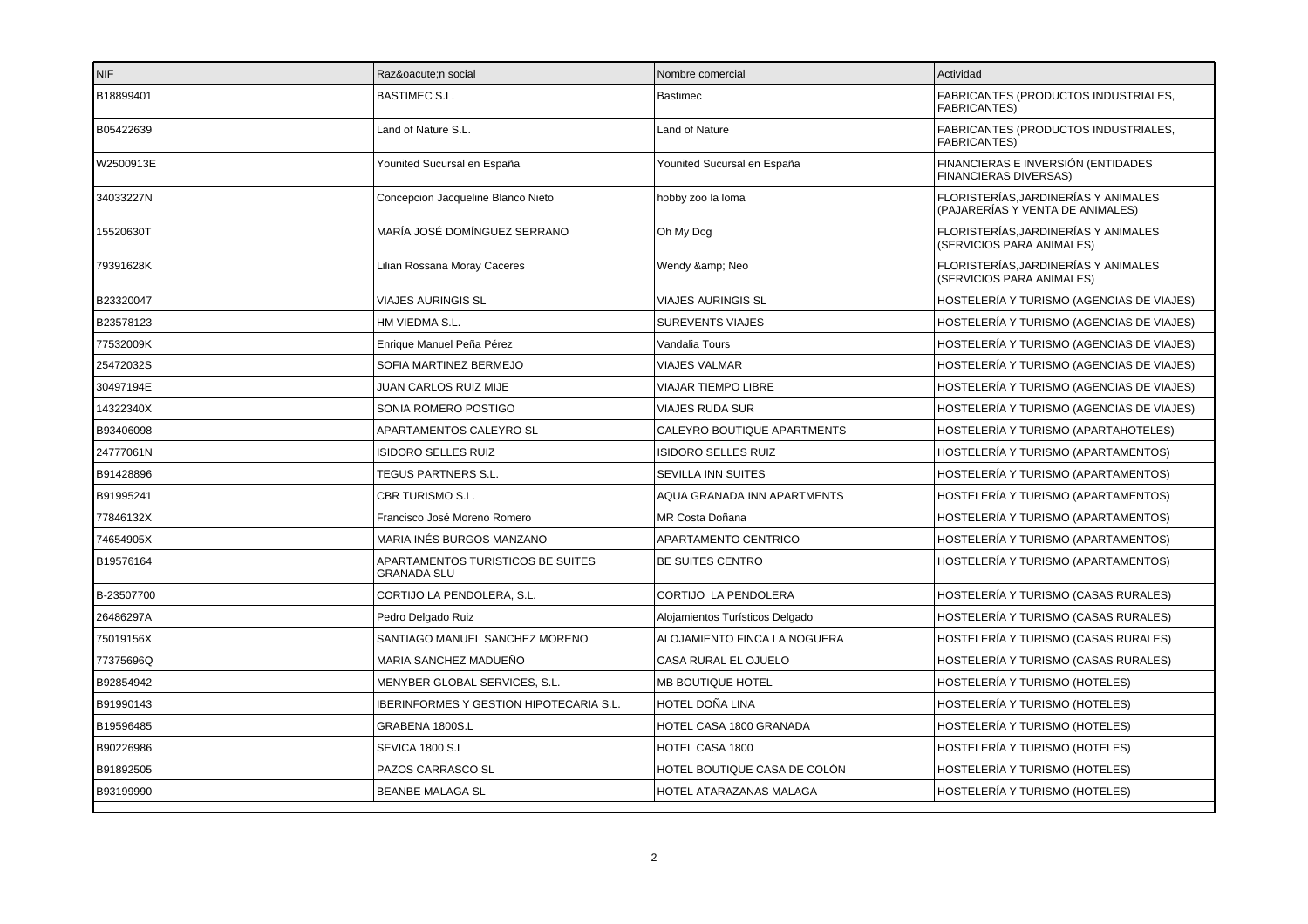| NIF | Raz&oacute;n social | Nombre comercial | Actividad |
|---|---|---|---|
| B18899401 | BASTIMEC S.L. | Bastimec | FABRICANTES (PRODUCTOS INDUSTRIALES, FABRICANTES) |
| B05422639 | Land of Nature S.L. | Land of Nature | FABRICANTES (PRODUCTOS INDUSTRIALES, FABRICANTES) |
| W2500913E | Younited Sucursal en España | Younited Sucursal en España | FINANCIERAS E INVERSIÓN (ENTIDADES FINANCIERAS DIVERSAS) |
| 34033227N | Concepcion Jacqueline Blanco Nieto | hobby zoo la loma | FLORISTERÍAS,JARDINERÍAS Y ANIMALES (PAJARERÍAS Y VENTA DE ANIMALES) |
| 15520630T | MARÍA JOSÉ DOMÍNGUEZ SERRANO | Oh My Dog | FLORISTERÍAS,JARDINERÍAS Y ANIMALES (SERVICIOS PARA ANIMALES) |
| 79391628K | Lilian Rossana Moray Caceres | Wendy &amp; Neo | FLORISTERÍAS,JARDINERÍAS Y ANIMALES (SERVICIOS PARA ANIMALES) |
| B23320047 | VIAJES AURINGIS SL | VIAJES AURINGIS SL | HOSTELERÍA Y TURISMO (AGENCIAS DE VIAJES) |
| B23578123 | HM VIEDMA S.L. | SUREVENTS VIAJES | HOSTELERÍA Y TURISMO (AGENCIAS DE VIAJES) |
| 77532009K | Enrique Manuel Peña Pérez | Vandalia Tours | HOSTELERÍA Y TURISMO (AGENCIAS DE VIAJES) |
| 25472032S | SOFIA MARTINEZ BERMEJO | VIAJES VALMAR | HOSTELERÍA Y TURISMO (AGENCIAS DE VIAJES) |
| 30497194E | JUAN CARLOS RUIZ MIJE | VIAJAR TIEMPO LIBRE | HOSTELERÍA Y TURISMO (AGENCIAS DE VIAJES) |
| 14322340X | SONIA ROMERO POSTIGO | VIAJES RUDA SUR | HOSTELERÍA Y TURISMO (AGENCIAS DE VIAJES) |
| B93406098 | APARTAMENTOS CALEYRO SL | CALEYRO BOUTIQUE APARTMENTS | HOSTELERÍA Y TURISMO (APARTAHOTELES) |
| 24777061N | ISIDORO SELLES RUIZ | ISIDORO SELLES RUIZ | HOSTELERÍA Y TURISMO (APARTAMENTOS) |
| B91428896 | TEGUS PARTNERS S.L. | SEVILLA INN SUITES | HOSTELERÍA Y TURISMO (APARTAMENTOS) |
| B91995241 | CBR TURISMO S.L. | AQUA GRANADA INN APARTMENTS | HOSTELERÍA Y TURISMO (APARTAMENTOS) |
| 77846132X | Francisco José Moreno Romero | MR Costa Doñana | HOSTELERÍA Y TURISMO (APARTAMENTOS) |
| 74654905X | MARIA INÉS BURGOS MANZANO | APARTAMENTO CENTRICO | HOSTELERÍA Y TURISMO (APARTAMENTOS) |
| B19576164 | APARTAMENTOS TURISTICOS BE SUITES GRANADA SLU | BE SUITES CENTRO | HOSTELERÍA Y TURISMO (APARTAMENTOS) |
| B-23507700 | CORTIJO LA PENDOLERA, S.L. | CORTIJO LA PENDOLERA | HOSTELERÍA Y TURISMO (CASAS RURALES) |
| 26486297A | Pedro Delgado Ruiz | Alojamientos Turísticos Delgado | HOSTELERÍA Y TURISMO (CASAS RURALES) |
| 75019156X | SANTIAGO MANUEL SANCHEZ MORENO | ALOJAMIENTO FINCA LA NOGUERA | HOSTELERÍA Y TURISMO (CASAS RURALES) |
| 77375696Q | MARIA SANCHEZ MADUEÑO | CASA RURAL EL OJUELO | HOSTELERÍA Y TURISMO (CASAS RURALES) |
| B92854942 | MENYBER GLOBAL SERVICES, S.L. | MB BOUTIQUE HOTEL | HOSTELERÍA Y TURISMO (HOTELES) |
| B91990143 | IBERINFORMES Y GESTION HIPOTECARIA S.L. | HOTEL DOÑA LINA | HOSTELERÍA Y TURISMO (HOTELES) |
| B19596485 | GRABENA 1800S.L | HOTEL CASA 1800 GRANADA | HOSTELERÍA Y TURISMO (HOTELES) |
| B90226986 | SEVICA 1800 S.L | HOTEL CASA 1800 | HOSTELERÍA Y TURISMO (HOTELES) |
| B91892505 | PAZOS CARRASCO SL | HOTEL BOUTIQUE CASA DE COLÓN | HOSTELERÍA Y TURISMO (HOTELES) |
| B93199990 | BEANBE MALAGA SL | HOTEL ATARAZANAS MALAGA | HOSTELERÍA Y TURISMO (HOTELES) |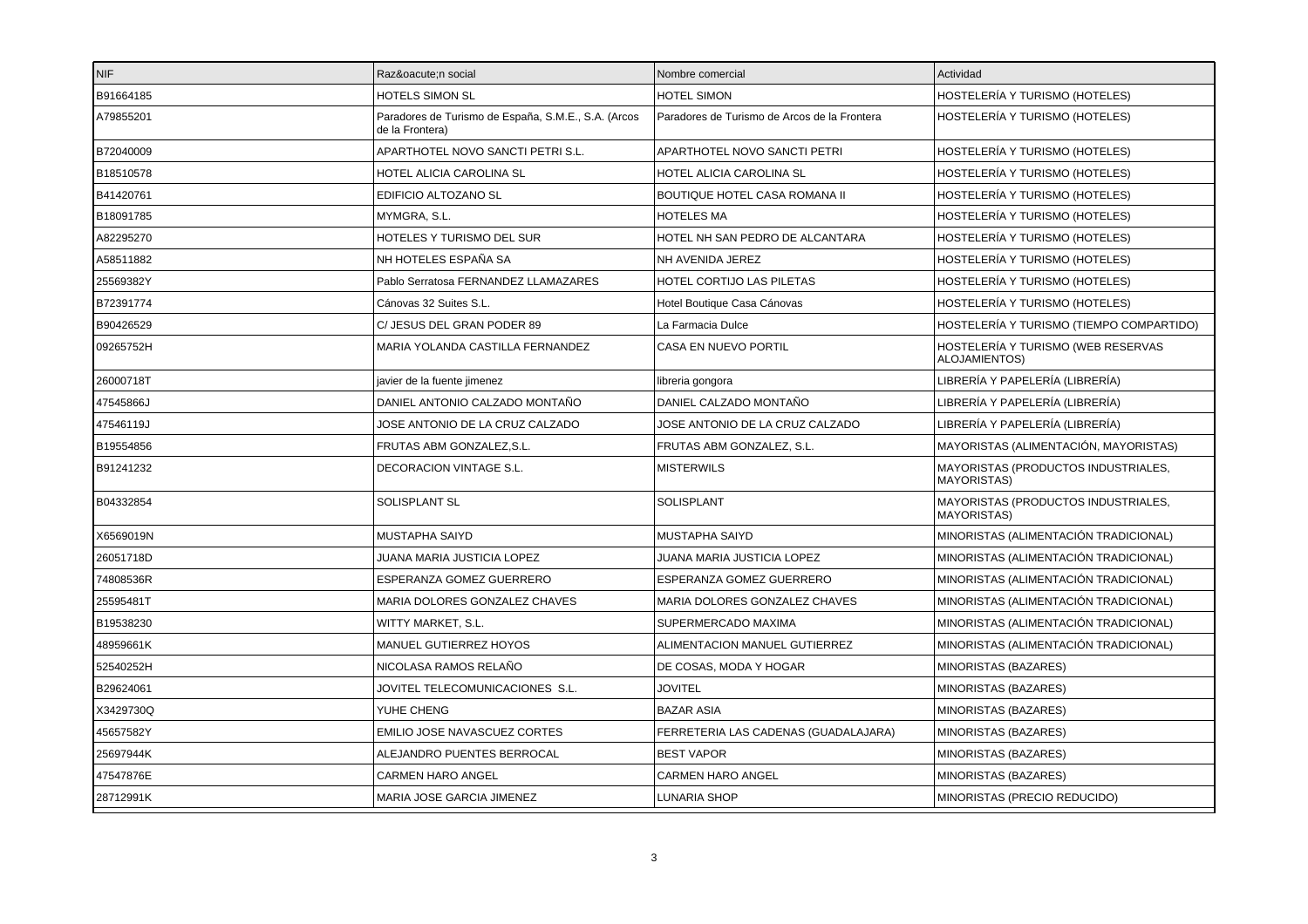| NIF | Raz&oacute;n social | Nombre comercial | Actividad |
| --- | --- | --- | --- |
| B91664185 | HOTELS SIMON SL | HOTEL SIMON | HOSTELERÍA Y TURISMO (HOTELES) |
| A79855201 | Paradores de Turismo de España, S.M.E., S.A. (Arcos de la Frontera) | Paradores de Turismo de Arcos de la Frontera | HOSTELERÍA Y TURISMO (HOTELES) |
| B72040009 | APARTHOTEL NOVO SANCTI PETRI S.L. | APARTHOTEL NOVO SANCTI PETRI | HOSTELERÍA Y TURISMO (HOTELES) |
| B18510578 | HOTEL ALICIA CAROLINA SL | HOTEL ALICIA CAROLINA SL | HOSTELERÍA Y TURISMO (HOTELES) |
| B41420761 | EDIFICIO ALTOZANO SL | BOUTIQUE HOTEL CASA ROMANA II | HOSTELERÍA Y TURISMO (HOTELES) |
| B18091785 | MYMGRA, S.L. | HOTELES MA | HOSTELERÍA Y TURISMO (HOTELES) |
| A82295270 | HOTELES Y TURISMO DEL SUR | HOTEL NH SAN PEDRO DE ALCANTARA | HOSTELERÍA Y TURISMO (HOTELES) |
| A58511882 | NH HOTELES ESPAÑA SA | NH AVENIDA JEREZ | HOSTELERÍA Y TURISMO (HOTELES) |
| 25569382Y | Pablo Serratosa FERNANDEZ LLAMAZARES | HOTEL CORTIJO LAS PILETAS | HOSTELERÍA Y TURISMO (HOTELES) |
| B72391774 | Cánovas 32 Suites S.L. | Hotel Boutique Casa Cánovas | HOSTELERÍA Y TURISMO (HOTELES) |
| B90426529 | C/ JESUS DEL GRAN PODER 89 | La Farmacia Dulce | HOSTELERÍA Y TURISMO (TIEMPO COMPARTIDO) |
| 09265752H | MARIA YOLANDA CASTILLA FERNANDEZ | CASA EN NUEVO PORTIL | HOSTELERÍA Y TURISMO (WEB RESERVAS ALOJAMIENTOS) |
| 26000718T | javier de la fuente jimenez | libreria gongora | LIBRERÍA Y PAPELERÍA (LIBRERÍA) |
| 47545866J | DANIEL ANTONIO CALZADO MONTAÑO | DANIEL CALZADO MONTAÑO | LIBRERÍA Y PAPELERÍA (LIBRERÍA) |
| 47546119J | JOSE ANTONIO DE LA CRUZ CALZADO | JOSE ANTONIO DE LA CRUZ CALZADO | LIBRERÍA Y PAPELERÍA (LIBRERÍA) |
| B19554856 | FRUTAS ABM GONZALEZ,S.L. | FRUTAS ABM GONZALEZ, S.L. | MAYORISTAS (ALIMENTACIÓN, MAYORISTAS) |
| B91241232 | DECORACION VINTAGE S.L. | MISTERWILS | MAYORISTAS (PRODUCTOS INDUSTRIALES, MAYORISTAS) |
| B04332854 | SOLISPLANT SL | SOLISPLANT | MAYORISTAS (PRODUCTOS INDUSTRIALES, MAYORISTAS) |
| X6569019N | MUSTAPHA SAIYD | MUSTAPHA SAIYD | MINORISTAS (ALIMENTACIÓN TRADICIONAL) |
| 26051718D | JUANA MARIA JUSTICIA LOPEZ | JUANA MARIA JUSTICIA LOPEZ | MINORISTAS (ALIMENTACIÓN TRADICIONAL) |
| 74808536R | ESPERANZA GOMEZ GUERRERO | ESPERANZA GOMEZ GUERRERO | MINORISTAS (ALIMENTACIÓN TRADICIONAL) |
| 25595481T | MARIA DOLORES GONZALEZ CHAVES | MARIA DOLORES GONZALEZ CHAVES | MINORISTAS (ALIMENTACIÓN TRADICIONAL) |
| B19538230 | WITTY MARKET, S.L. | SUPERMERCADO MAXIMA | MINORISTAS (ALIMENTACIÓN TRADICIONAL) |
| 48959661K | MANUEL GUTIERREZ HOYOS | ALIMENTACION MANUEL GUTIERREZ | MINORISTAS (ALIMENTACIÓN TRADICIONAL) |
| 52540252H | NICOLASA RAMOS RELAÑO | DE COSAS, MODA Y HOGAR | MINORISTAS (BAZARES) |
| B29624061 | JOVITEL TELECOMUNICACIONES S.L. | JOVITEL | MINORISTAS (BAZARES) |
| X3429730Q | YUHE CHENG | BAZAR ASIA | MINORISTAS (BAZARES) |
| 45657582Y | EMILIO JOSE NAVASCUEZ CORTES | FERRETERIA LAS CADENAS (GUADALAJARA) | MINORISTAS (BAZARES) |
| 25697944K | ALEJANDRO PUENTES BERROCAL | BEST VAPOR | MINORISTAS (BAZARES) |
| 47547876E | CARMEN HARO ANGEL | CARMEN HARO ANGEL | MINORISTAS (BAZARES) |
| 28712991K | MARIA JOSE GARCIA JIMENEZ | LUNARIA SHOP | MINORISTAS (PRECIO REDUCIDO) |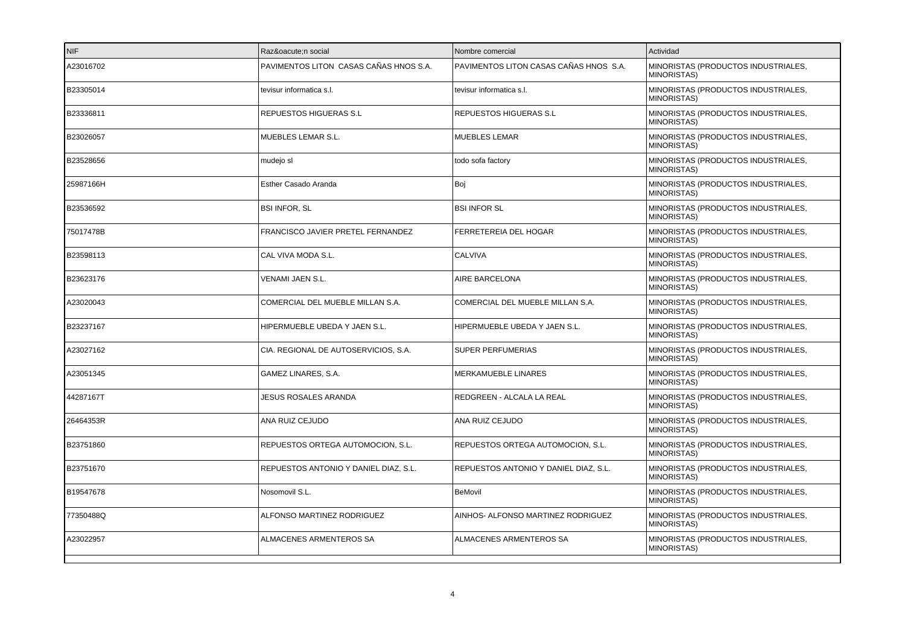| NIF | Raz&oacute;n social | Nombre comercial | Actividad |
|---|---|---|---|
| A23016702 | PAVIMENTOS LITON CASAS CAÑAS HNOS S.A. | PAVIMENTOS LITON CASAS CAÑAS HNOS S.A. | MINORISTAS (PRODUCTOS INDUSTRIALES, MINORISTAS) |
| B23305014 | tevisur informatica s.l. | tevisur informatica s.l. | MINORISTAS (PRODUCTOS INDUSTRIALES, MINORISTAS) |
| B23336811 | REPUESTOS HIGUERAS S.L | REPUESTOS HIGUERAS S.L | MINORISTAS (PRODUCTOS INDUSTRIALES, MINORISTAS) |
| B23026057 | MUEBLES LEMAR S.L. | MUEBLES LEMAR | MINORISTAS (PRODUCTOS INDUSTRIALES, MINORISTAS) |
| B23528656 | mudejo sl | todo sofa factory | MINORISTAS (PRODUCTOS INDUSTRIALES, MINORISTAS) |
| 25987166H | Esther Casado Aranda | Boj | MINORISTAS (PRODUCTOS INDUSTRIALES, MINORISTAS) |
| B23536592 | BSI INFOR, SL | BSI INFOR SL | MINORISTAS (PRODUCTOS INDUSTRIALES, MINORISTAS) |
| 75017478B | FRANCISCO JAVIER PRETEL FERNANDEZ | FERRETEREIA DEL HOGAR | MINORISTAS (PRODUCTOS INDUSTRIALES, MINORISTAS) |
| B23598113 | CAL VIVA MODA S.L. | CALVIVA | MINORISTAS (PRODUCTOS INDUSTRIALES, MINORISTAS) |
| B23623176 | VENAMI JAEN S.L. | AIRE BARCELONA | MINORISTAS (PRODUCTOS INDUSTRIALES, MINORISTAS) |
| A23020043 | COMERCIAL DEL MUEBLE MILLAN S.A. | COMERCIAL DEL MUEBLE MILLAN S.A. | MINORISTAS (PRODUCTOS INDUSTRIALES, MINORISTAS) |
| B23237167 | HIPERMUEBLE UBEDA Y JAEN S.L. | HIPERMUEBLE UBEDA Y JAEN S.L. | MINORISTAS (PRODUCTOS INDUSTRIALES, MINORISTAS) |
| A23027162 | CIA. REGIONAL DE AUTOSERVICIOS, S.A. | SUPER PERFUMERIAS | MINORISTAS (PRODUCTOS INDUSTRIALES, MINORISTAS) |
| A23051345 | GAMEZ LINARES, S.A. | MERKAMUEBLE LINARES | MINORISTAS (PRODUCTOS INDUSTRIALES, MINORISTAS) |
| 44287167T | JESUS ROSALES ARANDA | REDGREEN - ALCALA LA REAL | MINORISTAS (PRODUCTOS INDUSTRIALES, MINORISTAS) |
| 26464353R | ANA RUIZ CEJUDO | ANA RUIZ CEJUDO | MINORISTAS (PRODUCTOS INDUSTRIALES, MINORISTAS) |
| B23751860 | REPUESTOS ORTEGA AUTOMOCION, S.L. | REPUESTOS ORTEGA AUTOMOCION, S.L. | MINORISTAS (PRODUCTOS INDUSTRIALES, MINORISTAS) |
| B23751670 | REPUESTOS ANTONIO Y DANIEL DIAZ, S.L. | REPUESTOS ANTONIO Y DANIEL DIAZ, S.L. | MINORISTAS (PRODUCTOS INDUSTRIALES, MINORISTAS) |
| B19547678 | Nosomovil S.L. | BeMovil | MINORISTAS (PRODUCTOS INDUSTRIALES, MINORISTAS) |
| 77350488Q | ALFONSO MARTINEZ RODRIGUEZ | AINHOS- ALFONSO MARTINEZ RODRIGUEZ | MINORISTAS (PRODUCTOS INDUSTRIALES, MINORISTAS) |
| A23022957 | ALMACENES ARMENTEROS SA | ALMACENES ARMENTEROS SA | MINORISTAS (PRODUCTOS INDUSTRIALES, MINORISTAS) |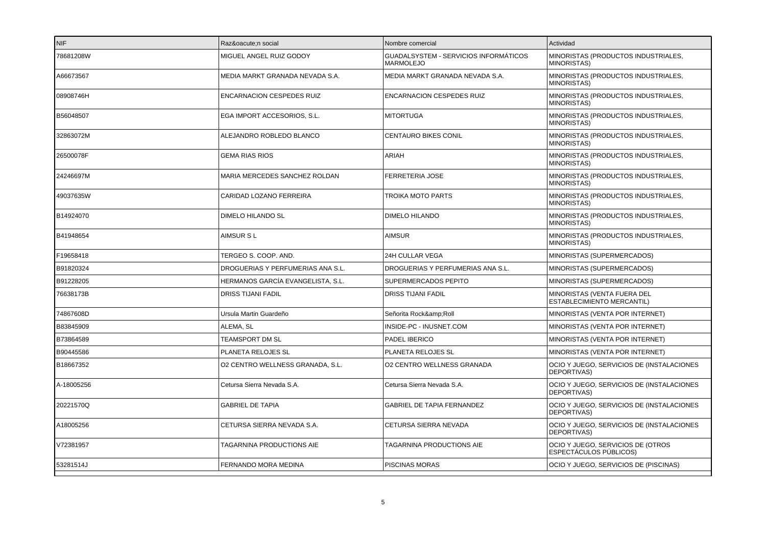| NIF | Raz&oacute;n social | Nombre comercial | Actividad |
| --- | --- | --- | --- |
| 78681208W | MIGUEL ANGEL RUIZ GODOY | GUADALSYSTEM - SERVICIOS INFORMÁTICOS MARMOLEJO | MINORISTAS (PRODUCTOS INDUSTRIALES, MINORISTAS) |
| A66673567 | MEDIA MARKT GRANADA NEVADA S.A. | MEDIA MARKT GRANADA NEVADA S.A. | MINORISTAS (PRODUCTOS INDUSTRIALES, MINORISTAS) |
| 08908746H | ENCARNACION CESPEDES RUIZ | ENCARNACION CESPEDES RUIZ | MINORISTAS (PRODUCTOS INDUSTRIALES, MINORISTAS) |
| B56048507 | EGA IMPORT ACCESORIOS, S.L. | MITORTUGA | MINORISTAS (PRODUCTOS INDUSTRIALES, MINORISTAS) |
| 32863072M | ALEJANDRO ROBLEDO BLANCO | CENTAURO BIKES CONIL | MINORISTAS (PRODUCTOS INDUSTRIALES, MINORISTAS) |
| 26500078F | GEMA RIAS RIOS | ARIAH | MINORISTAS (PRODUCTOS INDUSTRIALES, MINORISTAS) |
| 24246697M | MARIA MERCEDES SANCHEZ ROLDAN | FERRETERIA JOSE | MINORISTAS (PRODUCTOS INDUSTRIALES, MINORISTAS) |
| 49037635W | CARIDAD LOZANO FERREIRA | TROIKA MOTO PARTS | MINORISTAS (PRODUCTOS INDUSTRIALES, MINORISTAS) |
| B14924070 | DIMELO HILANDO SL | DIMELO HILANDO | MINORISTAS (PRODUCTOS INDUSTRIALES, MINORISTAS) |
| B41948654 | AIMSUR S L | AIMSUR | MINORISTAS (PRODUCTOS INDUSTRIALES, MINORISTAS) |
| F19658418 | TERGEO S. COOP. AND. | 24H CULLAR VEGA | MINORISTAS (SUPERMERCADOS) |
| B91820324 | DROGUERIAS Y PERFUMERIAS ANA S.L. | DROGUERIAS Y PERFUMERIAS ANA S.L. | MINORISTAS (SUPERMERCADOS) |
| B91228205 | HERMANOS GARCÍA EVANGELISTA, S.L. | SUPERMERCADOS PEPITO | MINORISTAS (SUPERMERCADOS) |
| 76638173B | DRISS TIJANI FADIL | DRISS TIJANI FADIL | MINORISTAS (VENTA FUERA DEL ESTABLECIMIENTO MERCANTIL) |
| 74867608D | Ursula Martin Guardeño | Señorita Rock&amp;Roll | MINORISTAS (VENTA POR INTERNET) |
| B83845909 | ALEMA, SL | INSIDE-PC - INUSNET.COM | MINORISTAS (VENTA POR INTERNET) |
| B73864589 | TEAMSPORT DM SL | PADEL IBERICO | MINORISTAS (VENTA POR INTERNET) |
| B90445586 | PLANETA RELOJES SL | PLANETA RELOJES SL | MINORISTAS (VENTA POR INTERNET) |
| B18667352 | O2 CENTRO WELLNESS GRANADA, S.L. | O2 CENTRO WELLNESS GRANADA | OCIO Y JUEGO, SERVICIOS DE (INSTALACIONES DEPORTIVAS) |
| A-18005256 | Cetursa Sierra Nevada S.A. | Cetursa Sierra Nevada S.A. | OCIO Y JUEGO, SERVICIOS DE (INSTALACIONES DEPORTIVAS) |
| 20221570Q | GABRIEL DE TAPIA | GABRIEL DE TAPIA FERNANDEZ | OCIO Y JUEGO, SERVICIOS DE (INSTALACIONES DEPORTIVAS) |
| A18005256 | CETURSA SIERRA NEVADA S.A. | CETURSA SIERRA NEVADA | OCIO Y JUEGO, SERVICIOS DE (INSTALACIONES DEPORTIVAS) |
| V72381957 | TAGARNINA PRODUCTIONS AIE | TAGARNINA PRODUCTIONS AIE | OCIO Y JUEGO, SERVICIOS DE (OTROS ESPECTÁCULOS PÚBLICOS) |
| 53281514J | FERNANDO MORA MEDINA | PISCINAS MORAS | OCIO Y JUEGO, SERVICIOS DE (PISCINAS) |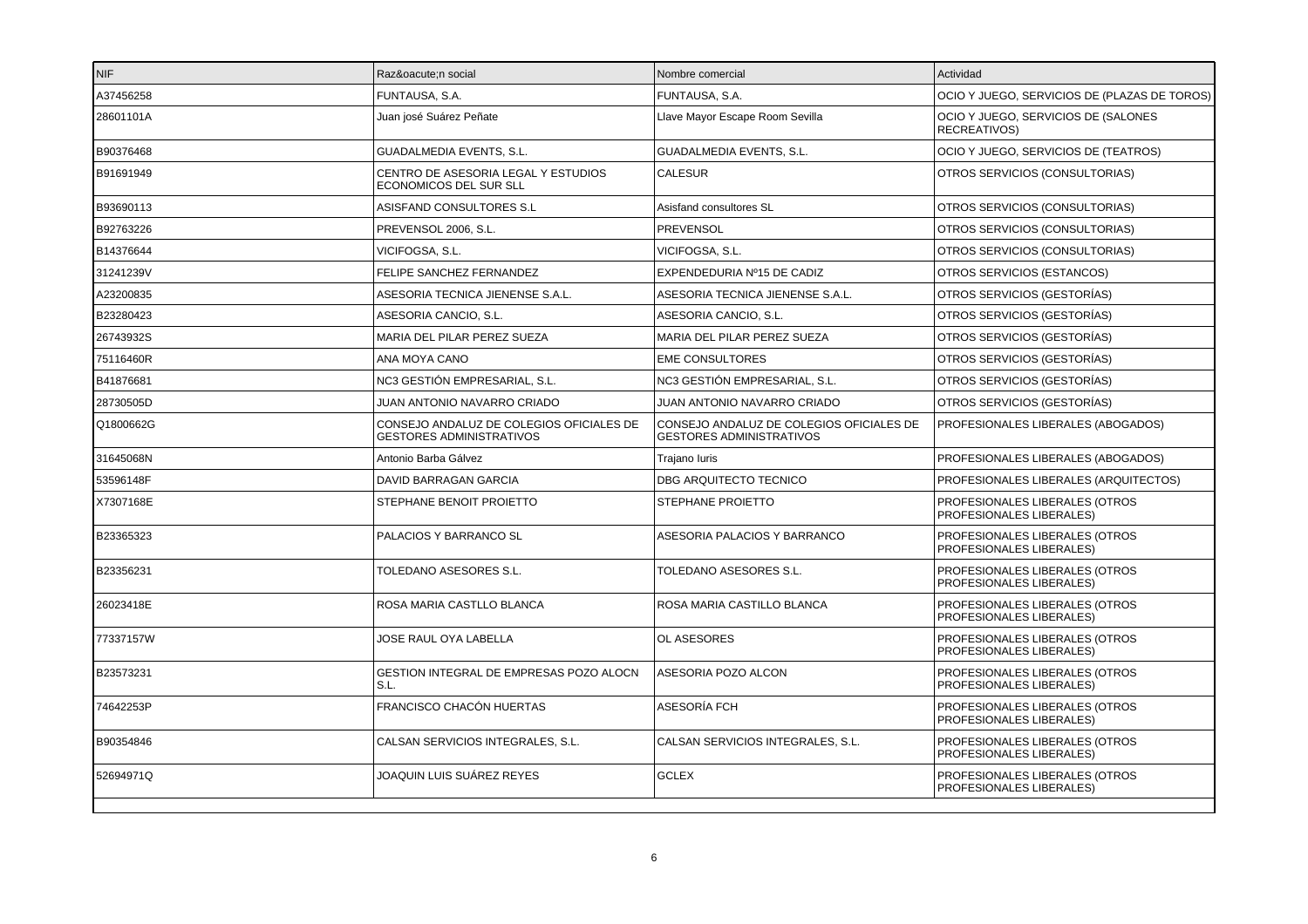| NIF | Raz&oacute;n social | Nombre comercial | Actividad |
|---|---|---|---|
| A37456258 | FUNTAUSA, S.A. | FUNTAUSA, S.A. | OCIO Y JUEGO, SERVICIOS DE (PLAZAS DE TOROS) |
| 28601101A | Juan josé Suárez Peñate | Llave Mayor Escape Room Sevilla | OCIO Y JUEGO, SERVICIOS DE (SALONES RECREATIVOS) |
| B90376468 | GUADALMEDIA EVENTS, S.L. | GUADALMEDIA EVENTS, S.L. | OCIO Y JUEGO, SERVICIOS DE (TEATROS) |
| B91691949 | CENTRO DE ASESORIA LEGAL Y ESTUDIOS ECONOMICOS DEL SUR SLL | CALESUR | OTROS SERVICIOS (CONSULTORIAS) |
| B93690113 | ASISFAND CONSULTORES S.L | Asisfand consultores SL | OTROS SERVICIOS (CONSULTORIAS) |
| B92763226 | PREVENSOL 2006, S.L. | PREVENSOL | OTROS SERVICIOS (CONSULTORIAS) |
| B14376644 | VICIFOGSA, S.L. | VICIFOGSA, S.L. | OTROS SERVICIOS (CONSULTORIAS) |
| 31241239V | FELIPE SANCHEZ FERNANDEZ | EXPENDEDURIA Nº15 DE CADIZ | OTROS SERVICIOS (ESTANCOS) |
| A23200835 | ASESORIA TECNICA JIENENSE S.A.L. | ASESORIA TECNICA JIENENSE S.A.L. | OTROS SERVICIOS (GESTORÍAS) |
| B23280423 | ASESORIA CANCIO, S.L. | ASESORIA CANCIO, S.L. | OTROS SERVICIOS (GESTORÍAS) |
| 26743932S | MARIA DEL PILAR PEREZ SUEZA | MARIA DEL PILAR PEREZ SUEZA | OTROS SERVICIOS (GESTORÍAS) |
| 75116460R | ANA MOYA CANO | EME CONSULTORES | OTROS SERVICIOS (GESTORÍAS) |
| B41876681 | NC3 GESTIÓN EMPRESARIAL, S.L. | NC3 GESTIÓN EMPRESARIAL, S.L. | OTROS SERVICIOS (GESTORÍAS) |
| 28730505D | JUAN ANTONIO NAVARRO CRIADO | JUAN ANTONIO NAVARRO CRIADO | OTROS SERVICIOS (GESTORÍAS) |
| Q1800662G | CONSEJO ANDALUZ DE COLEGIOS OFICIALES DE GESTORES ADMINISTRATIVOS | CONSEJO ANDALUZ DE COLEGIOS OFICIALES DE GESTORES ADMINISTRATIVOS | PROFESIONALES LIBERALES (ABOGADOS) |
| 31645068N | Antonio Barba Gálvez | Trajano Iuris | PROFESIONALES LIBERALES (ABOGADOS) |
| 53596148F | DAVID BARRAGAN GARCIA | DBG ARQUITECTO TECNICO | PROFESIONALES LIBERALES (ARQUITECTOS) |
| X7307168E | STEPHANE BENOIT PROIETTO | STEPHANE PROIETTO | PROFESIONALES LIBERALES (OTROS PROFESIONALES LIBERALES) |
| B23365323 | PALACIOS Y BARRANCO SL | ASESORIA PALACIOS Y BARRANCO | PROFESIONALES LIBERALES (OTROS PROFESIONALES LIBERALES) |
| B23356231 | TOLEDANO ASESORES S.L. | TOLEDANO ASESORES S.L. | PROFESIONALES LIBERALES (OTROS PROFESIONALES LIBERALES) |
| 26023418E | ROSA MARIA CASTLLO BLANCA | ROSA MARIA CASTILLO BLANCA | PROFESIONALES LIBERALES (OTROS PROFESIONALES LIBERALES) |
| 77337157W | JOSE RAUL OYA LABELLA | OL ASESORES | PROFESIONALES LIBERALES (OTROS PROFESIONALES LIBERALES) |
| B23573231 | GESTION INTEGRAL DE EMPRESAS POZO ALOCN S.L. | ASESORIA POZO ALCON | PROFESIONALES LIBERALES (OTROS PROFESIONALES LIBERALES) |
| 74642253P | FRANCISCO CHACÓN HUERTAS | ASESORÍA FCH | PROFESIONALES LIBERALES (OTROS PROFESIONALES LIBERALES) |
| B90354846 | CALSAN SERVICIOS INTEGRALES, S.L. | CALSAN SERVICIOS INTEGRALES, S.L. | PROFESIONALES LIBERALES (OTROS PROFESIONALES LIBERALES) |
| 52694971Q | JOAQUIN LUIS SUÁREZ REYES | GCLEX | PROFESIONALES LIBERALES (OTROS PROFESIONALES LIBERALES) |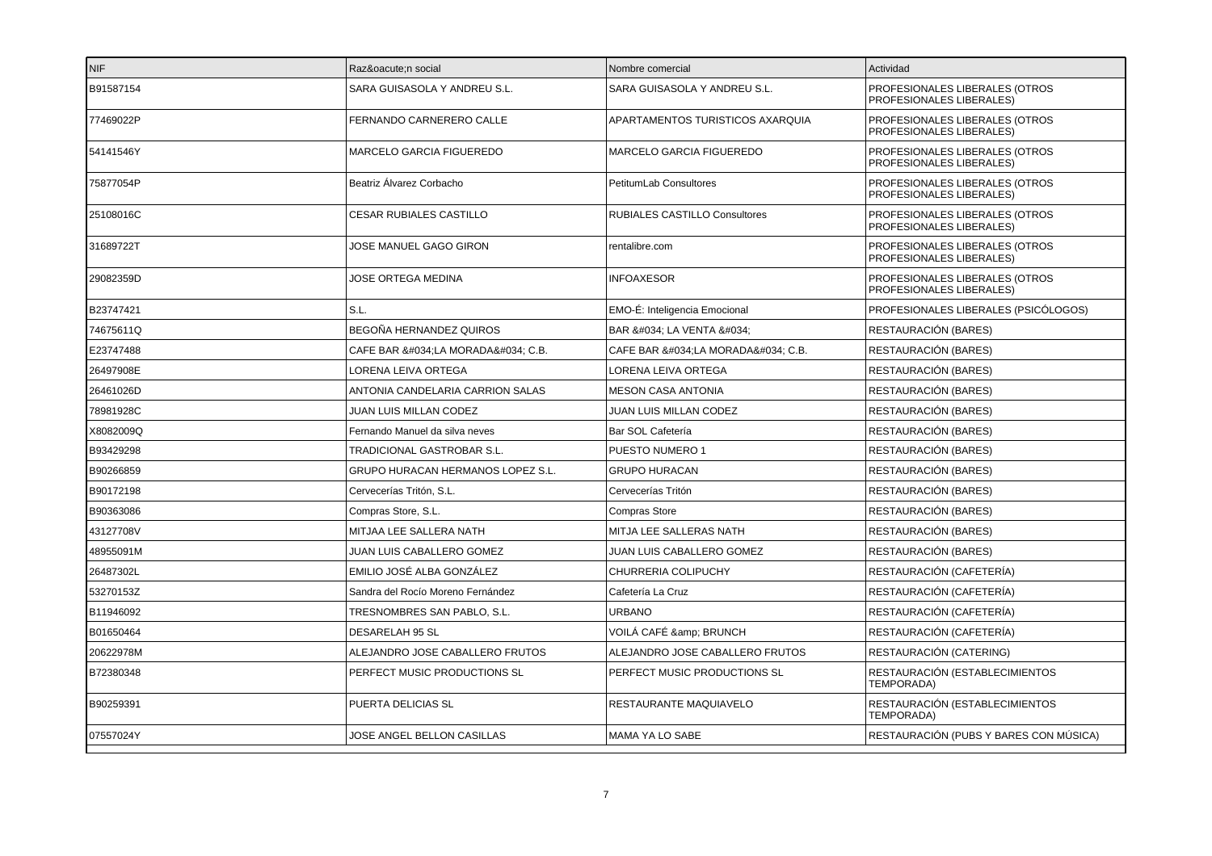| NIF | Raz&oacute;n social | Nombre comercial | Actividad |
|---|---|---|---|
| B91587154 | SARA GUISASOLA Y ANDREU S.L. | SARA GUISASOLA Y ANDREU S.L. | PROFESIONALES LIBERALES (OTROS PROFESIONALES LIBERALES) |
| 77469022P | FERNANDO CARNERERO CALLE | APARTAMENTOS TURISTICOS AXARQUIA | PROFESIONALES LIBERALES (OTROS PROFESIONALES LIBERALES) |
| 54141546Y | MARCELO GARCIA FIGUEREDO | MARCELO GARCIA FIGUEREDO | PROFESIONALES LIBERALES (OTROS PROFESIONALES LIBERALES) |
| 75877054P | Beatriz Álvarez Corbacho | PetitumLab Consultores | PROFESIONALES LIBERALES (OTROS PROFESIONALES LIBERALES) |
| 25108016C | CESAR RUBIALES CASTILLO | RUBIALES CASTILLO Consultores | PROFESIONALES LIBERALES (OTROS PROFESIONALES LIBERALES) |
| 31689722T | JOSE MANUEL GAGO GIRON | rentalibre.com | PROFESIONALES LIBERALES (OTROS PROFESIONALES LIBERALES) |
| 29082359D | JOSE ORTEGA MEDINA | INFOAXESOR | PROFESIONALES LIBERALES (OTROS PROFESIONALES LIBERALES) |
| B23747421 | S.L. | EMO-É: Inteligencia Emocional | PROFESIONALES LIBERALES (PSICÓLOGOS) |
| 74675611Q | BEGOÑA HERNANDEZ QUIROS | BAR &#034; LA VENTA &#034; | RESTAURACIÓN (BARES) |
| E23747488 | CAFE BAR &#034;LA MORADA&#034; C.B. | CAFE BAR &#034;LA MORADA&#034; C.B. | RESTAURACIÓN (BARES) |
| 26497908E | LORENA LEIVA ORTEGA | LORENA LEIVA ORTEGA | RESTAURACIÓN (BARES) |
| 26461026D | ANTONIA CANDELARIA CARRION SALAS | MESON CASA ANTONIA | RESTAURACIÓN (BARES) |
| 78981928C | JUAN LUIS MILLAN CODEZ | JUAN LUIS MILLAN CODEZ | RESTAURACIÓN (BARES) |
| X8082009Q | Fernando Manuel da silva neves | Bar SOL Cafetería | RESTAURACIÓN (BARES) |
| B93429298 | TRADICIONAL GASTROBAR S.L. | PUESTO NUMERO 1 | RESTAURACIÓN (BARES) |
| B90266859 | GRUPO HURACAN HERMANOS LOPEZ S.L. | GRUPO HURACAN | RESTAURACIÓN (BARES) |
| B90172198 | Cervecerías Tritón, S.L. | Cervecerías Tritón | RESTAURACIÓN (BARES) |
| B90363086 | Compras Store, S.L. | Compras Store | RESTAURACIÓN (BARES) |
| 43127708V | MITJAA LEE SALLERA NATH | MITJA LEE SALLERAS NATH | RESTAURACIÓN (BARES) |
| 48955091M | JUAN LUIS CABALLERO GOMEZ | JUAN LUIS CABALLERO GOMEZ | RESTAURACIÓN (BARES) |
| 26487302L | EMILIO JOSÉ ALBA GONZÁLEZ | CHURRERIA COLIPUCHY | RESTAURACIÓN (CAFETERÍA) |
| 53270153Z | Sandra del Rocío Moreno Fernández | Cafetería La Cruz | RESTAURACIÓN (CAFETERÍA) |
| B11946092 | TRESNOMBRES SAN PABLO, S.L. | URBANO | RESTAURACIÓN (CAFETERÍA) |
| B01650464 | DESARELAH 95 SL | VOILÁ CAFÉ &amp; BRUNCH | RESTAURACIÓN (CAFETERÍA) |
| 20622978M | ALEJANDRO JOSE CABALLERO FRUTOS | ALEJANDRO JOSE CABALLERO FRUTOS | RESTAURACIÓN (CATERING) |
| B72380348 | PERFECT MUSIC PRODUCTIONS SL | PERFECT MUSIC PRODUCTIONS SL | RESTAURACIÓN (ESTABLECIMIENTOS TEMPORADA) |
| B90259391 | PUERTA DELICIAS SL | RESTAURANTE MAQUIAVELO | RESTAURACIÓN (ESTABLECIMIENTOS TEMPORADA) |
| 07557024Y | JOSE ANGEL BELLON CASILLAS | MAMA YA LO SABE | RESTAURACIÓN (PUBS Y BARES CON MÚSICA) |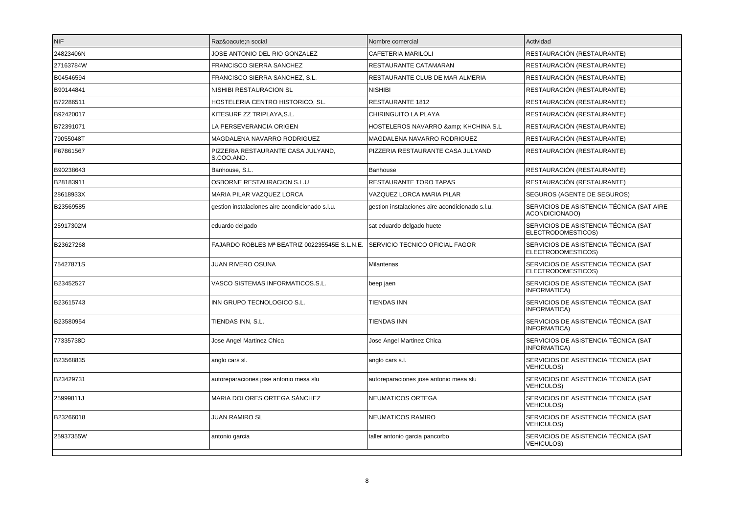| NIF | Raz&oacute;n social | Nombre comercial | Actividad |
| --- | --- | --- | --- |
| 24823406N | JOSE ANTONIO DEL RIO GONZALEZ | CAFETERIA MARILOLI | RESTAURACIÓN (RESTAURANTE) |
| 27163784W | FRANCISCO SIERRA SANCHEZ | RESTAURANTE CATAMARAN | RESTAURACIÓN (RESTAURANTE) |
| B04546594 | FRANCISCO SIERRA SANCHEZ, S.L. | RESTAURANTE CLUB DE MAR ALMERIA | RESTAURACIÓN (RESTAURANTE) |
| B90144841 | NISHIBI RESTAURACION SL | NISHIBI | RESTAURACIÓN (RESTAURANTE) |
| B72286511 | HOSTELERIA CENTRO HISTORICO, SL. | RESTAURANTE 1812 | RESTAURACIÓN (RESTAURANTE) |
| B92420017 | KITESURF ZZ TRIPLAYA,S.L. | CHIRINGUITO LA PLAYA | RESTAURACIÓN (RESTAURANTE) |
| B72391071 | LA PERSEVERANCIA ORIGEN | HOSTELEROS NAVARRO &amp; KHCHINA S.L | RESTAURACIÓN (RESTAURANTE) |
| 79055048T | MAGDALENA NAVARRO RODRIGUEZ | MAGDALENA NAVARRO RODRIGUEZ | RESTAURACIÓN (RESTAURANTE) |
| F67861567 | PIZZERIA RESTAURANTE CASA JULYAND, S.COO.AND. | PIZZERIA RESTAURANTE CASA JULYAND | RESTAURACIÓN (RESTAURANTE) |
| B90238643 | Banhouse, S.L. | Banhouse | RESTAURACIÓN (RESTAURANTE) |
| B28183911 | OSBORNE RESTAURACION S.L.U | RESTAURANTE TORO TAPAS | RESTAURACIÓN (RESTAURANTE) |
| 28618933X | MARIA PILAR VAZQUEZ LORCA | VAZQUEZ LORCA MARIA PILAR | SEGUROS (AGENTE DE SEGUROS) |
| B23569585 | gestion instalaciones aire acondicionado s.l.u. | gestion instalaciones aire acondicionado s.l.u. | SERVICIOS DE ASISTENCIA TÉCNICA (SAT AIRE ACONDICIONADO) |
| 25917302M | eduardo delgado | sat eduardo delgado huete | SERVICIOS DE ASISTENCIA TÉCNICA (SAT ELECTRODOMESTICOS) |
| B23627268 | FAJARDO ROBLES Mª BEATRIZ 002235545E S.L.N.E. | SERVICIO TECNICO OFICIAL FAGOR | SERVICIOS DE ASISTENCIA TÉCNICA (SAT ELECTRODOMESTICOS) |
| 75427871S | JUAN RIVERO OSUNA | Milantenas | SERVICIOS DE ASISTENCIA TÉCNICA (SAT ELECTRODOMESTICOS) |
| B23452527 | VASCO SISTEMAS INFORMATICOS.S.L. | beep jaen | SERVICIOS DE ASISTENCIA TÉCNICA (SAT INFORMATICA) |
| B23615743 | INN GRUPO TECNOLOGICO S.L. | TIENDAS INN | SERVICIOS DE ASISTENCIA TÉCNICA (SAT INFORMATICA) |
| B23580954 | TIENDAS INN, S.L. | TIENDAS INN | SERVICIOS DE ASISTENCIA TÉCNICA (SAT INFORMATICA) |
| 77335738D | Jose Angel Martinez Chica | Jose Angel Martinez Chica | SERVICIOS DE ASISTENCIA TÉCNICA (SAT INFORMATICA) |
| B23568835 | anglo cars sl. | anglo cars s.l. | SERVICIOS DE ASISTENCIA TÉCNICA (SAT VEHICULOS) |
| B23429731 | autoreparaciones jose antonio mesa slu | autoreparaciones jose antonio mesa slu | SERVICIOS DE ASISTENCIA TÉCNICA (SAT VEHICULOS) |
| 25999811J | MARIA DOLORES ORTEGA SÁNCHEZ | NEUMATICOS ORTEGA | SERVICIOS DE ASISTENCIA TÉCNICA (SAT VEHICULOS) |
| B23266018 | JUAN RAMIRO SL | NEUMATICOS RAMIRO | SERVICIOS DE ASISTENCIA TÉCNICA (SAT VEHICULOS) |
| 25937355W | antonio garcia | taller antonio garcia pancorbo | SERVICIOS DE ASISTENCIA TÉCNICA (SAT VEHICULOS) |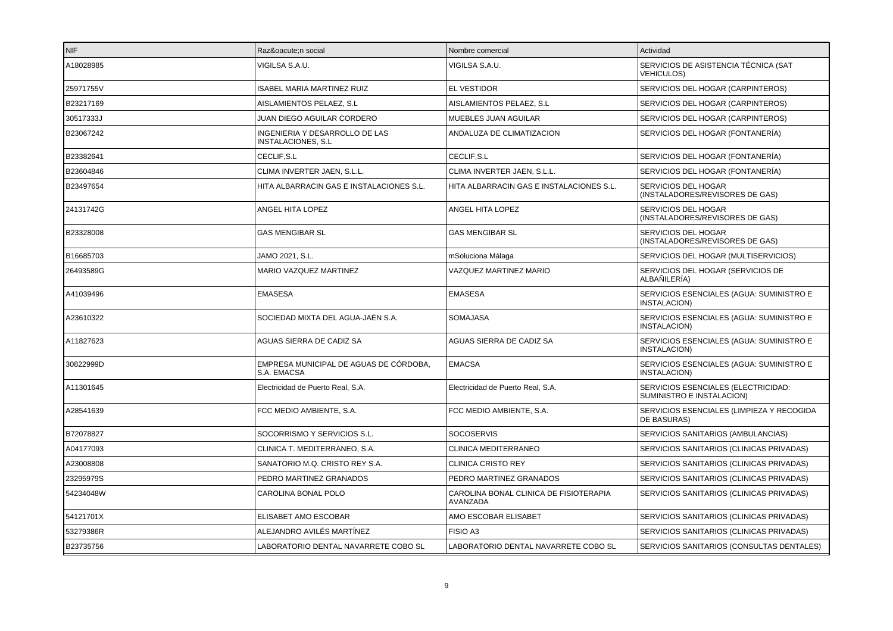| NIF | Raz&oacute;n social | Nombre comercial | Actividad |
|---|---|---|---|
| A18028985 | VIGILSA S.A.U. | VIGILSA S.A.U. | SERVICIOS DE ASISTENCIA TÉCNICA (SAT VEHICULOS) |
| 25971755V | ISABEL MARIA MARTINEZ RUIZ | EL VESTIDOR | SERVICIOS DEL HOGAR (CARPINTEROS) |
| B23217169 | AISLAMIENTOS PELAEZ, S.L | AISLAMIENTOS PELAEZ, S.L | SERVICIOS DEL HOGAR (CARPINTEROS) |
| 30517333J | JUAN DIEGO AGUILAR CORDERO | MUEBLES JUAN AGUILAR | SERVICIOS DEL HOGAR (CARPINTEROS) |
| B23067242 | INGENIERIA Y DESARROLLO DE LAS INSTALACIONES, S.L | ANDALUZA DE CLIMATIZACION | SERVICIOS DEL HOGAR (FONTANERÍA) |
| B23382641 | CECLIF,S.L | CECLIF,S.L | SERVICIOS DEL HOGAR (FONTANERÍA) |
| B23604846 | CLIMA INVERTER JAEN, S.L.L. | CLIMA INVERTER JAEN, S.L.L. | SERVICIOS DEL HOGAR (FONTANERÍA) |
| B23497654 | HITA ALBARRACIN GAS E INSTALACIONES S.L. | HITA ALBARRACIN GAS E INSTALACIONES S.L. | SERVICIOS DEL HOGAR (INSTALADORES/REVISORES DE GAS) |
| 24131742G | ANGEL HITA LOPEZ | ANGEL HITA LOPEZ | SERVICIOS DEL HOGAR (INSTALADORES/REVISORES DE GAS) |
| B23328008 | GAS MENGIBAR SL | GAS MENGIBAR SL | SERVICIOS DEL HOGAR (INSTALADORES/REVISORES DE GAS) |
| B16685703 | JAMO 2021, S.L. | mSoluciona Málaga | SERVICIOS DEL HOGAR (MULTISERVICIOS) |
| 26493589G | MARIO VAZQUEZ MARTINEZ | VAZQUEZ MARTINEZ MARIO | SERVICIOS DEL HOGAR (SERVICIOS DE ALBAÑILERÍA) |
| A41039496 | EMASESA | EMASESA | SERVICIOS ESENCIALES (AGUA: SUMINISTRO E INSTALACION) |
| A23610322 | SOCIEDAD MIXTA DEL AGUA-JAÉN S.A. | SOMAJASA | SERVICIOS ESENCIALES (AGUA: SUMINISTRO E INSTALACION) |
| A11827623 | AGUAS SIERRA DE CADIZ SA | AGUAS SIERRA DE CADIZ SA | SERVICIOS ESENCIALES (AGUA: SUMINISTRO E INSTALACION) |
| 30822999D | EMPRESA MUNICIPAL DE AGUAS DE CÓRDOBA, S.A. EMACSA | EMACSA | SERVICIOS ESENCIALES (AGUA: SUMINISTRO E INSTALACION) |
| A11301645 | Electricidad de Puerto Real, S.A. | Electricidad de Puerto Real, S.A. | SERVICIOS ESENCIALES (ELECTRICIDAD: SUMINISTRO E INSTALACION) |
| A28541639 | FCC MEDIO AMBIENTE, S.A. | FCC MEDIO AMBIENTE, S.A. | SERVICIOS ESENCIALES (LIMPIEZA Y RECOGIDA DE BASURAS) |
| B72078827 | SOCORRISMO Y SERVICIOS S.L. | SOCOSERVIS | SERVICIOS SANITARIOS (AMBULANCIAS) |
| A04177093 | CLINICA T. MEDITERRANEO, S.A. | CLINICA MEDITERRANEO | SERVICIOS SANITARIOS (CLINICAS PRIVADAS) |
| A23008808 | SANATORIO M.Q. CRISTO REY S.A. | CLINICA CRISTO REY | SERVICIOS SANITARIOS (CLINICAS PRIVADAS) |
| 23295979S | PEDRO MARTINEZ GRANADOS | PEDRO MARTINEZ GRANADOS | SERVICIOS SANITARIOS (CLINICAS PRIVADAS) |
| 54234048W | CAROLINA BONAL POLO | CAROLINA BONAL CLINICA DE FISIOTERAPIA AVANZADA | SERVICIOS SANITARIOS (CLINICAS PRIVADAS) |
| 54121701X | ELISABET AMO ESCOBAR | AMO ESCOBAR ELISABET | SERVICIOS SANITARIOS (CLINICAS PRIVADAS) |
| 53279386R | ALEJANDRO AVILÉS MARTÍNEZ | FISIO A3 | SERVICIOS SANITARIOS (CLINICAS PRIVADAS) |
| B23735756 | LABORATORIO DENTAL NAVARRETE COBO SL | LABORATORIO DENTAL NAVARRETE COBO SL | SERVICIOS SANITARIOS (CONSULTAS DENTALES) |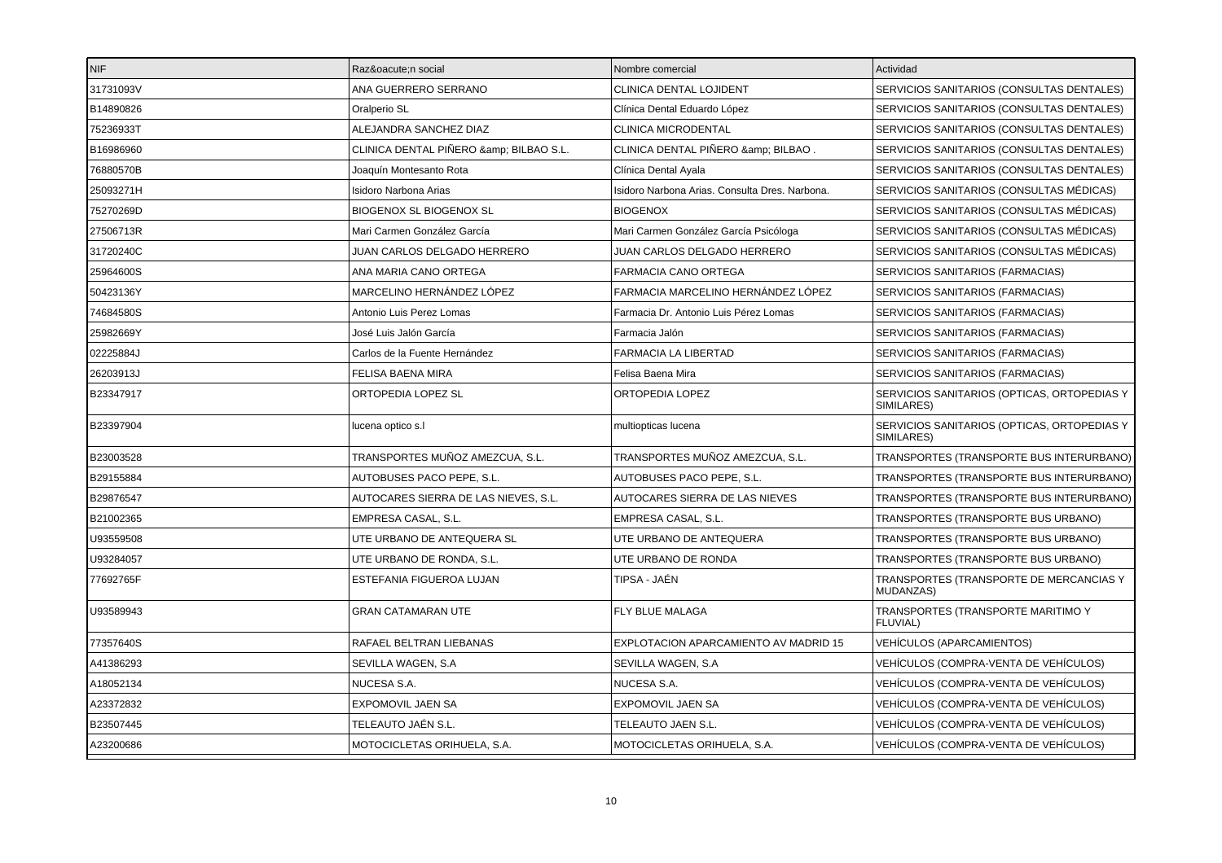| NIF | Raz&oacute;n social | Nombre comercial | Actividad |
|---|---|---|---|
| 31731093V | ANA GUERRERO SERRANO | CLINICA DENTAL LOJIDENT | SERVICIOS SANITARIOS (CONSULTAS DENTALES) |
| B14890826 | Oralperio SL | Clínica Dental Eduardo López | SERVICIOS SANITARIOS (CONSULTAS DENTALES) |
| 75236933T | ALEJANDRA SANCHEZ DIAZ | CLINICA MICRODENTAL | SERVICIOS SANITARIOS (CONSULTAS DENTALES) |
| B16986960 | CLINICA DENTAL PIÑERO &amp; BILBAO S.L. | CLINICA DENTAL PIÑERO &amp; BILBAO . | SERVICIOS SANITARIOS (CONSULTAS DENTALES) |
| 76880570B | Joaquín Montesanto Rota | Clínica Dental Ayala | SERVICIOS SANITARIOS (CONSULTAS DENTALES) |
| 25093271H | Isidoro Narbona Arias | Isidoro Narbona Arias. Consulta Dres. Narbona. | SERVICIOS SANITARIOS (CONSULTAS MÉDICAS) |
| 75270269D | BIOGENOX SL BIOGENOX SL | BIOGENOX | SERVICIOS SANITARIOS (CONSULTAS MÉDICAS) |
| 27506713R | Mari Carmen González García | Mari Carmen González García Psicóloga | SERVICIOS SANITARIOS (CONSULTAS MÉDICAS) |
| 31720240C | JUAN CARLOS DELGADO HERRERO | JUAN CARLOS DELGADO HERRERO | SERVICIOS SANITARIOS (CONSULTAS MÉDICAS) |
| 25964600S | ANA MARIA CANO ORTEGA | FARMACIA CANO ORTEGA | SERVICIOS SANITARIOS (FARMACIAS) |
| 50423136Y | MARCELINO HERNÁNDEZ LÓPEZ | FARMACIA MARCELINO HERNÁNDEZ LÓPEZ | SERVICIOS SANITARIOS (FARMACIAS) |
| 74684580S | Antonio Luis Perez Lomas | Farmacia Dr. Antonio Luis Pérez Lomas | SERVICIOS SANITARIOS (FARMACIAS) |
| 25982669Y | José Luis Jalón García | Farmacia Jalón | SERVICIOS SANITARIOS (FARMACIAS) |
| 02225884J | Carlos de la Fuente Hernández | FARMACIA LA LIBERTAD | SERVICIOS SANITARIOS (FARMACIAS) |
| 26203913J | FELISA BAENA MIRA | Felisa Baena Mira | SERVICIOS SANITARIOS (FARMACIAS) |
| B23347917 | ORTOPEDIA LOPEZ SL | ORTOPEDIA LOPEZ | SERVICIOS SANITARIOS (OPTICAS, ORTOPEDIAS Y SIMILARES) |
| B23397904 | lucena optico s.l | multiopticas lucena | SERVICIOS SANITARIOS (OPTICAS, ORTOPEDIAS Y SIMILARES) |
| B23003528 | TRANSPORTES MUÑOZ AMEZCUA, S.L. | TRANSPORTES MUÑOZ AMEZCUA, S.L. | TRANSPORTES (TRANSPORTE BUS INTERURBANO) |
| B29155884 | AUTOBUSES PACO PEPE, S.L. | AUTOBUSES PACO PEPE, S.L. | TRANSPORTES (TRANSPORTE BUS INTERURBANO) |
| B29876547 | AUTOCARES SIERRA DE LAS NIEVES, S.L. | AUTOCARES SIERRA DE LAS NIEVES | TRANSPORTES (TRANSPORTE BUS INTERURBANO) |
| B21002365 | EMPRESA CASAL, S.L. | EMPRESA CASAL, S.L. | TRANSPORTES (TRANSPORTE BUS URBANO) |
| U93559508 | UTE URBANO DE ANTEQUERA SL | UTE URBANO DE ANTEQUERA | TRANSPORTES (TRANSPORTE BUS URBANO) |
| U93284057 | UTE URBANO DE RONDA, S.L. | UTE URBANO DE RONDA | TRANSPORTES (TRANSPORTE BUS URBANO) |
| 77692765F | ESTEFANIA FIGUEROA LUJAN | TIPSA - JAÉN | TRANSPORTES (TRANSPORTE DE MERCANCIAS Y MUDANZAS) |
| U93589943 | GRAN CATAMARAN UTE | FLY BLUE MALAGA | TRANSPORTES (TRANSPORTE MARITIMO Y FLUVIAL) |
| 77357640S | RAFAEL BELTRAN LIEBANAS | EXPLOTACION APARCAMIENTO AV MADRID 15 | VEHÍCULOS (APARCAMIENTOS) |
| A41386293 | SEVILLA WAGEN, S.A | SEVILLA WAGEN, S.A | VEHÍCULOS (COMPRA-VENTA DE VEHÍCULOS) |
| A18052134 | NUCESA S.A. | NUCESA S.A. | VEHÍCULOS (COMPRA-VENTA DE VEHÍCULOS) |
| A23372832 | EXPOMOVIL JAEN SA | EXPOMOVIL JAEN SA | VEHÍCULOS (COMPRA-VENTA DE VEHÍCULOS) |
| B23507445 | TELEAUTO JAÉN S.L. | TELEAUTO JAEN S.L. | VEHÍCULOS (COMPRA-VENTA DE VEHÍCULOS) |
| A23200686 | MOTOCICLETAS ORIHUELA, S.A. | MOTOCICLETAS ORIHUELA, S.A. | VEHÍCULOS (COMPRA-VENTA DE VEHÍCULOS) |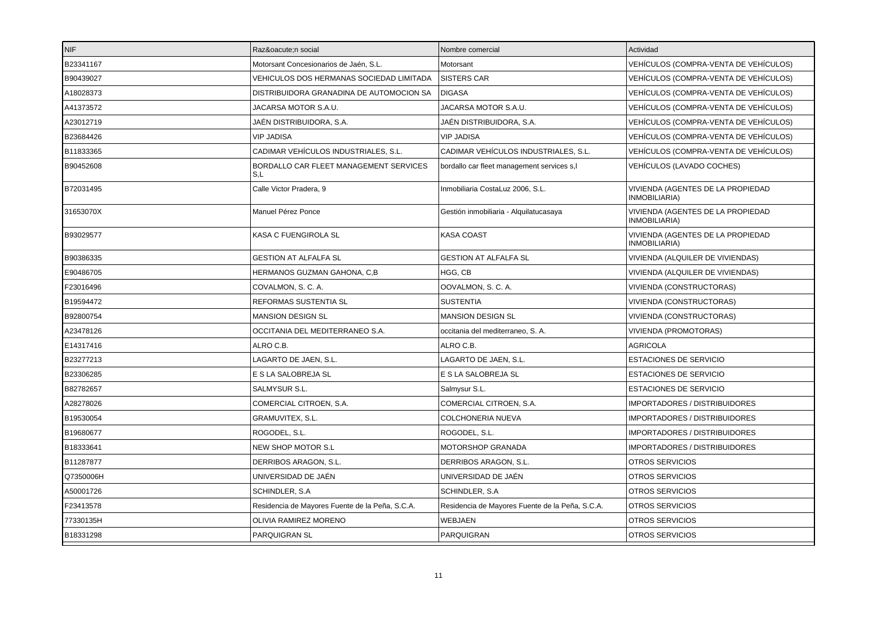| NIF | Raz&oacute;n social | Nombre comercial | Actividad |
|---|---|---|---|
| B23341167 | Motorsant Concesionarios de Jaén, S.L. | Motorsant | VEHÍCULOS (COMPRA-VENTA DE VEHÍCULOS) |
| B90439027 | VEHICULOS DOS HERMANAS SOCIEDAD LIMITADA | SISTERS CAR | VEHÍCULOS (COMPRA-VENTA DE VEHÍCULOS) |
| A18028373 | DISTRIBUIDORA GRANADINA DE AUTOMOCION SA | DIGASA | VEHÍCULOS (COMPRA-VENTA DE VEHÍCULOS) |
| A41373572 | JACARSA MOTOR S.A.U. | JACARSA MOTOR S.A.U. | VEHÍCULOS (COMPRA-VENTA DE VEHÍCULOS) |
| A23012719 | JAÉN DISTRIBUIDORA, S.A. | JAÉN DISTRIBUIDORA, S.A. | VEHÍCULOS (COMPRA-VENTA DE VEHÍCULOS) |
| B23684426 | VIP JADISA | VIP JADISA | VEHÍCULOS (COMPRA-VENTA DE VEHÍCULOS) |
| B11833365 | CADIMAR VEHÍCULOS INDUSTRIALES, S.L. | CADIMAR VEHÍCULOS INDUSTRIALES, S.L. | VEHÍCULOS (COMPRA-VENTA DE VEHÍCULOS) |
| B90452608 | BORDALLO CAR FLEET MANAGEMENT SERVICES S,L | bordallo car fleet management services s,l | VEHÍCULOS (LAVADO COCHES) |
| B72031495 | Calle Victor Pradera, 9 | Inmobiliaria CostaLuz 2006, S.L. | VIVIENDA (AGENTES DE LA PROPIEDAD INMOBILIARIA) |
| 31653070X | Manuel Pérez Ponce | Gestión inmobiliaria - Alquilatucasaya | VIVIENDA (AGENTES DE LA PROPIEDAD INMOBILIARIA) |
| B93029577 | KASA C FUENGIROLA SL | KASA COAST | VIVIENDA (AGENTES DE LA PROPIEDAD INMOBILIARIA) |
| B90386335 | GESTION AT ALFALFA SL | GESTION AT ALFALFA SL | VIVIENDA (ALQUILER DE VIVIENDAS) |
| E90486705 | HERMANOS GUZMAN GAHONA, C,B | HGG, CB | VIVIENDA (ALQUILER DE VIVIENDAS) |
| F23016496 | COVALMON, S. C. A. | OOVALMON, S. C. A. | VIVIENDA (CONSTRUCTORAS) |
| B19594472 | REFORMAS SUSTENTIA SL | SUSTENTIA | VIVIENDA (CONSTRUCTORAS) |
| B92800754 | MANSION DESIGN SL | MANSION DESIGN SL | VIVIENDA (CONSTRUCTORAS) |
| A23478126 | OCCITANIA DEL MEDITERRANEO S.A. | occitania del mediterraneo, S. A. | VIVIENDA (PROMOTORAS) |
| E14317416 | ALRO C.B. | ALRO C.B. | AGRICOLA |
| B23277213 | LAGARTO DE JAEN, S.L. | LAGARTO DE JAEN, S.L. | ESTACIONES DE SERVICIO |
| B23306285 | E S LA SALOBREJA SL | E S LA SALOBREJA SL | ESTACIONES DE SERVICIO |
| B82782657 | SALMYSUR S.L. | Salmysur S.L. | ESTACIONES DE SERVICIO |
| A28278026 | COMERCIAL CITROEN, S.A. | COMERCIAL CITROEN, S.A. | IMPORTADORES / DISTRIBUIDORES |
| B19530054 | GRAMUVITEX, S.L. | COLCHONERIA NUEVA | IMPORTADORES / DISTRIBUIDORES |
| B19680677 | ROGODEL, S.L. | ROGODEL, S.L. | IMPORTADORES / DISTRIBUIDORES |
| B18333641 | NEW SHOP MOTOR S.L | MOTORSHOP GRANADA | IMPORTADORES / DISTRIBUIDORES |
| B11287877 | DERRIBOS ARAGON, S.L. | DERRIBOS ARAGON, S.L. | OTROS SERVICIOS |
| Q7350006H | UNIVERSIDAD DE JAÉN | UNIVERSIDAD DE JAÉN | OTROS SERVICIOS |
| A50001726 | SCHINDLER, S.A | SCHINDLER, S.A | OTROS SERVICIOS |
| F23413578 | Residencia de Mayores Fuente de la Peña, S.C.A. | Residencia de Mayores Fuente de la Peña, S.C.A. | OTROS SERVICIOS |
| 77330135H | OLIVIA RAMIREZ MORENO | WEBJAEN | OTROS SERVICIOS |
| B18331298 | PARQUIGRAN SL | PARQUIGRAN | OTROS SERVICIOS |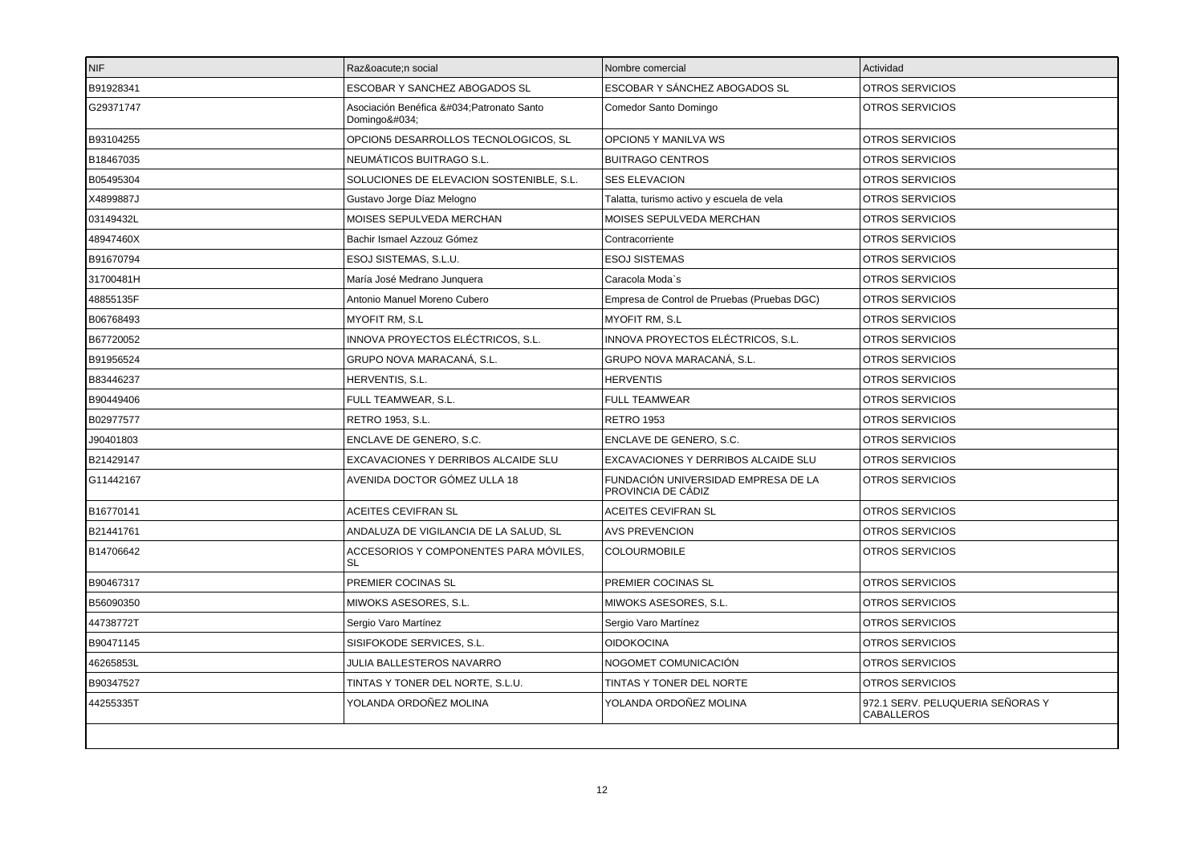| NIF | Raz&oacute;n social | Nombre comercial | Actividad |
|---|---|---|---|
| B91928341 | ESCOBAR Y SANCHEZ ABOGADOS SL | ESCOBAR Y SÁNCHEZ ABOGADOS SL | OTROS SERVICIOS |
| G29371747 | Asociación Benéfica &#034;Patronato Santo Domingo&#034; | Comedor Santo Domingo | OTROS SERVICIOS |
| B93104255 | OPCION5 DESARROLLOS TECNOLOGICOS, SL | OPCION5 Y MANILVA WS | OTROS SERVICIOS |
| B18467035 | NEUMÁTICOS BUITRAGO S.L. | BUITRAGO CENTROS | OTROS SERVICIOS |
| B05495304 | SOLUCIONES DE ELEVACION SOSTENIBLE, S.L. | SES ELEVACION | OTROS SERVICIOS |
| X4899887J | Gustavo Jorge Díaz Melogno | Talatta, turismo activo y escuela de vela | OTROS SERVICIOS |
| 03149432L | MOISES SEPULVEDA MERCHAN | MOISES SEPULVEDA MERCHAN | OTROS SERVICIOS |
| 48947460X | Bachir Ismael Azzouz Gómez | Contracorriente | OTROS SERVICIOS |
| B91670794 | ESOJ SISTEMAS, S.L.U. | ESOJ SISTEMAS | OTROS SERVICIOS |
| 31700481H | María José Medrano Junquera | Caracola Moda`s | OTROS SERVICIOS |
| 48855135F | Antonio Manuel Moreno Cubero | Empresa de Control de Pruebas (Pruebas DGC) | OTROS SERVICIOS |
| B06768493 | MYOFIT RM, S.L | MYOFIT RM, S.L | OTROS SERVICIOS |
| B67720052 | INNOVA PROYECTOS ELÉCTRICOS, S.L. | INNOVA PROYECTOS ELÉCTRICOS, S.L. | OTROS SERVICIOS |
| B91956524 | GRUPO NOVA MARACANÁ, S.L. | GRUPO NOVA MARACANÁ, S.L. | OTROS SERVICIOS |
| B83446237 | HERVENTIS, S.L. | HERVENTIS | OTROS SERVICIOS |
| B90449406 | FULL TEAMWEAR, S.L. | FULL TEAMWEAR | OTROS SERVICIOS |
| B02977577 | RETRO 1953, S.L. | RETRO 1953 | OTROS SERVICIOS |
| J90401803 | ENCLAVE DE GENERO, S.C. | ENCLAVE DE GENERO, S.C. | OTROS SERVICIOS |
| B21429147 | EXCAVACIONES Y DERRIBOS ALCAIDE SLU | EXCAVACIONES Y DERRIBOS ALCAIDE SLU | OTROS SERVICIOS |
| G11442167 | AVENIDA DOCTOR GÓMEZ ULLA 18 | FUNDACIÓN UNIVERSIDAD EMPRESA DE LA PROVINCIA DE CÁDIZ | OTROS SERVICIOS |
| B16770141 | ACEITES CEVIFRAN SL | ACEITES CEVIFRAN SL | OTROS SERVICIOS |
| B21441761 | ANDALUZA DE VIGILANCIA DE LA SALUD, SL | AVS PREVENCION | OTROS SERVICIOS |
| B14706642 | ACCESORIOS Y COMPONENTES PARA MÓVILES, SL | COLOURMOBILE | OTROS SERVICIOS |
| B90467317 | PREMIER COCINAS SL | PREMIER COCINAS SL | OTROS SERVICIOS |
| B56090350 | MIWOKS ASESORES, S.L. | MIWOKS ASESORES, S.L. | OTROS SERVICIOS |
| 44738772T | Sergio Varo Martínez | Sergio Varo Martínez | OTROS SERVICIOS |
| B90471145 | SISIFOKODE SERVICES, S.L. | OIDOKOCINA | OTROS SERVICIOS |
| 46265853L | JULIA BALLESTEROS NAVARRO | NOGOMET COMUNICACIÓN | OTROS SERVICIOS |
| B90347527 | TINTAS Y TONER DEL NORTE, S.L.U. | TINTAS Y TONER DEL NORTE | OTROS SERVICIOS |
| 44255335T | YOLANDA ORDOÑEZ MOLINA | YOLANDA ORDOÑEZ MOLINA | 972.1 SERV. PELUQUERIA SEÑORAS Y CABALLEROS |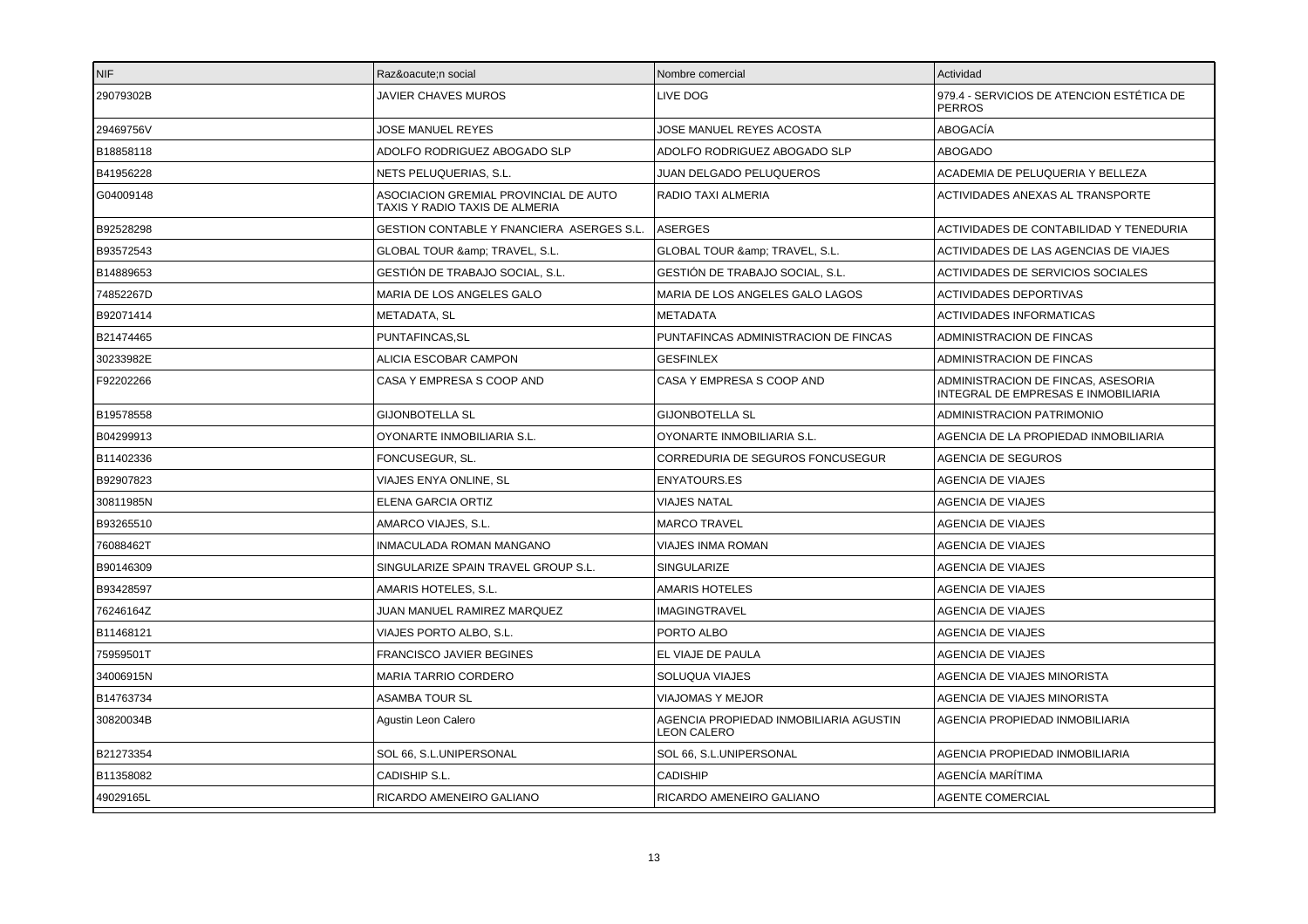| NIF | Raz&oacute;n social | Nombre comercial | Actividad |
| --- | --- | --- | --- |
| 29079302B | JAVIER CHAVES MUROS | LIVE DOG | 979.4 - SERVICIOS DE ATENCION ESTÉTICA DE PERROS |
| 29469756V | JOSE MANUEL REYES | JOSE MANUEL REYES ACOSTA | ABOGACÍA |
| B18858118 | ADOLFO RODRIGUEZ ABOGADO SLP | ADOLFO RODRIGUEZ ABOGADO SLP | ABOGADO |
| B41956228 | NETS PELUQUERIAS, S.L. | JUAN DELGADO PELUQUEROS | ACADEMIA DE PELUQUERIA Y BELLEZA |
| G04009148 | ASOCIACION GREMIAL PROVINCIAL DE AUTO TAXIS Y RADIO TAXIS DE ALMERIA | RADIO TAXI ALMERIA | ACTIVIDADES ANEXAS AL TRANSPORTE |
| B92528298 | GESTION CONTABLE Y FNANCIERA ASERGES S.L. | ASERGES | ACTIVIDADES DE CONTABILIDAD Y TENEDURIA |
| B93572543 | GLOBAL TOUR &amp; TRAVEL, S.L. | GLOBAL TOUR &amp; TRAVEL, S.L. | ACTIVIDADES DE LAS AGENCIAS DE VIAJES |
| B14889653 | GESTIÓN DE TRABAJO SOCIAL, S.L. | GESTIÓN DE TRABAJO SOCIAL, S.L. | ACTIVIDADES DE SERVICIOS SOCIALES |
| 74852267D | MARIA DE LOS ANGELES GALO | MARIA DE LOS ANGELES GALO LAGOS | ACTIVIDADES DEPORTIVAS |
| B92071414 | METADATA, SL | METADATA | ACTIVIDADES INFORMATICAS |
| B21474465 | PUNTAFINCAS,SL | PUNTAFINCAS ADMINISTRACION DE FINCAS | ADMINISTRACION DE FINCAS |
| 30233982E | ALICIA ESCOBAR CAMPON | GESFINLEX | ADMINISTRACION DE FINCAS |
| F92202266 | CASA Y EMPRESA S COOP AND | CASA Y EMPRESA S COOP AND | ADMINISTRACION DE FINCAS, ASESORIA INTEGRAL DE EMPRESAS E INMOBILIARIA |
| B19578558 | GIJONBOTELLA SL | GIJONBOTELLA SL | ADMINISTRACION PATRIMONIO |
| B04299913 | OYONARTE INMOBILIARIA S.L. | OYONARTE INMOBILIARIA S.L. | AGENCIA DE LA PROPIEDAD INMOBILIARIA |
| B11402336 | FONCUSEGUR, SL. | CORREDURIA DE SEGUROS FONCUSEGUR | AGENCIA DE SEGUROS |
| B92907823 | VIAJES ENYA ONLINE, SL | ENYATOURS.ES | AGENCIA DE VIAJES |
| 30811985N | ELENA GARCIA ORTIZ | VIAJES NATAL | AGENCIA DE VIAJES |
| B93265510 | AMARCO VIAJES, S.L. | MARCO TRAVEL | AGENCIA DE VIAJES |
| 76088462T | INMACULADA ROMAN MANGANO | VIAJES INMA ROMAN | AGENCIA DE VIAJES |
| B90146309 | SINGULARIZE SPAIN TRAVEL GROUP S.L. | SINGULARIZE | AGENCIA DE VIAJES |
| B93428597 | AMARIS HOTELES, S.L. | AMARIS HOTELES | AGENCIA DE VIAJES |
| 76246164Z | JUAN MANUEL RAMIREZ MARQUEZ | IMAGINGTRAVEL | AGENCIA DE VIAJES |
| B11468121 | VIAJES PORTO ALBO, S.L. | PORTO ALBO | AGENCIA DE VIAJES |
| 75959501T | FRANCISCO JAVIER BEGINES | EL VIAJE DE PAULA | AGENCIA DE VIAJES |
| 34006915N | MARIA TARRIO CORDERO | SOLUQUA VIAJES | AGENCIA DE VIAJES MINORISTA |
| B14763734 | ASAMBA TOUR SL | VIAJOMAS Y MEJOR | AGENCIA DE VIAJES MINORISTA |
| 30820034B | Agustin Leon Calero | AGENCIA PROPIEDAD INMOBILIARIA AGUSTIN LEON CALERO | AGENCIA PROPIEDAD INMOBILIARIA |
| B21273354 | SOL 66, S.L.UNIPERSONAL | SOL 66, S.L.UNIPERSONAL | AGENCIA PROPIEDAD INMOBILIARIA |
| B11358082 | CADISHIP S.L. | CADISHIP | AGENCÍA MARÍTIMA |
| 49029165L | RICARDO AMENEIRO GALIANO | RICARDO AMENEIRO GALIANO | AGENTE COMERCIAL |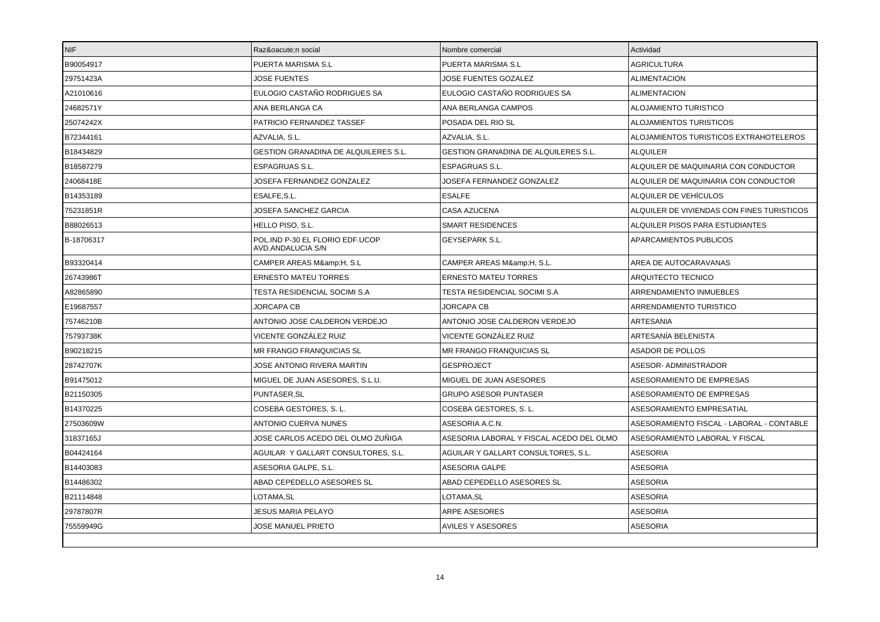| NIF | Raz&oacute;n social | Nombre comercial | Actividad |
| --- | --- | --- | --- |
| B90054917 | PUERTA MARISMA S.L | PUERTA MARISMA S.L | AGRICULTURA |
| 29751423A | JOSE FUENTES | JOSE FUENTES GOZALEZ | ALIMENTACION |
| A21010616 | EULOGIO CASTAÑO RODRIGUES SA | EULOGIO CASTAÑO RODRIGUES SA | ALIMENTACION |
| 24682571Y | ANA BERLANGA CA | ANA BERLANGA CAMPOS | ALOJAMIENTO TURISTICO |
| 25074242X | PATRICIO FERNANDEZ TASSEF | POSADA DEL RIO SL | ALOJAMIENTOS TURISTICOS |
| B72344161 | AZVALIA, S.L. | AZVALIA, S.L. | ALOJAMIENTOS TURISTICOS EXTRAHOTELEROS |
| B18434829 | GESTION GRANADINA DE ALQUILERES S.L. | GESTION GRANADINA DE ALQUILERES S.L. | ALQUILER |
| B18587279 | ESPAGRUAS S.L. | ESPAGRUAS S.L. | ALQUILER DE MAQUINARIA CON CONDUCTOR |
| 24068418E | JOSEFA FERNANDEZ GONZALEZ | JOSEFA FERNANDEZ GONZALEZ | ALQUILER DE MAQUINARIA CON CONDUCTOR |
| B14353189 | ESALFE,S.L. | ESALFE | ALQUILER DE VEHÍCULOS |
| 75231851R | JOSEFA SANCHEZ GARCIA | CASA AZUCENA | ALQUILER DE VIVIENDAS CON FINES TURISTICOS |
| B88026513 | HELLO PISO, S.L. | SMART RESIDENCES | ALQUILER PISOS PARA ESTUDIANTES |
| B-18706317 | POL.IND P-30 EL FLORIO EDF.UCOP AVD.ANDALUCIA S/N | GEYSEPARK S.L. | APARCAMIENTOS PUBLICOS |
| B93320414 | CAMPER AREAS M&amp;H, S.L | CAMPER AREAS M&amp;H, S.L. | AREA DE AUTOCARAVANAS |
| 26743986T | ERNESTO MATEU TORRES | ERNESTO MATEU TORRES | ARQUITECTO TECNICO |
| A82865890 | TESTA RESIDENCIAL SOCIMI S.A | TESTA RESIDENCIAL SOCIMI S.A | ARRENDAMIENTO INMUEBLES |
| E19687557 | JORCAPA CB | JORCAPA CB | ARRENDAMIENTO TURISTICO |
| 75746210B | ANTONIO JOSE CALDERON VERDEJO | ANTONIO JOSE CALDERON VERDEJO | ARTESANIA |
| 75793738K | VICENTE GONZÁLEZ RUIZ | VICENTE GONZÁLEZ RUIZ | ARTESANÍA BELENISTA |
| B90218215 | MR FRANGO FRANQUICIAS SL | MR FRANGO FRANQUICIAS SL | ASADOR DE POLLOS |
| 28742707K | JOSE ANTONIO RIVERA MARTIN | GESPROJECT | ASESOR- ADMINISTRADOR |
| B91475012 | MIGUEL DE JUAN ASESORES, S.L.U. | MIGUEL DE JUAN ASESORES | ASESORAMIENTO DE EMPRESAS |
| B21150305 | PUNTASER,SL | GRUPO ASESOR PUNTASER | ASESORAMIENTO DE EMPRESAS |
| B14370225 | COSEBA GESTORES, S. L. | COSEBA GESTORES, S. L. | ASESORAMIENTO EMPRESATIAL |
| 27503609W | ANTONIO CUERVA NUNES | ASESORIA A.C.N. | ASESORAMIENTO FISCAL - LABORAL - CONTABLE |
| 31837165J | JOSE CARLOS ACEDO DEL OLMO ZUÑIGA | ASESORIA LABORAL Y FISCAL ACEDO DEL OLMO | ASESORAMIENTO LABORAL Y FISCAL |
| B04424164 | AGUILAR Y GALLART CONSULTORES, S.L. | AGUILAR Y GALLART CONSULTORES, S.L. | ASESORIA |
| B14403083 | ASESORIA GALPE, S.L. | ASESORIA GALPE | ASESORIA |
| B14486302 | ABAD CEPEDELLO ASESORES SL | ABAD CEPEDELLO ASESORES SL | ASESORIA |
| B21114848 | LOTAMA,SL | LOTAMA,SL | ASESORIA |
| 29787807R | JESUS MARIA PELAYO | ARPE ASESORES | ASESORIA |
| 75559949G | JOSE MANUEL PRIETO | AVILES Y ASESORES | ASESORIA |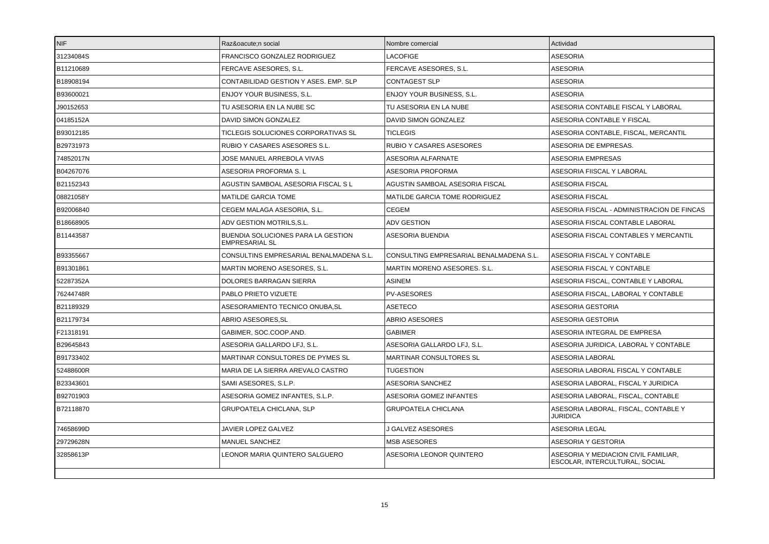| NIF | Raz&oacute;n social | Nombre comercial | Actividad |
| --- | --- | --- | --- |
| 31234084S | FRANCISCO GONZALEZ RODRIGUEZ | LACOFIGE | ASESORIA |
| B11210689 | FERCAVE ASESORES, S.L. | FERCAVE ASESORES, S.L. | ASESORIA |
| B18908194 | CONTABILIDAD GESTION Y ASES. EMP. SLP | CONTAGEST SLP | ASESORIA |
| B93600021 | ENJOY YOUR BUSINESS, S.L. | ENJOY YOUR BUSINESS, S.L. | ASESORIA |
| J90152653 | TU ASESORIA EN LA NUBE SC | TU ASESORIA EN LA NUBE | ASESORIA CONTABLE FISCAL Y LABORAL |
| 04185152A | DAVID SIMON GONZALEZ | DAVID SIMON GONZALEZ | ASESORIA CONTABLE Y FISCAL |
| B93012185 | TICLEGIS SOLUCIONES CORPORATIVAS SL | TICLEGIS | ASESORIA CONTABLE, FISCAL, MERCANTIL |
| B29731973 | RUBIO Y CASARES ASESORES S.L. | RUBIO Y CASARES ASESORES | ASESORIA DE EMPRESAS. |
| 74852017N | JOSE MANUEL ARREBOLA VIVAS | ASESORIA ALFARNATE | ASESORIA EMPRESAS |
| B04267076 | ASESORIA PROFORMA S. L | ASESORIA PROFORMA | ASESORIA FIISCAL Y LABORAL |
| B21152343 | AGUSTIN SAMBOAL ASESORIA FISCAL S L | AGUSTIN SAMBOAL ASESORIA FISCAL | ASESORIA FISCAL |
| 08821058Y | MATILDE GARCIA TOME | MATILDE GARCIA TOME RODRIGUEZ | ASESORIA FISCAL |
| B92006840 | CEGEM MALAGA ASESORIA, S.L. | CEGEM | ASESORIA FISCAL - ADMINISTRACION DE FINCAS |
| B18668905 | ADV GESTION MOTRILS,S.L. | ADV GESTION | ASESORIA FISCAL CONTABLE LABORAL |
| B11443587 | BUENDIA SOLUCIONES PARA LA GESTION EMPRESARIAL SL | ASESORIA BUENDIA | ASESORIA FISCAL CONTABLES Y MERCANTIL |
| B93355667 | CONSULTINS EMPRESARIAL BENALMADENA S.L. | CONSULTING EMPRESARIAL BENALMADENA S.L. | ASESORIA FISCAL Y CONTABLE |
| B91301861 | MARTIN MORENO ASESORES, S.L. | MARTIN MORENO ASESORES. S.L. | ASESORIA FISCAL Y CONTABLE |
| 52287352A | DOLORES BARRAGAN SIERRA | ASINEM | ASESORIA FISCAL, CONTABLE Y LABORAL |
| 76244748R | PABLO PRIETO VIZUETE | PV-ASESORES | ASESORIA FISCAL, LABORAL Y CONTABLE |
| B21189329 | ASESORAMIENTO TECNICO ONUBA,SL | ASETECO | ASESORIA GESTORIA |
| B21179734 | ABRIO ASESORES,SL | ABRIO ASESORES | ASESORIA GESTORIA |
| F21318191 | GABIMER, SOC.COOP.AND. | GABIMER | ASESORIA INTEGRAL DE EMPRESA |
| B29645843 | ASESORIA GALLARDO LFJ, S.L. | ASESORIA GALLARDO LFJ, S.L. | ASESORIA JURIDICA, LABORAL Y CONTABLE |
| B91733402 | MARTINAR CONSULTORES DE PYMES SL | MARTINAR CONSULTORES SL | ASESORIA LABORAL |
| 52488600R | MARIA DE LA SIERRA AREVALO CASTRO | TUGESTION | ASESORIA LABORAL FISCAL Y CONTABLE |
| B23343601 | SAMI ASESORES, S.L.P. | ASESORIA SANCHEZ | ASESORIA LABORAL, FISCAL Y JURIDICA |
| B92701903 | ASESORIA GOMEZ INFANTES, S.L.P. | ASESORIA GOMEZ INFANTES | ASESORIA LABORAL, FISCAL, CONTABLE |
| B72118870 | GRUPOATELA CHICLANA, SLP | GRUPOATELA CHICLANA | ASESORIA LABORAL, FISCAL, CONTABLE Y JURIDICA |
| 74658699D | JAVIER LOPEZ GALVEZ | J GALVEZ ASESORES | ASESORIA LEGAL |
| 29729628N | MANUEL SANCHEZ | MSB ASESORES | ASESORIA Y GESTORIA |
| 32858613P | LEONOR MARIA QUINTERO SALGUERO | ASESORIA LEONOR QUINTERO | ASESORIA Y MEDIACION CIVIL FAMILIAR, ESCOLAR, INTERCULTURAL, SOCIAL |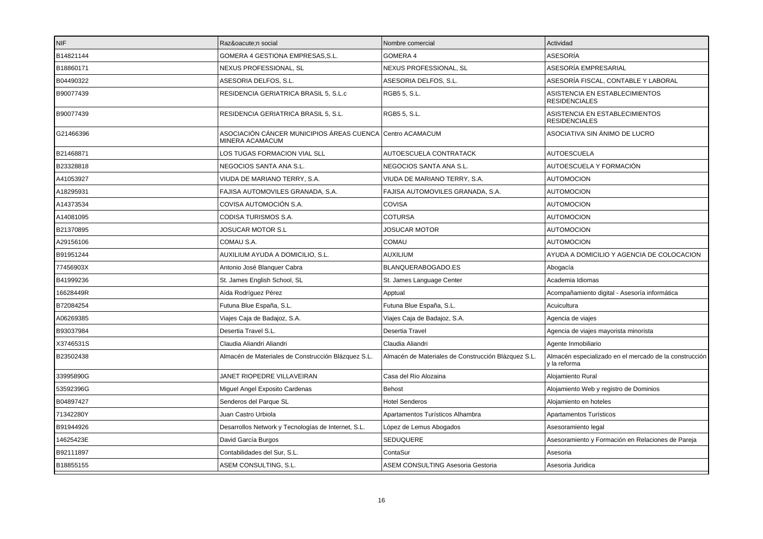| NIF | Raz&oacute;n social | Nombre comercial | Actividad |
|---|---|---|---|
| B14821144 | GOMERA 4 GESTIONA EMPRESAS,S.L. | GOMERA 4 | ASESORÍA |
| B18860171 | NEXUS PROFESSIONAL, SL | NEXUS PROFESSIONAL, SL | ASESORÍA EMPRESARIAL |
| B04490322 | ASESORIA DELFOS, S.L. | ASESORIA DELFOS, S.L. | ASESORÍA FISCAL, CONTABLE Y LABORAL |
| B90077439 | RESIDENCIA GERIATRICA BRASIL 5, S.L.c | RGB5 5, S.L. | ASISTENCIA EN ESTABLECIMIENTOS RESIDENCIALES |
| B90077439 | RESIDENCIA GERIATRICA BRASIL 5, S.L. | RGB5 5, S.L. | ASISTENCIA EN ESTABLECIMIENTOS RESIDENCIALES |
| G21466396 | ASOCIACIÓN CÁNCER MUNICIPIOS ÁREAS CUENCA MINERA ACAMACUM | Centro ACAMACUM | ASOCIATIVA SIN ÁNIMO DE LUCRO |
| B21468871 | LOS TUGAS FORMACION VIAL SLL | AUTOESCUELA CONTRATACK | AUTOESCUELA |
| B23328818 | NEGOCIOS SANTA ANA S.L. | NEGOCIOS SANTA ANA S.L. | AUTOESCUELA Y FORMACIÓN |
| A41053927 | VIUDA DE MARIANO TERRY, S.A. | VIUDA DE MARIANO TERRY, S.A. | AUTOMOCION |
| A18295931 | FAJISA AUTOMOVILES GRANADA, S.A. | FAJISA AUTOMOVILES GRANADA, S.A. | AUTOMOCION |
| A14373534 | COVISA AUTOMOCIÓN S.A. | COVISA | AUTOMOCION |
| A14081095 | CODISA TURISMOS S.A. | COTURSA | AUTOMOCION |
| B21370895 | JOSUCAR MOTOR S.L | JOSUCAR MOTOR | AUTOMOCION |
| A29156106 | COMAU S.A. | COMAU | AUTOMOCION |
| B91951244 | AUXILIUM AYUDA A DOMICILIO, S.L. | AUXILIUM | AYUDA A DOMICILIO Y AGENCIA DE COLOCACION |
| 77456903X | Antonio José Blanquer Cabra | BLANQUERABOGADO.ES | Abogacía |
| B41999236 | St. James English School, SL | St. James Language Center | Academia Idiomas |
| 16628449R | Aída Rodríguez Pérez | Apptual | Acompañamiento digital - Asesoría informática |
| B72084254 | Futuna Blue España, S.L. | Futuna Blue España, S.L. | Acuicultura |
| A06269385 | Viajes Caja de Badajoz, S.A. | Viajes Caja de Badajoz, S.A. | Agencia de viajes |
| B93037984 | Desertia Travel S.L. | Desertia Travel | Agencia de viajes mayorista minorista |
| X3746531S | Claudia Aliandri Aliandri | Claudia Aliandri | Agente Inmobiliario |
| B23502438 | Almacén de Materiales de Construcción Blázquez S.L. | Almacén de Materiales de Construcción Blázquez S.L. | Almacén especializado en el mercado de la construcción y la reforma |
| 33995890G | JANET RIOPEDRE VILLAVEIRAN | Casa del Rio Alozaina | Alojamiento Rural |
| 53592396G | Miguel Angel Exposito Cardenas | Behost | Alojamiento Web y registro de Dominios |
| B04897427 | Senderos del Parque SL | Hotel Senderos | Alojamiento en hoteles |
| 71342280Y | Juan Castro Urbiola | Apartamentos Turísticos Alhambra | Apartamentos Turísticos |
| B91944926 | Desarrollos Network y Tecnologías de Internet, S.L. | López de Lemus Abogados | Asesoramiento legal |
| 14625423E | David García Burgos | SEDUQUERE | Asesoramiento y Formación en Relaciones de Pareja |
| B92111897 | Contabilidades del Sur, S.L. | ContaSur | Asesoria |
| B18855155 | ASEM CONSULTING, S.L. | ASEM CONSULTING Asesoria Gestoria | Asesoria Juridica |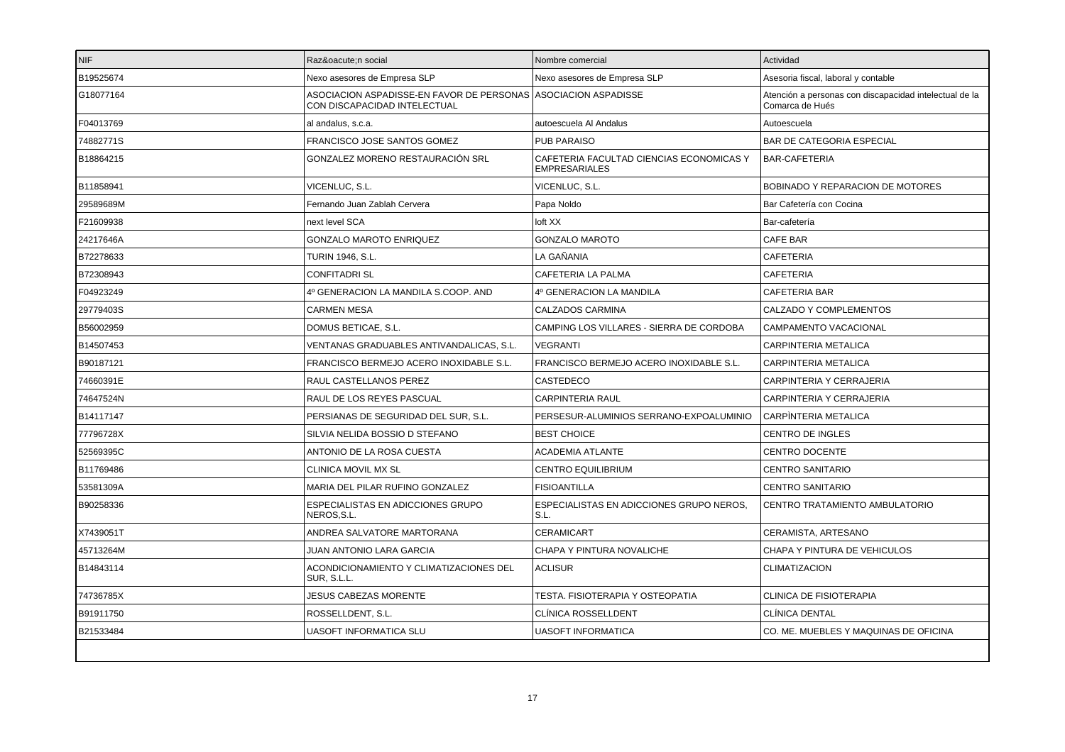| NIF | Raz&oacute;n social | Nombre comercial | Actividad |
|---|---|---|---|
| B19525674 | Nexo asesores de Empresa SLP | Nexo asesores de Empresa SLP | Asesoria fiscal, laboral y contable |
| G18077164 | ASOCIACION ASPADISSE-EN FAVOR DE PERSONAS CON DISCAPACIDAD INTELECTUAL | ASOCIACION ASPADISSE | Atención a personas con discapacidad intelectual de la Comarca de Hués |
| F04013769 | al andalus, s.c.a. | autoescuela Al Andalus | Autoescuela |
| 74882771S | FRANCISCO JOSE SANTOS GOMEZ | PUB PARAISO | BAR DE CATEGORIA ESPECIAL |
| B18864215 | GONZALEZ MORENO RESTAURACIÓN SRL | CAFETERIA FACULTAD CIENCIAS ECONOMICAS Y EMPRESARIALES | BAR-CAFETERIA |
| B11858941 | VICENLUC, S.L. | VICENLUC, S.L. | BOBINADO Y REPARACION DE MOTORES |
| 29589689M | Fernando Juan Zablah Cervera | Papa Noldo | Bar Cafetería con Cocina |
| F21609938 | next level SCA | loft XX | Bar-cafetería |
| 24217646A | GONZALO MAROTO ENRIQUEZ | GONZALO MAROTO | CAFE BAR |
| B72278633 | TURIN 1946, S.L. | LA GAÑANIA | CAFETERIA |
| B72308943 | CONFITADRI SL | CAFETERIA LA PALMA | CAFETERIA |
| F04923249 | 4º GENERACION LA MANDILA S.COOP. AND | 4º GENERACION LA MANDILA | CAFETERIA BAR |
| 29779403S | CARMEN MESA | CALZADOS CARMINA | CALZADO Y COMPLEMENTOS |
| B56002959 | DOMUS BETICAE, S.L. | CAMPING LOS VILLARES - SIERRA DE CORDOBA | CAMPAMENTO VACACIONAL |
| B14507453 | VENTANAS GRADUABLES ANTIVANDALICAS, S.L. | VEGRANTI | CARPINTERIA METALICA |
| B90187121 | FRANCISCO BERMEJO ACERO INOXIDABLE S.L. | FRANCISCO BERMEJO ACERO INOXIDABLE S.L. | CARPINTERIA METALICA |
| 74660391E | RAUL CASTELLANOS PEREZ | CASTEDECO | CARPINTERIA Y CERRAJERIA |
| 74647524N | RAUL DE LOS REYES PASCUAL | CARPINTERIA RAUL | CARPINTERIA Y CERRAJERIA |
| B14117147 | PERSIANAS DE SEGURIDAD DEL SUR, S.L. | PERSESUR-ALUMINIOS SERRANO-EXPOALUMINIO | CARPÌNTERIA METALICA |
| 77796728X | SILVIA NELIDA BOSSIO D STEFANO | BEST CHOICE | CENTRO DE INGLES |
| 52569395C | ANTONIO DE LA ROSA CUESTA | ACADEMIA ATLANTE | CENTRO DOCENTE |
| B11769486 | CLINICA MOVIL MX SL | CENTRO EQUILIBRIUM | CENTRO SANITARIO |
| 53581309A | MARIA DEL PILAR RUFINO GONZALEZ | FISIOANTILLA | CENTRO SANITARIO |
| B90258336 | ESPECIALISTAS EN ADICCIONES GRUPO NEROS,S.L. | ESPECIALISTAS EN ADICCIONES GRUPO NEROS, S.L. | CENTRO TRATAMIENTO AMBULATORIO |
| X7439051T | ANDREA SALVATORE MARTORANA | CERAMICART | CERAMISTA, ARTESANO |
| 45713264M | JUAN ANTONIO LARA GARCIA | CHAPA Y PINTURA NOVALICHE | CHAPA Y PINTURA DE VEHICULOS |
| B14843114 | ACONDICIONAMIENTO Y CLIMATIZACIONES DEL SUR, S.L.L. | ACLISUR | CLIMATIZACION |
| 74736785X | JESUS CABEZAS MORENTE | TESTA. FISIOTERAPIA Y OSTEOPATIA | CLINICA DE FISIOTERAPIA |
| B91911750 | ROSSELLDENT, S.L. | CLÍNICA ROSSELLDENT | CLÍNICA DENTAL |
| B21533484 | UASOFT INFORMATICA SLU | UASOFT INFORMATICA | CO. ME. MUEBLES Y MAQUINAS DE OFICINA |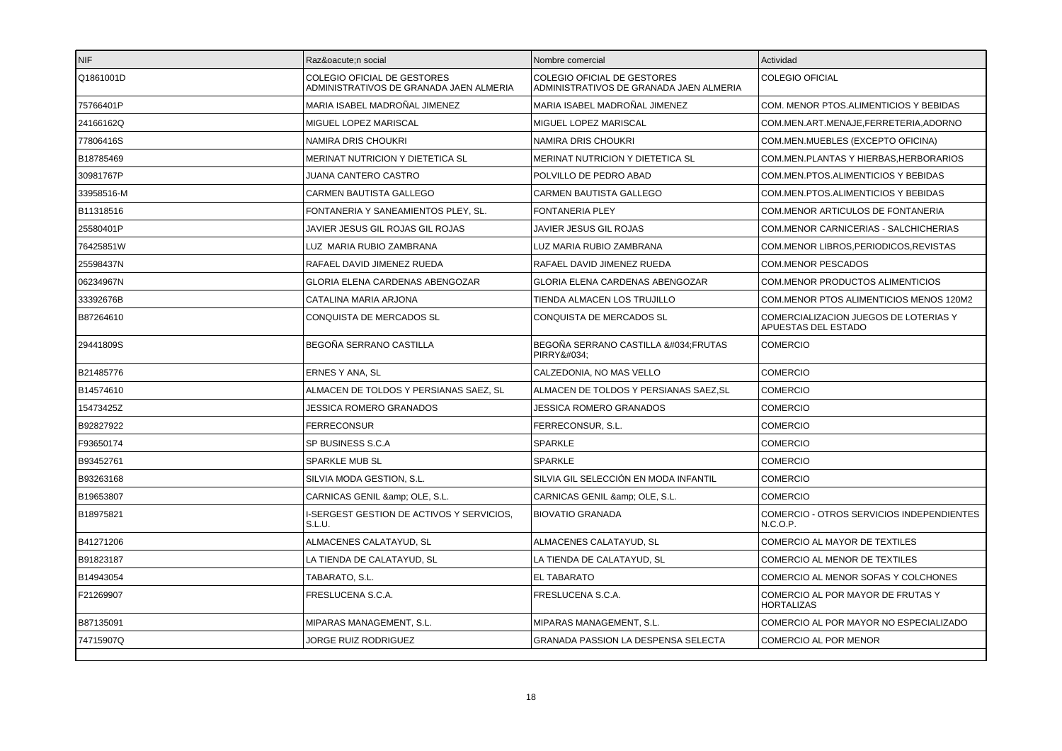| NIF | Raz&oacute;n social | Nombre comercial | Actividad |
|---|---|---|---|
| Q1861001D | COLEGIO OFICIAL DE GESTORES ADMINISTRATIVOS DE GRANADA JAEN ALMERIA | COLEGIO OFICIAL DE GESTORES ADMINISTRATIVOS DE GRANADA JAEN ALMERIA | COLEGIO OFICIAL |
| 75766401P | MARIA ISABEL MADROÑAL JIMENEZ | MARIA ISABEL MADROÑAL JIMENEZ | COM. MENOR PTOS.ALIMENTICIOS Y BEBIDAS |
| 24166162Q | MIGUEL LOPEZ MARISCAL | MIGUEL LOPEZ MARISCAL | COM.MEN.ART.MENAJE,FERRETERIA,ADORNO |
| 77806416S | NAMIRA DRIS CHOUKRI | NAMIRA DRIS CHOUKRI | COM.MEN.MUEBLES (EXCEPTO OFICINA) |
| B18785469 | MERINAT NUTRICION Y DIETETICA SL | MERINAT NUTRICION Y DIETETICA SL | COM.MEN.PLANTAS Y HIERBAS,HERBORARIOS |
| 30981767P | JUANA CANTERO CASTRO | POLVILLO DE PEDRO ABAD | COM.MEN.PTOS.ALIMENTICIOS Y BEBIDAS |
| 33958516-M | CARMEN BAUTISTA GALLEGO | CARMEN BAUTISTA GALLEGO | COM.MEN.PTOS.ALIMENTICIOS Y BEBIDAS |
| B11318516 | FONTANERIA Y SANEAMIENTOS PLEY, SL. | FONTANERIA PLEY | COM.MENOR ARTICULOS DE FONTANERIA |
| 25580401P | JAVIER JESUS GIL ROJAS GIL ROJAS | JAVIER JESUS GIL ROJAS | COM.MENOR CARNICERIAS - SALCHICHERIAS |
| 76425851W | LUZ MARIA RUBIO ZAMBRANA | LUZ MARIA RUBIO ZAMBRANA | COM.MENOR LIBROS,PERIODICOS,REVISTAS |
| 25598437N | RAFAEL DAVID JIMENEZ RUEDA | RAFAEL DAVID JIMENEZ RUEDA | COM.MENOR PESCADOS |
| 06234967N | GLORIA ELENA CARDENAS ABENGOZAR | GLORIA ELENA CARDENAS ABENGOZAR | COM.MENOR PRODUCTOS ALIMENTICIOS |
| 33392676B | CATALINA MARIA ARJONA | TIENDA ALMACEN LOS TRUJILLO | COM.MENOR PTOS ALIMENTICIOS MENOS 120M2 |
| B87264610 | CONQUISTA DE MERCADOS SL | CONQUISTA DE MERCADOS SL | COMERCIALIZACION JUEGOS DE LOTERIAS Y APUESTAS DEL ESTADO |
| 29441809S | BEGOÑA SERRANO CASTILLA | BEGOÑA SERRANO CASTILLA &#034;FRUTAS PIRRY&#034; | COMERCIO |
| B21485776 | ERNES Y ANA, SL | CALZEDONIA, NO MAS VELLO | COMERCIO |
| B14574610 | ALMACEN DE TOLDOS Y PERSIANAS SAEZ, SL | ALMACEN DE TOLDOS Y PERSIANAS SAEZ,SL | COMERCIO |
| 15473425Z | JESSICA ROMERO GRANADOS | JESSICA ROMERO GRANADOS | COMERCIO |
| B92827922 | FERRECONSUR | FERRECONSUR, S.L. | COMERCIO |
| F93650174 | SP BUSINESS S.C.A | SPARKLE | COMERCIO |
| B93452761 | SPARKLE MUB SL | SPARKLE | COMERCIO |
| B93263168 | SILVIA MODA GESTION, S.L. | SILVIA GIL SELECCIÓN EN MODA INFANTIL | COMERCIO |
| B19653807 | CARNICAS GENIL &amp; OLE, S.L. | CARNICAS GENIL &amp; OLE, S.L. | COMERCIO |
| B18975821 | I-SERGEST GESTION DE ACTIVOS Y SERVICIOS, S.L.U. | BIOVATIO GRANADA | COMERCIO - OTROS SERVICIOS INDEPENDIENTES N.C.O.P. |
| B41271206 | ALMACENES CALATAYUD, SL | ALMACENES CALATAYUD, SL | COMERCIO AL MAYOR DE TEXTILES |
| B91823187 | LA TIENDA DE CALATAYUD, SL | LA TIENDA DE CALATAYUD, SL | COMERCIO AL MENOR DE TEXTILES |
| B14943054 | TABARATO, S.L. | EL TABARATO | COMERCIO AL MENOR SOFAS Y COLCHONES |
| F21269907 | FRESLUCENA S.C.A. | FRESLUCENA S.C.A. | COMERCIO AL POR MAYOR DE FRUTAS Y HORTALIZAS |
| B87135091 | MIPARAS MANAGEMENT, S.L. | MIPARAS MANAGEMENT, S.L. | COMERCIO AL POR MAYOR NO ESPECIALIZADO |
| 74715907Q | JORGE RUIZ RODRIGUEZ | GRANADA PASSION LA DESPENSA SELECTA | COMERCIO AL POR MENOR |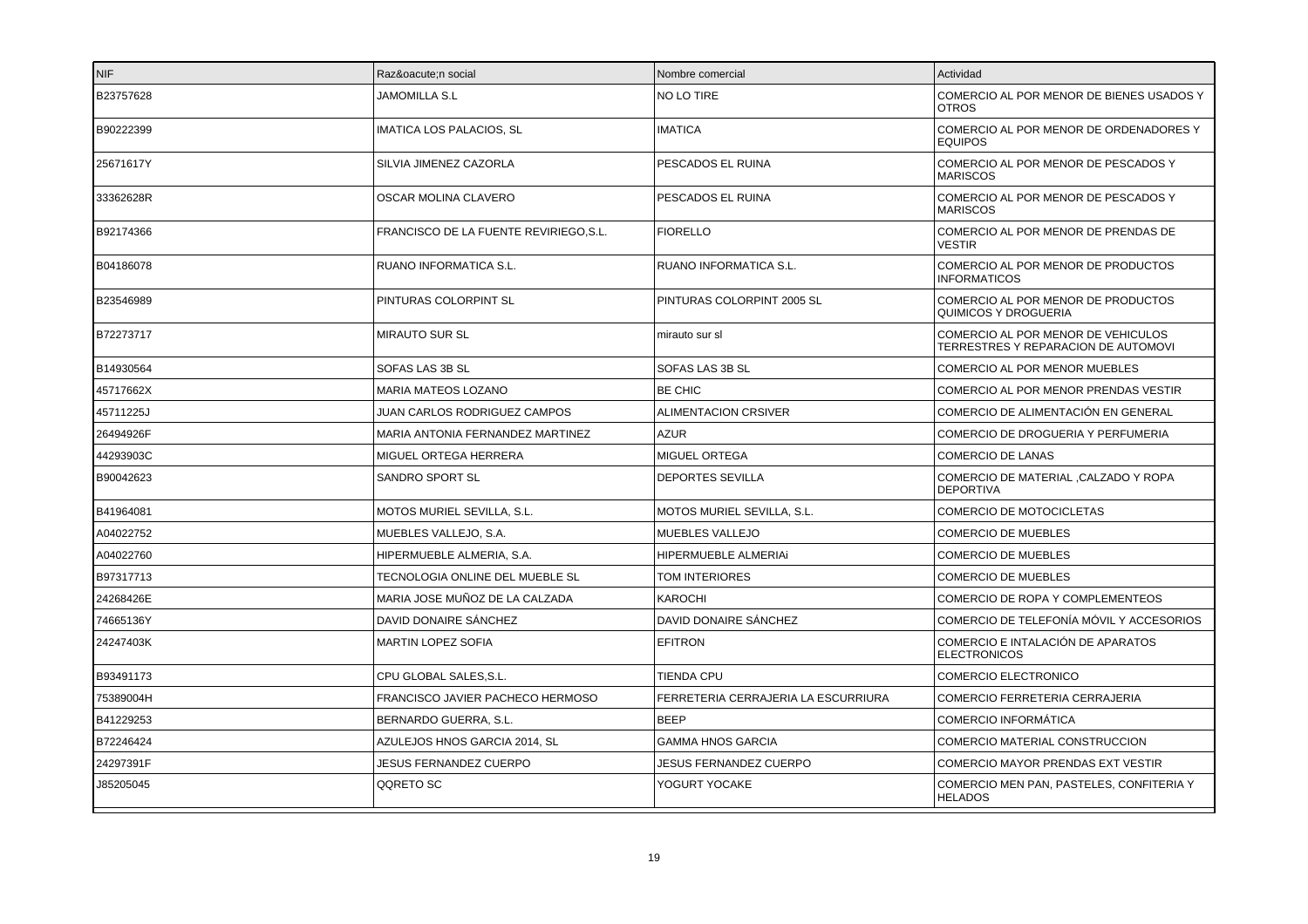| NIF | Raz&oacute;n social | Nombre comercial | Actividad |
|---|---|---|---|
| B23757628 | JAMOMILLA S.L | NO LO TIRE | COMERCIO AL POR MENOR DE BIENES USADOS Y OTROS |
| B90222399 | IMATICA LOS PALACIOS, SL | IMATICA | COMERCIO AL POR MENOR DE ORDENADORES Y EQUIPOS |
| 25671617Y | SILVIA JIMENEZ CAZORLA | PESCADOS EL RUINA | COMERCIO AL POR MENOR DE PESCADOS Y MARISCOS |
| 33362628R | OSCAR MOLINA CLAVERO | PESCADOS EL RUINA | COMERCIO AL POR MENOR DE PESCADOS Y MARISCOS |
| B92174366 | FRANCISCO DE LA FUENTE REVIRIEGO,S.L. | FIORELLO | COMERCIO AL POR MENOR DE PRENDAS DE VESTIR |
| B04186078 | RUANO INFORMATICA S.L. | RUANO INFORMATICA S.L. | COMERCIO AL POR MENOR DE PRODUCTOS INFORMATICOS |
| B23546989 | PINTURAS COLORPINT SL | PINTURAS COLORPINT 2005 SL | COMERCIO AL POR MENOR DE PRODUCTOS QUIMICOS Y DROGUERIA |
| B72273717 | MIRAUTO SUR SL | mirauto sur sl | COMERCIO AL POR MENOR DE VEHICULOS TERRESTRES Y REPARACION DE AUTOMOVI |
| B14930564 | SOFAS LAS 3B SL | SOFAS LAS 3B SL | COMERCIO AL POR MENOR MUEBLES |
| 45717662X | MARIA MATEOS LOZANO | BE CHIC | COMERCIO AL POR MENOR PRENDAS VESTIR |
| 45711225J | JUAN CARLOS RODRIGUEZ CAMPOS | ALIMENTACION CRSIVER | COMERCIO DE ALIMENTACIÓN EN GENERAL |
| 26494926F | MARIA ANTONIA FERNANDEZ MARTINEZ | AZUR | COMERCIO DE DROGUERIA Y PERFUMERIA |
| 44293903C | MIGUEL ORTEGA HERRERA | MIGUEL ORTEGA | COMERCIO DE LANAS |
| B90042623 | SANDRO SPORT SL | DEPORTES SEVILLA | COMERCIO DE MATERIAL ,CALZADO Y ROPA DEPORTIVA |
| B41964081 | MOTOS MURIEL SEVILLA, S.L. | MOTOS MURIEL SEVILLA, S.L. | COMERCIO DE MOTOCICLETAS |
| A04022752 | MUEBLES VALLEJO, S.A. | MUEBLES VALLEJO | COMERCIO DE MUEBLES |
| A04022760 | HIPERMUEBLE ALMERIA, S.A. | HIPERMUEBLE ALMERIAi | COMERCIO DE MUEBLES |
| B97317713 | TECNOLOGIA ONLINE DEL MUEBLE SL | TOM INTERIORES | COMERCIO DE MUEBLES |
| 24268426E | MARIA JOSE MUÑOZ DE LA CALZADA | KAROCHI | COMERCIO DE ROPA Y COMPLEMENTEOS |
| 74665136Y | DAVID DONAIRE SÁNCHEZ | DAVID DONAIRE SÁNCHEZ | COMERCIO DE TELEFONÍA MÓVIL Y ACCESORIOS |
| 24247403K | MARTIN LOPEZ SOFIA | EFITRON | COMERCIO E INTALACIÓN DE APARATOS ELECTRONICOS |
| B93491173 | CPU GLOBAL SALES,S.L. | TIENDA CPU | COMERCIO ELECTRONICO |
| 75389004H | FRANCISCO JAVIER PACHECO HERMOSO | FERRETERIA CERRAJERIA LA ESCURRIURA | COMERCIO FERRETERIA CERRAJERIA |
| B41229253 | BERNARDO GUERRA, S.L. | BEEP | COMERCIO INFORMÁTICA |
| B72246424 | AZULEJOS HNOS GARCIA 2014, SL | GAMMA HNOS GARCIA | COMERCIO MATERIAL CONSTRUCCION |
| 24297391F | JESUS FERNANDEZ CUERPO | JESUS FERNANDEZ CUERPO | COMERCIO MAYOR PRENDAS EXT VESTIR |
| J85205045 | QQRETO SC | YOGURT YOCAKE | COMERCIO MEN PAN, PASTELES, CONFITERIA Y HELADOS |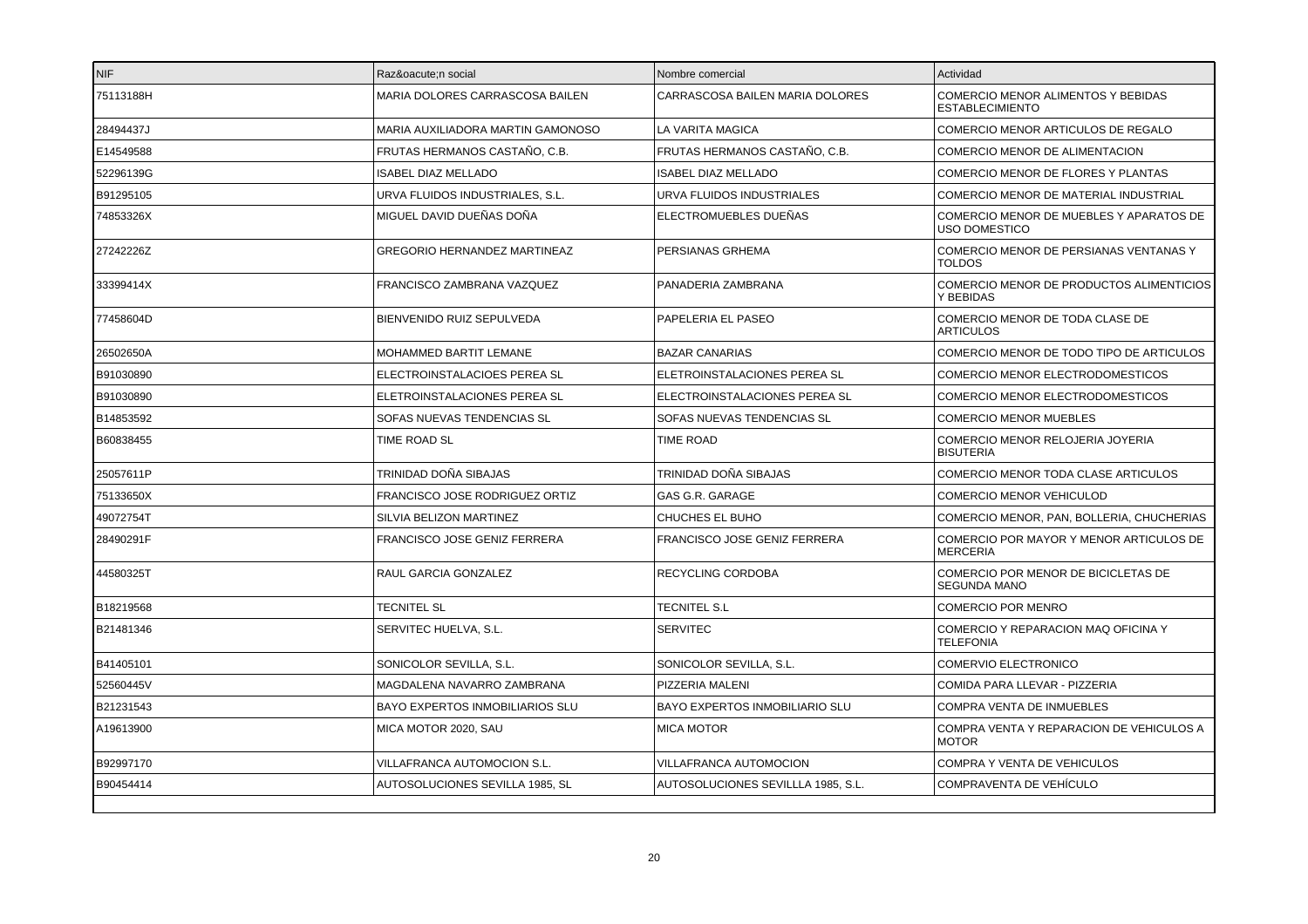| NIF | Raz&oacute;n social | Nombre comercial | Actividad |
| --- | --- | --- | --- |
| 75113188H | MARIA DOLORES CARRASCOSA BAILEN | CARRASCOSA BAILEN MARIA DOLORES | COMERCIO MENOR ALIMENTOS Y BEBIDAS ESTABLECIMIENTO |
| 28494437J | MARIA AUXILIADORA MARTIN GAMONOSO | LA VARITA MAGICA | COMERCIO MENOR ARTICULOS DE REGALO |
| E14549588 | FRUTAS HERMANOS CASTAÑO, C.B. | FRUTAS HERMANOS CASTAÑO, C.B. | COMERCIO MENOR DE ALIMENTACION |
| 52296139G | ISABEL DIAZ MELLADO | ISABEL DIAZ MELLADO | COMERCIO MENOR DE FLORES Y PLANTAS |
| B91295105 | URVA FLUIDOS INDUSTRIALES, S.L. | URVA FLUIDOS INDUSTRIALES | COMERCIO MENOR DE MATERIAL INDUSTRIAL |
| 74853326X | MIGUEL DAVID DUEÑAS DOÑA | ELECTROMUEBLES DUEÑAS | COMERCIO MENOR DE MUEBLES Y APARATOS DE USO DOMESTICO |
| 27242226Z | GREGORIO HERNANDEZ MARTINEAZ | PERSIANAS GRHEMA | COMERCIO MENOR DE PERSIANAS VENTANAS Y TOLDOS |
| 33399414X | FRANCISCO ZAMBRANA VAZQUEZ | PANADERIA ZAMBRANA | COMERCIO MENOR DE PRODUCTOS ALIMENTICIOS Y BEBIDAS |
| 77458604D | BIENVENIDO RUIZ SEPULVEDA | PAPELERIA EL PASEO | COMERCIO MENOR DE TODA CLASE DE ARTICULOS |
| 26502650A | MOHAMMED BARTIT LEMANE | BAZAR CANARIAS | COMERCIO MENOR DE TODO TIPO DE ARTICULOS |
| B91030890 | ELECTROINSTALACIOES PEREA SL | ELETROINSTALACIONES PEREA SL | COMERCIO MENOR ELECTRODOMESTICOS |
| B91030890 | ELETROINSTALACIONES PEREA SL | ELECTROINSTALACIONES PEREA SL | COMERCIO MENOR ELECTRODOMESTICOS |
| B14853592 | SOFAS NUEVAS TENDENCIAS SL | SOFAS NUEVAS TENDENCIAS SL | COMERCIO MENOR MUEBLES |
| B60838455 | TIME ROAD SL | TIME ROAD | COMERCIO MENOR RELOJERIA JOYERIA BISUTERIA |
| 25057611P | TRINIDAD DOÑA SIBAJAS | TRINIDAD DOÑA SIBAJAS | COMERCIO MENOR TODA CLASE ARTICULOS |
| 75133650X | FRANCISCO JOSE RODRIGUEZ ORTIZ | GAS G.R. GARAGE | COMERCIO MENOR VEHICULOD |
| 49072754T | SILVIA BELIZON MARTINEZ | CHUCHES EL BUHO | COMERCIO MENOR, PAN, BOLLERIA, CHUCHERIAS |
| 28490291F | FRANCISCO JOSE GENIZ FERRERA | FRANCISCO JOSE GENIZ FERRERA | COMERCIO POR MAYOR Y MENOR ARTICULOS DE MERCERIA |
| 44580325T | RAUL GARCIA GONZALEZ | RECYCLING CORDOBA | COMERCIO POR MENOR DE BICICLETAS DE SEGUNDA MANO |
| B18219568 | TECNITEL SL | TECNITEL S.L | COMERCIO POR MENRO |
| B21481346 | SERVITEC HUELVA, S.L. | SERVITEC | COMERCIO Y REPARACION MAQ OFICINA Y TELEFONIA |
| B41405101 | SONICOLOR SEVILLA, S.L. | SONICOLOR SEVILLA, S.L. | COMERVIO ELECTRONICO |
| 52560445V | MAGDALENA NAVARRO ZAMBRANA | PIZZERIA MALENI | COMIDA PARA LLEVAR - PIZZERIA |
| B21231543 | BAYO EXPERTOS INMOBILIARIOS SLU | BAYO EXPERTOS INMOBILIARIO SLU | COMPRA VENTA DE INMUEBLES |
| A19613900 | MICA MOTOR 2020, SAU | MICA MOTOR | COMPRA VENTA Y REPARACION DE VEHICULOS A MOTOR |
| B92997170 | VILLAFRANCA AUTOMOCION S.L. | VILLAFRANCA AUTOMOCION | COMPRA Y VENTA DE VEHICULOS |
| B90454414 | AUTOSOLUCIONES SEVILLA 1985, SL | AUTOSOLUCIONES SEVILLLA 1985, S.L. | COMPRAVENTA DE VEHÍCULO |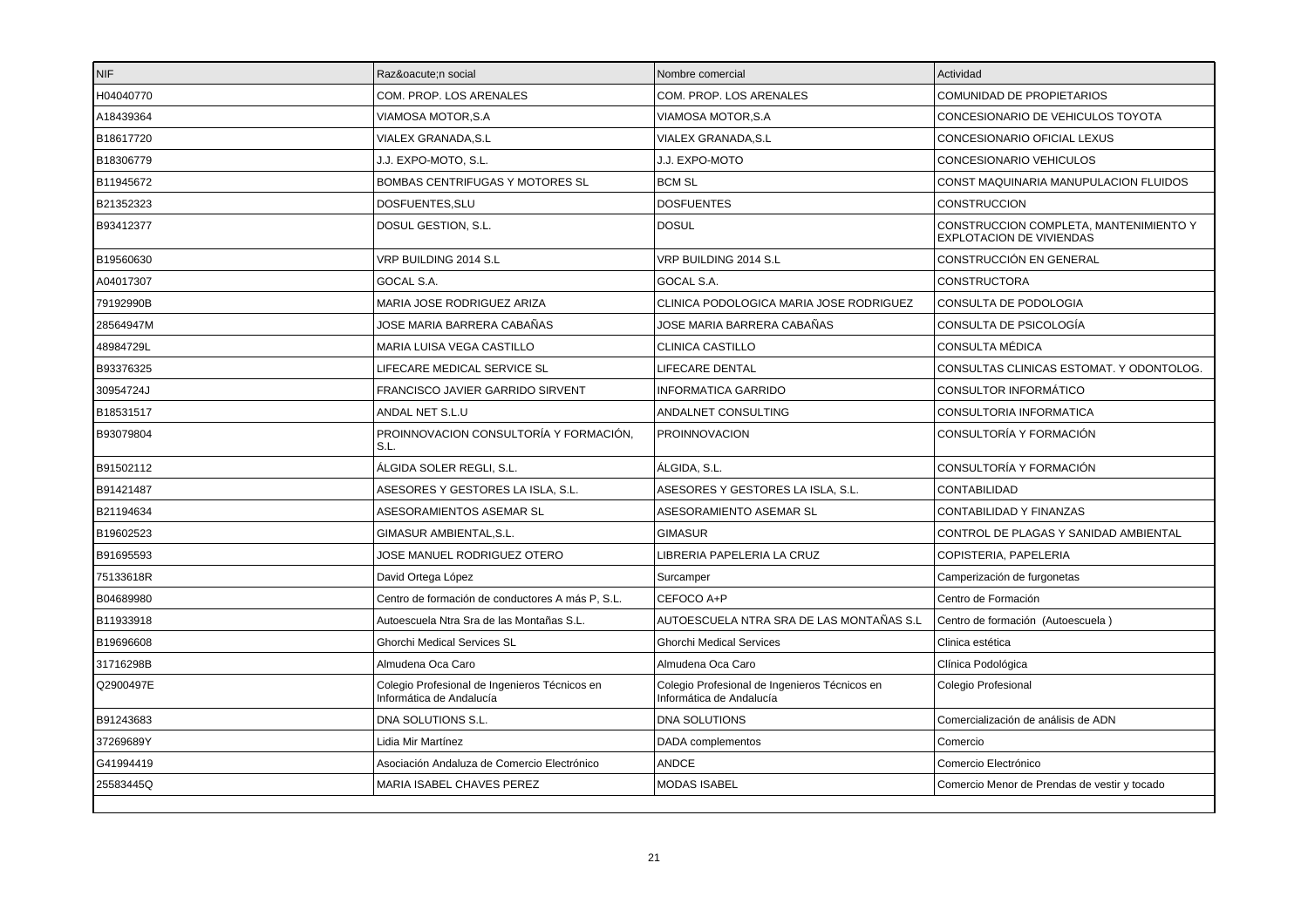| NIF | Raz&oacute;n social | Nombre comercial | Actividad |
| --- | --- | --- | --- |
| H04040770 | COM. PROP. LOS ARENALES | COM. PROP. LOS ARENALES | COMUNIDAD DE PROPIETARIOS |
| A18439364 | VIAMOSA MOTOR,S.A | VIAMOSA MOTOR,S.A | CONCESIONARIO DE VEHICULOS TOYOTA |
| B18617720 | VIALEX GRANADA,S.L | VIALEX GRANADA,S.L | CONCESIONARIO OFICIAL LEXUS |
| B18306779 | J.J. EXPO-MOTO, S.L. | J.J. EXPO-MOTO | CONCESIONARIO VEHICULOS |
| B11945672 | BOMBAS CENTRIFUGAS Y MOTORES SL | BCM SL | CONST MAQUINARIA MANUPULACION FLUIDOS |
| B21352323 | DOSFUENTES,SLU | DOSFUENTES | CONSTRUCCION |
| B93412377 | DOSUL GESTION, S.L. | DOSUL | CONSTRUCCION COMPLETA, MANTENIMIENTO Y EXPLOTACION DE VIVIENDAS |
| B19560630 | VRP BUILDING 2014 S.L | VRP BUILDING 2014 S.L | CONSTRUCCIÓN EN GENERAL |
| A04017307 | GOCAL S.A. | GOCAL S.A. | CONSTRUCTORA |
| 79192990B | MARIA JOSE RODRIGUEZ ARIZA | CLINICA PODOLOGICA MARIA JOSE RODRIGUEZ | CONSULTA DE PODOLOGIA |
| 28564947M | JOSE MARIA BARRERA CABAÑAS | JOSE MARIA BARRERA CABAÑAS | CONSULTA DE PSICOLOGÍA |
| 48984729L | MARIA LUISA VEGA CASTILLO | CLINICA CASTILLO | CONSULTA MÉDICA |
| B93376325 | LIFECARE MEDICAL SERVICE SL | LIFECARE DENTAL | CONSULTAS CLINICAS ESTOMAT. Y ODONTOLOG. |
| 30954724J | FRANCISCO JAVIER GARRIDO SIRVENT | INFORMATICA GARRIDO | CONSULTOR INFORMÁTICO |
| B18531517 | ANDAL NET S.L.U | ANDALNET CONSULTING | CONSULTORIA INFORMATICA |
| B93079804 | PROINNOVACION CONSULTORÍA Y FORMACIÓN, S.L. | PROINNOVACION | CONSULTORÍA Y FORMACIÓN |
| B91502112 | ÁLGIDA SOLER REGLI, S.L. | ÁLGIDA, S.L. | CONSULTORÍA Y FORMACIÓN |
| B91421487 | ASESORES Y GESTORES LA ISLA, S.L. | ASESORES Y GESTORES LA ISLA, S.L. | CONTABILIDAD |
| B21194634 | ASESORAMIENTOS ASEMAR SL | ASESORAMIENTO ASEMAR SL | CONTABILIDAD Y FINANZAS |
| B19602523 | GIMASUR AMBIENTAL,S.L. | GIMASUR | CONTROL DE PLAGAS Y SANIDAD AMBIENTAL |
| B91695593 | JOSE MANUEL RODRIGUEZ OTERO | LIBRERIA PAPELERIA LA CRUZ | COPISTERIA, PAPELERIA |
| 75133618R | David Ortega López | Surcamper | Camperización de furgonetas |
| B04689980 | Centro de formación de conductores A más P, S.L. | CEFOCO A+P | Centro de Formación |
| B11933918 | Autoescuela Ntra Sra de las Montañas S.L. | AUTOESCUELA NTRA SRA DE LAS MONTAÑAS S.L | Centro de formación (Autoescuela ) |
| B19696608 | Ghorchi Medical Services SL | Ghorchi Medical Services | Clinica estética |
| 31716298B | Almudena Oca Caro | Almudena Oca Caro | Clínica Podológica |
| Q2900497E | Colegio Profesional de Ingenieros Técnicos en Informática de Andalucía | Colegio Profesional de Ingenieros Técnicos en Informática de Andalucía | Colegio Profesional |
| B91243683 | DNA SOLUTIONS S.L. | DNA SOLUTIONS | Comercialización de análisis de ADN |
| 37269689Y | Lidia Mir Martínez | DADA complementos | Comercio |
| G41994419 | Asociación Andaluza de Comercio Electrónico | ANDCE | Comercio Electrónico |
| 25583445Q | MARIA ISABEL CHAVES PEREZ | MODAS ISABEL | Comercio Menor de Prendas de vestir y tocado |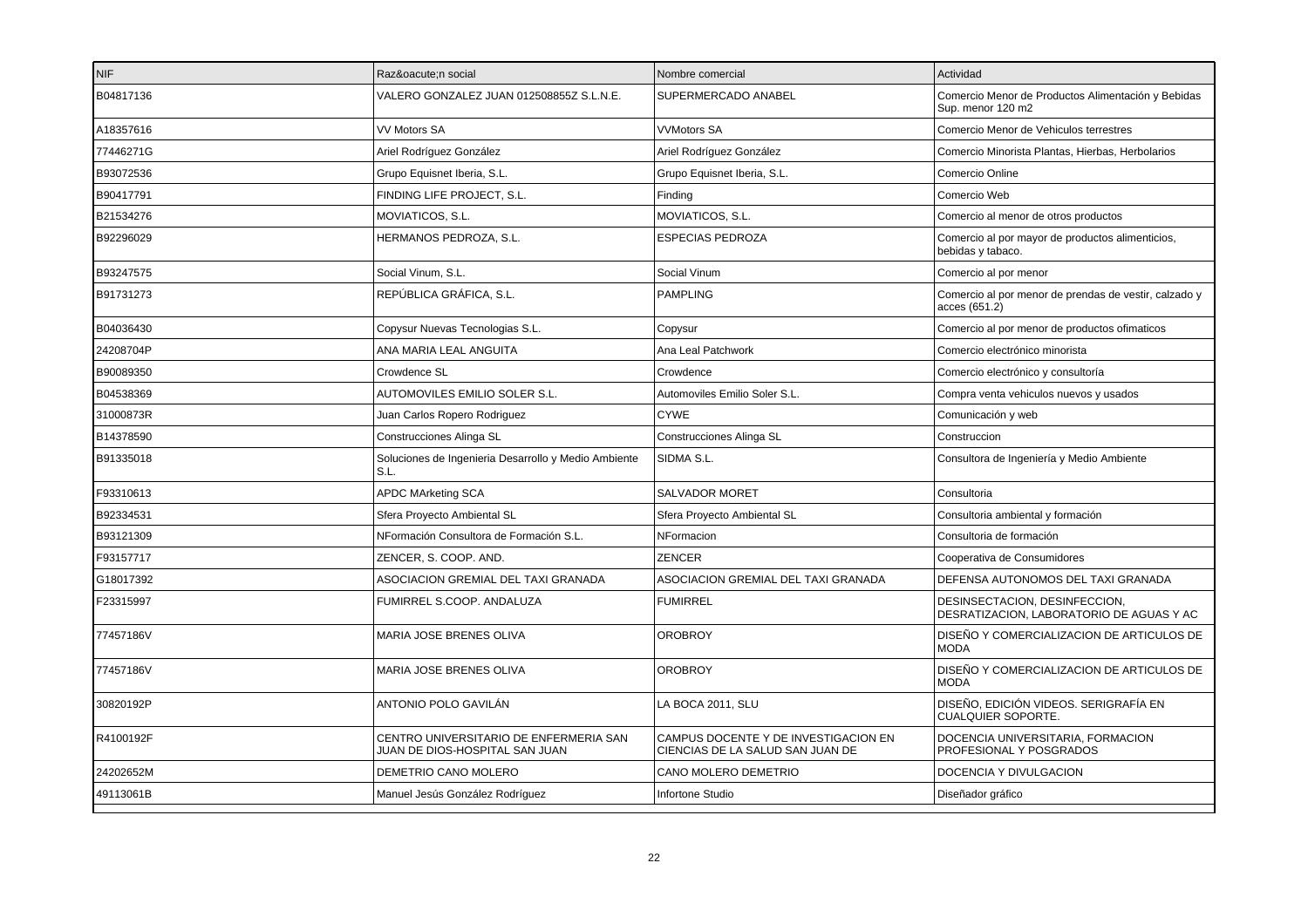| NIF | Raz&oacute;n social | Nombre comercial | Actividad |
| --- | --- | --- | --- |
| B04817136 | VALERO GONZALEZ JUAN 012508855Z S.L.N.E. | SUPERMERCADO ANABEL | Comercio Menor de Productos Alimentación y Bebidas Sup. menor 120 m2 |
| A18357616 | VV Motors SA | VVMotors SA | Comercio Menor de Vehiculos terrestres |
| 77446271G | Ariel Rodríguez González | Ariel Rodríguez González | Comercio Minorista Plantas, Hierbas, Herbolarios |
| B93072536 | Grupo Equisnet Iberia, S.L. | Grupo Equisnet Iberia, S.L. | Comercio Online |
| B90417791 | FINDING LIFE PROJECT, S.L. | Finding | Comercio Web |
| B21534276 | MOVIATICOS, S.L. | MOVIATICOS, S.L. | Comercio al menor de otros productos |
| B92296029 | HERMANOS PEDROZA, S.L. | ESPECIAS PEDROZA | Comercio al por mayor de productos alimenticios, bebidas y tabaco. |
| B93247575 | Social Vinum, S.L. | Social Vinum | Comercio al por menor |
| B91731273 | REPÚBLICA GRÁFICA, S.L. | PAMPLING | Comercio al por menor de prendas de vestir, calzado y acces (651.2) |
| B04036430 | Copysur Nuevas Tecnologias S.L. | Copysur | Comercio al por menor de productos ofimaticos |
| 24208704P | ANA MARIA LEAL ANGUITA | Ana Leal Patchwork | Comercio electrónico minorista |
| B90089350 | Crowdence SL | Crowdence | Comercio electrónico y consultoría |
| B04538369 | AUTOMOVILES EMILIO SOLER S.L. | Automoviles Emilio Soler S.L. | Compra venta vehiculos nuevos y usados |
| 31000873R | Juan Carlos Ropero Rodriguez | CYWE | Comunicación y web |
| B14378590 | Construcciones Alinga SL | Construcciones Alinga SL | Construccion |
| B91335018 | Soluciones de Ingenieria Desarrollo y Medio Ambiente S.L. | SIDMA S.L. | Consultora de Ingeniería y Medio Ambiente |
| F93310613 | APDC MArketing SCA | SALVADOR MORET | Consultoria |
| B92334531 | Sfera Proyecto Ambiental SL | Sfera Proyecto Ambiental SL | Consultoria ambiental y formación |
| B93121309 | NFormación Consultora de Formación S.L. | NFormacion | Consultoria de formación |
| F93157717 | ZENCER, S. COOP. AND. | ZENCER | Cooperativa de Consumidores |
| G18017392 | ASOCIACION GREMIAL DEL TAXI GRANADA | ASOCIACION GREMIAL DEL TAXI GRANADA | DEFENSA AUTONOMOS DEL TAXI GRANADA |
| F23315997 | FUMIRREL S.COOP. ANDALUZA | FUMIRREL | DESINSECTACION, DESINFECCION, DESRATIZACION, LABORATORIO DE AGUAS Y AC |
| 77457186V | MARIA JOSE BRENES OLIVA | OROBROY | DISEÑO Y COMERCIALIZACION DE ARTICULOS DE MODA |
| 77457186V | MARIA JOSE BRENES OLIVA | OROBROY | DISEÑO Y COMERCIALIZACION DE ARTICULOS DE MODA |
| 30820192P | ANTONIO POLO GAVILÁN | LA BOCA 2011, SLU | DISEÑO, EDICIÓN VIDEOS. SERIGRAFÍA EN CUALQUIER SOPORTE. |
| R4100192F | CENTRO UNIVERSITARIO DE ENFERMERIA SAN JUAN DE DIOS-HOSPITAL SAN JUAN | CAMPUS DOCENTE Y DE INVESTIGACION EN CIENCIAS DE LA SALUD SAN JUAN DE | DOCENCIA UNIVERSITARIA, FORMACION PROFESIONAL Y POSGRADOS |
| 24202652M | DEMETRIO CANO MOLERO | CANO MOLERO DEMETRIO | DOCENCIA Y DIVULGACION |
| 49113061B | Manuel Jesús González Rodríguez | Infortone Studio | Diseñador gráfico |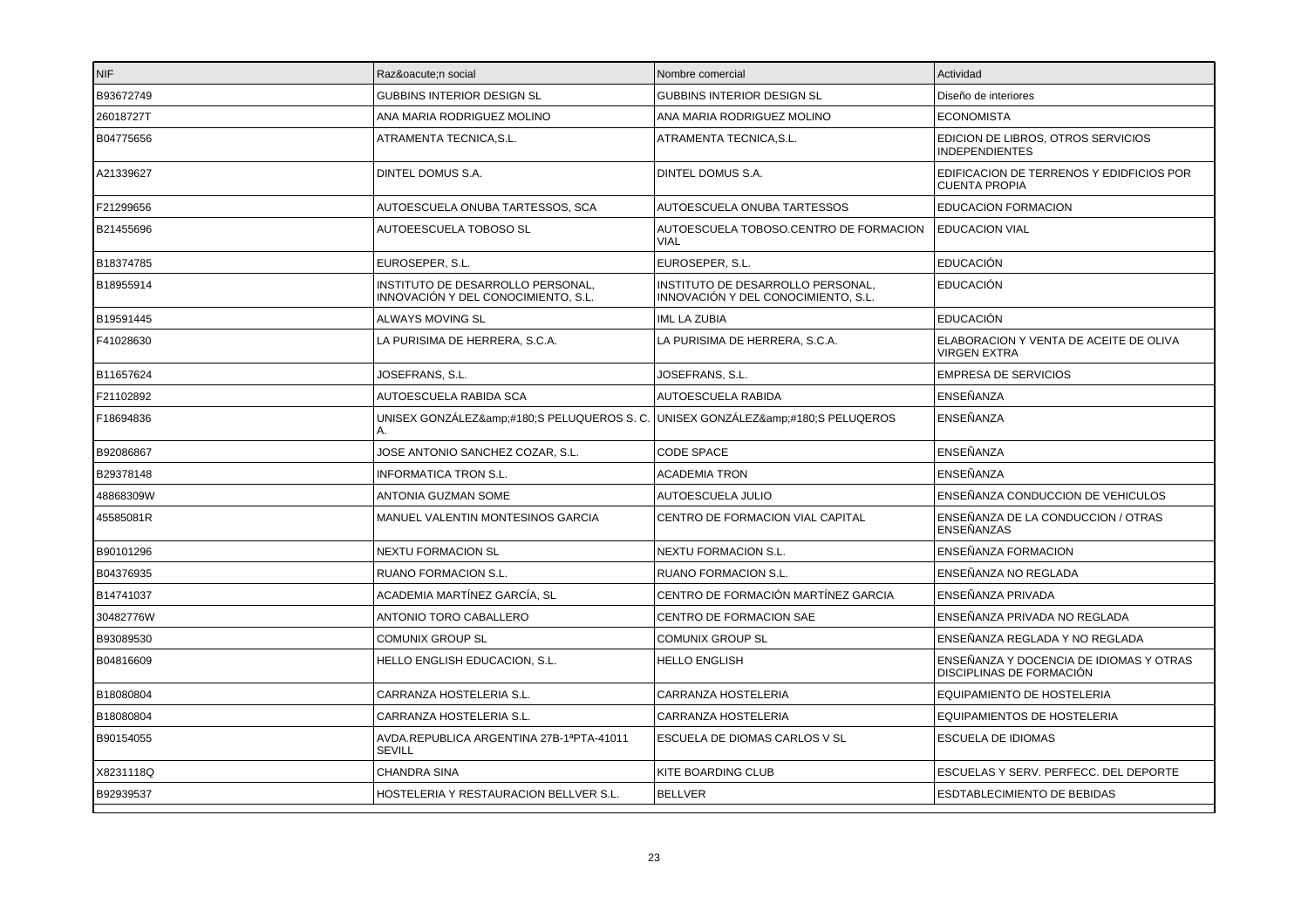| NIF | Raz&oacute;n social | Nombre comercial | Actividad |
|---|---|---|---|
| B93672749 | GUBBINS INTERIOR DESIGN SL | GUBBINS INTERIOR DESIGN SL | Diseño de interiores |
| 26018727T | ANA MARIA RODRIGUEZ MOLINO | ANA MARIA RODRIGUEZ MOLINO | ECONOMISTA |
| B04775656 | ATRAMENTA TECNICA,S.L. | ATRAMENTA TECNICA,S.L. | EDICION DE LIBROS, OTROS SERVICIOS INDEPENDIENTES |
| A21339627 | DINTEL DOMUS S.A. | DINTEL DOMUS S.A. | EDIFICACION DE TERRENOS Y EDIDFICIOS POR CUENTA PROPIA |
| F21299656 | AUTOESCUELA ONUBA TARTESSOS, SCA | AUTOESCUELA ONUBA TARTESSOS | EDUCACION FORMACION |
| B21455696 | AUTOEESCUELA TOBOSO SL | AUTOESCUELA TOBOSO.CENTRO DE FORMACION VIAL | EDUCACION VIAL |
| B18374785 | EUROSEPER, S.L. | EUROSEPER, S.L. | EDUCACIÓN |
| B18955914 | INSTITUTO DE DESARROLLO PERSONAL, INNOVACIÓN Y DEL CONOCIMIENTO, S.L. | INSTITUTO DE DESARROLLO PERSONAL, INNOVACIÓN Y DEL CONOCIMIENTO, S.L. | EDUCACIÓN |
| B19591445 | ALWAYS MOVING SL | IML LA ZUBIA | EDUCACIÓN |
| F41028630 | LA PURISIMA DE HERRERA, S.C.A. | LA PURISIMA DE HERRERA, S.C.A. | ELABORACION Y VENTA DE ACEITE DE OLIVA VIRGEN EXTRA |
| B11657624 | JOSEFRANS, S.L. | JOSEFRANS, S.L. | EMPRESA DE SERVICIOS |
| F21102892 | AUTOESCUELA RABIDA SCA | AUTOESCUELA RABIDA | ENSEÑANZA |
| F18694836 | UNISEX GONZÁLEZ&amp;#180;S PELUQUEROS S. C. A. | UNISEX GONZÁLEZ&amp;#180;S PELUQEROS | ENSEÑANZA |
| B92086867 | JOSE ANTONIO SANCHEZ COZAR, S.L. | CODE SPACE | ENSEÑANZA |
| B29378148 | INFORMATICA TRON S.L. | ACADEMIA TRON | ENSEÑANZA |
| 48868309W | ANTONIA GUZMAN SOME | AUTOESCUELA JULIO | ENSEÑANZA CONDUCCION DE VEHICULOS |
| 45585081R | MANUEL VALENTIN MONTESINOS GARCIA | CENTRO DE FORMACION VIAL CAPITAL | ENSEÑANZA DE LA CONDUCCION / OTRAS ENSEÑANZAS |
| B90101296 | NEXTU FORMACION SL | NEXTU FORMACION S.L. | ENSEÑANZA FORMACION |
| B04376935 | RUANO FORMACION S.L. | RUANO FORMACION S.L. | ENSEÑANZA NO REGLADA |
| B14741037 | ACADEMIA MARTÍNEZ GARCÍA, SL | CENTRO DE FORMACIÓN MARTÍNEZ GARCIA | ENSEÑANZA PRIVADA |
| 30482776W | ANTONIO TORO CABALLERO | CENTRO DE FORMACION SAE | ENSEÑANZA PRIVADA NO REGLADA |
| B93089530 | COMUNIX GROUP SL | COMUNIX GROUP SL | ENSEÑANZA REGLADA Y NO REGLADA |
| B04816609 | HELLO ENGLISH EDUCACION, S.L. | HELLO ENGLISH | ENSEÑANZA Y DOCENCIA DE IDIOMAS Y OTRAS DISCIPLINAS DE FORMACIÓN |
| B18080804 | CARRANZA HOSTELERIA S.L. | CARRANZA HOSTELERIA | EQUIPAMIENTO DE HOSTELERIA |
| B18080804 | CARRANZA HOSTELERIA S.L. | CARRANZA HOSTELERIA | EQUIPAMIENTOS DE HOSTELERIA |
| B90154055 | AVDA.REPUBLICA ARGENTINA 27B-1ªPTA-41011 SEVILL | ESCUELA DE DIOMAS CARLOS V SL | ESCUELA DE IDIOMAS |
| X8231118Q | CHANDRA SINA | KITE BOARDING CLUB | ESCUELAS Y SERV. PERFECC. DEL DEPORTE |
| B92939537 | HOSTELERIA Y RESTAURACION BELLVER S.L. | BELLVER | ESDTABLECIMIENTO DE BEBIDAS |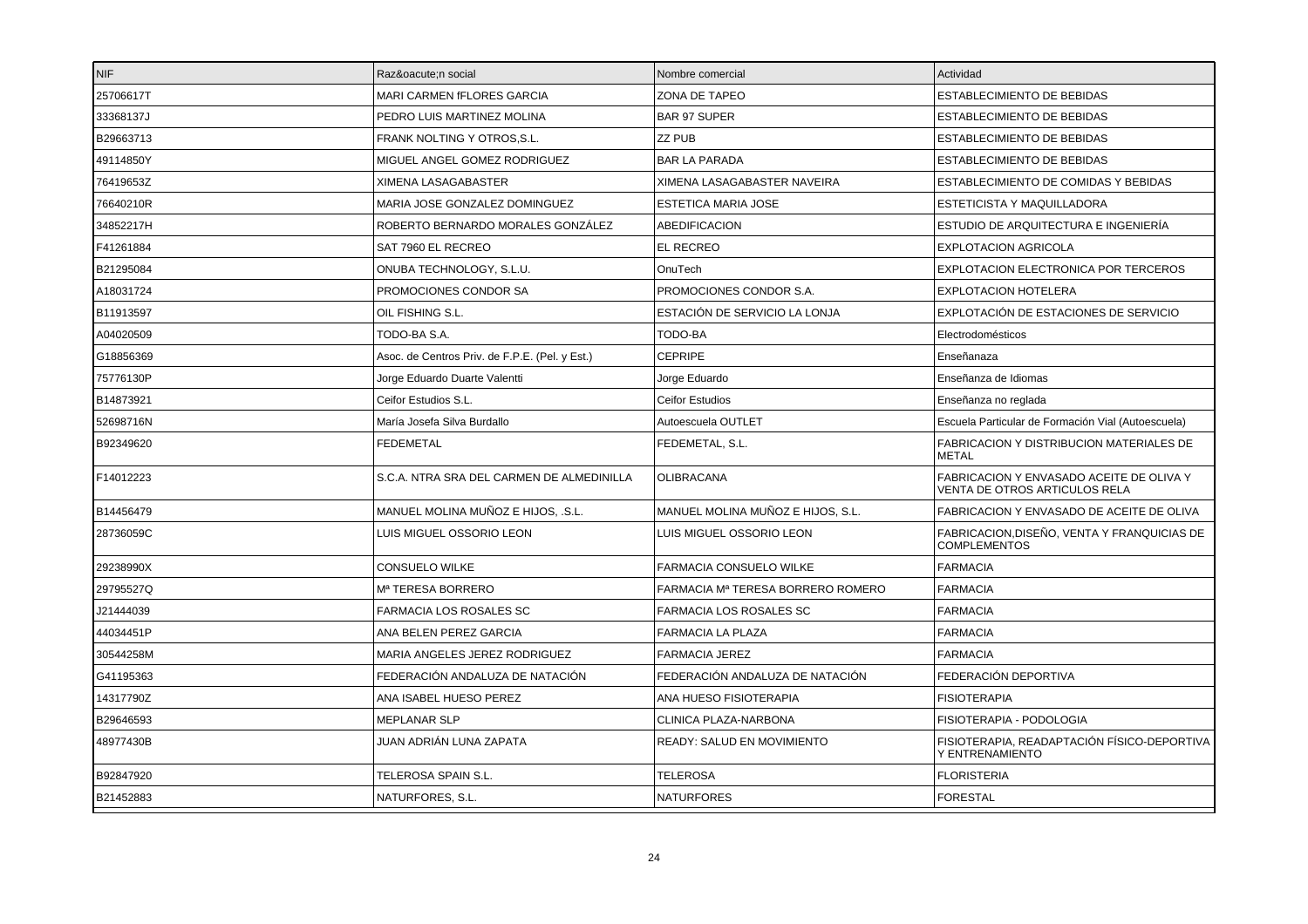| NIF | Raz&oacute;n social | Nombre comercial | Actividad |
|---|---|---|---|
| 25706617T | MARI CARMEN fFLORES GARCIA | ZONA DE TAPEO | ESTABLECIMIENTO DE BEBIDAS |
| 33368137J | PEDRO LUIS MARTINEZ MOLINA | BAR 97 SUPER | ESTABLECIMIENTO DE BEBIDAS |
| B29663713 | FRANK NOLTING Y OTROS,S.L. | ZZ PUB | ESTABLECIMIENTO DE BEBIDAS |
| 49114850Y | MIGUEL ANGEL GOMEZ RODRIGUEZ | BAR LA PARADA | ESTABLECIMIENTO DE BEBIDAS |
| 76419653Z | XIMENA LASAGABASTER | XIMENA LASAGABASTER NAVEIRA | ESTABLECIMIENTO DE COMIDAS Y BEBIDAS |
| 76640210R | MARIA JOSE GONZALEZ DOMINGUEZ | ESTETICA MARIA JOSE | ESTETICISTA Y MAQUILLADORA |
| 34852217H | ROBERTO BERNARDO MORALES GONZÁLEZ | ABEDIFICACION | ESTUDIO DE ARQUITECTURA E INGENIERÍA |
| F41261884 | SAT 7960 EL RECREO | EL RECREO | EXPLOTACION AGRICOLA |
| B21295084 | ONUBA TECHNOLOGY, S.L.U. | OnuTech | EXPLOTACION ELECTRONICA POR TERCEROS |
| A18031724 | PROMOCIONES CONDOR SA | PROMOCIONES CONDOR S.A. | EXPLOTACION HOTELERA |
| B11913597 | OIL FISHING S.L. | ESTACIÓN DE SERVICIO LA LONJA | EXPLOTACIÓN DE ESTACIONES DE SERVICIO |
| A04020509 | TODO-BA S.A. | TODO-BA | Electrodomésticos |
| G18856369 | Asoc. de Centros Priv. de F.P.E. (Pel. y Est.) | CEPRIPE | Enseñanaza |
| 75776130P | Jorge Eduardo Duarte Valentti | Jorge Eduardo | Enseñanza de Idiomas |
| B14873921 | Ceifor Estudios S.L. | Ceifor Estudios | Enseñanza no reglada |
| 52698716N | María Josefa Silva Burdallo | Autoescuela OUTLET | Escuela Particular de Formación Vial (Autoescuela) |
| B92349620 | FEDEMETAL | FEDEMETAL, S.L. | FABRICACION Y DISTRIBUCION MATERIALES DE METAL |
| F14012223 | S.C.A. NTRA SRA DEL CARMEN DE ALMEDINILLA | OLIBRACANA | FABRICACION Y ENVASADO ACEITE DE OLIVA Y VENTA DE OTROS ARTICULOS RELA |
| B14456479 | MANUEL MOLINA MUÑOZ E HIJOS, .S.L. | MANUEL MOLINA MUÑOZ E HIJOS, S.L. | FABRICACION Y ENVASADO DE ACEITE DE OLIVA |
| 28736059C | LUIS MIGUEL OSSORIO LEON | LUIS MIGUEL OSSORIO LEON | FABRICACION,DISEÑO, VENTA Y FRANQUICIAS DE COMPLEMENTOS |
| 29238990X | CONSUELO WILKE | FARMACIA CONSUELO WILKE | FARMACIA |
| 29795527Q | Mª TERESA BORRERO | FARMACIA Mª TERESA BORRERO ROMERO | FARMACIA |
| J21444039 | FARMACIA LOS ROSALES SC | FARMACIA LOS ROSALES SC | FARMACIA |
| 44034451P | ANA BELEN PEREZ GARCIA | FARMACIA LA PLAZA | FARMACIA |
| 30544258M | MARIA ANGELES JEREZ RODRIGUEZ | FARMACIA JEREZ | FARMACIA |
| G41195363 | FEDERACIÓN ANDALUZA DE NATACIÓN | FEDERACIÓN ANDALUZA DE NATACIÓN | FEDERACIÓN DEPORTIVA |
| 14317790Z | ANA ISABEL HUESO PEREZ | ANA HUESO FISIOTERAPIA | FISIOTERAPIA |
| B29646593 | MEPLANAR SLP | CLINICA PLAZA-NARBONA | FISIOTERAPIA - PODOLOGIA |
| 48977430B | JUAN ADRIÁN LUNA ZAPATA | READY: SALUD EN MOVIMIENTO | FISIOTERAPIA, READAPTACIÓN FÍSICO-DEPORTIVA Y ENTRENAMIENTO |
| B92847920 | TELEROSA SPAIN S.L. | TELEROSA | FLORISTERIA |
| B21452883 | NATURFORES, S.L. | NATURFORES | FORESTAL |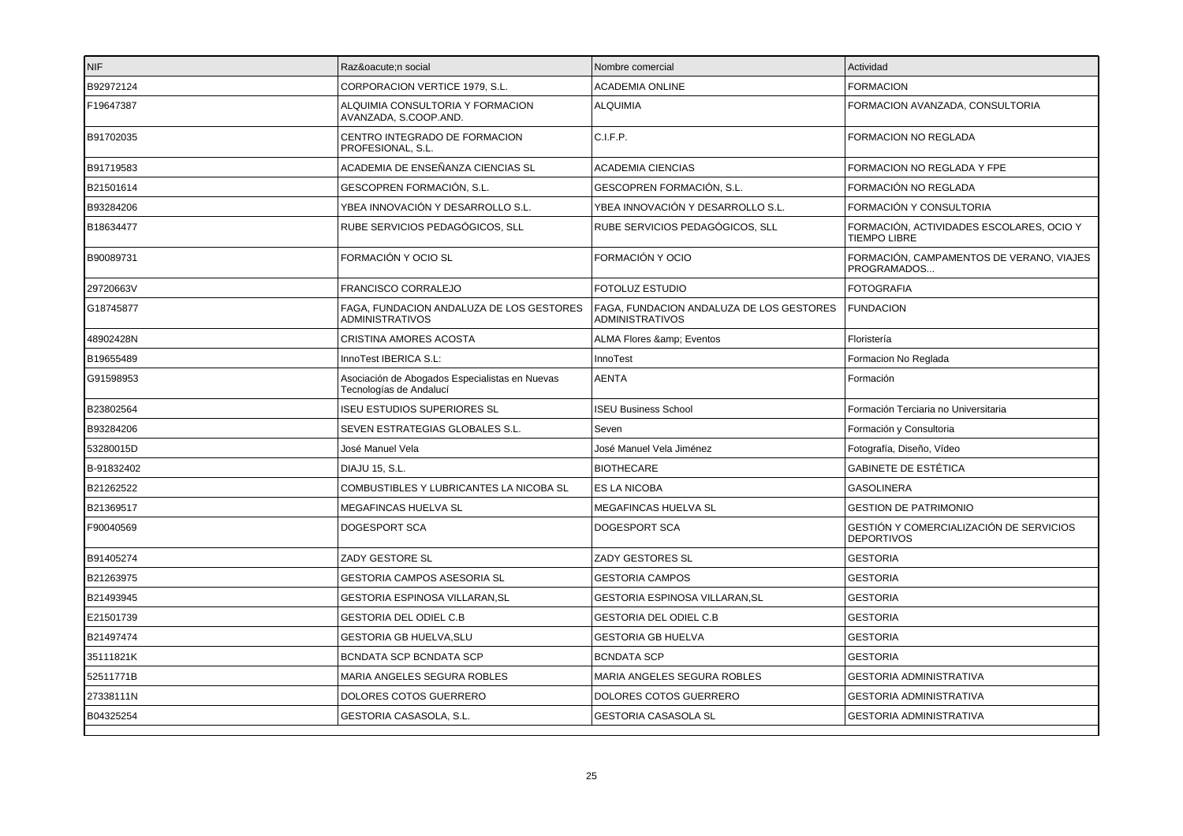| NIF | Raz&oacute;n social | Nombre comercial | Actividad |
|---|---|---|---|
| B92972124 | CORPORACION VERTICE 1979, S.L. | ACADEMIA ONLINE | FORMACION |
| F19647387 | ALQUIMIA CONSULTORIA Y FORMACION AVANZADA, S.COOP.AND. | ALQUIMIA | FORMACION AVANZADA, CONSULTORIA |
| B91702035 | CENTRO INTEGRADO DE FORMACION PROFESIONAL, S.L. | C.I.F.P. | FORMACION NO REGLADA |
| B91719583 | ACADEMIA DE ENSEÑANZA CIENCIAS SL | ACADEMIA CIENCIAS | FORMACION NO REGLADA Y FPE |
| B21501614 | GESCOPREN FORMACIÓN, S.L. | GESCOPREN FORMACIÓN, S.L. | FORMACIÓN NO REGLADA |
| B93284206 | YBEA INNOVACIÓN Y DESARROLLO S.L. | YBEA INNOVACIÓN Y DESARROLLO S.L. | FORMACIÓN Y CONSULTORIA |
| B18634477 | RUBE SERVICIOS PEDAGÓGICOS, SLL | RUBE SERVICIOS PEDAGÓGICOS, SLL | FORMACIÓN, ACTIVIDADES ESCOLARES, OCIO Y TIEMPO LIBRE |
| B90089731 | FORMACIÓN Y OCIO SL | FORMACIÓN Y OCIO | FORMACIÓN, CAMPAMENTOS DE VERANO, VIAJES PROGRAMADOS... |
| 29720663V | FRANCISCO CORRALEJO | FOTOLUZ ESTUDIO | FOTOGRAFIA |
| G18745877 | FAGA, FUNDACION ANDALUZA DE LOS GESTORES ADMINISTRATIVOS | FAGA, FUNDACION ANDALUZA DE LOS GESTORES ADMINISTRATIVOS | FUNDACION |
| 48902428N | CRISTINA AMORES ACOSTA | ALMA Flores &amp; Eventos | Floristería |
| B19655489 | InnoTest IBERICA S.L: | InnoTest | Formacion No Reglada |
| G91598953 | Asociación de Abogados Especialistas en Nuevas Tecnologías de Andalucí | AENTA | Formación |
| B23802564 | ISEU ESTUDIOS SUPERIORES SL | ISEU Business School | Formación Terciaria no Universitaria |
| B93284206 | SEVEN ESTRATEGIAS GLOBALES S.L. | Seven | Formación y Consultoria |
| 53280015D | José Manuel Vela | José Manuel Vela Jiménez | Fotografía, Diseño, Vídeo |
| B-91832402 | DIAJU 15, S.L. | BIOTHECARE | GABINETE DE ESTÉTICA |
| B21262522 | COMBUSTIBLES Y LUBRICANTES LA NICOBA SL | ES LA NICOBA | GASOLINERA |
| B21369517 | MEGAFINCAS HUELVA SL | MEGAFINCAS HUELVA SL | GESTION DE PATRIMONIO |
| F90040569 | DOGESPORT SCA | DOGESPORT SCA | GESTIÓN Y COMERCIALIZACIÓN DE SERVICIOS DEPORTIVOS |
| B91405274 | ZADY GESTORE SL | ZADY GESTORES SL | GESTORIA |
| B21263975 | GESTORIA CAMPOS ASESORIA SL | GESTORIA CAMPOS | GESTORIA |
| B21493945 | GESTORIA ESPINOSA VILLARAN,SL | GESTORIA ESPINOSA VILLARAN,SL | GESTORIA |
| E21501739 | GESTORIA DEL ODIEL C.B | GESTORIA DEL ODIEL C.B | GESTORIA |
| B21497474 | GESTORIA GB HUELVA,SLU | GESTORIA GB HUELVA | GESTORIA |
| 35111821K | BCNDATA SCP BCNDATA SCP | BCNDATA SCP | GESTORIA |
| 52511771B | MARIA ANGELES SEGURA ROBLES | MARIA ANGELES SEGURA ROBLES | GESTORIA ADMINISTRATIVA |
| 27338111N | DOLORES COTOS GUERRERO | DOLORES COTOS GUERRERO | GESTORIA ADMINISTRATIVA |
| B04325254 | GESTORIA CASASOLA, S.L. | GESTORIA CASASOLA SL | GESTORIA ADMINISTRATIVA |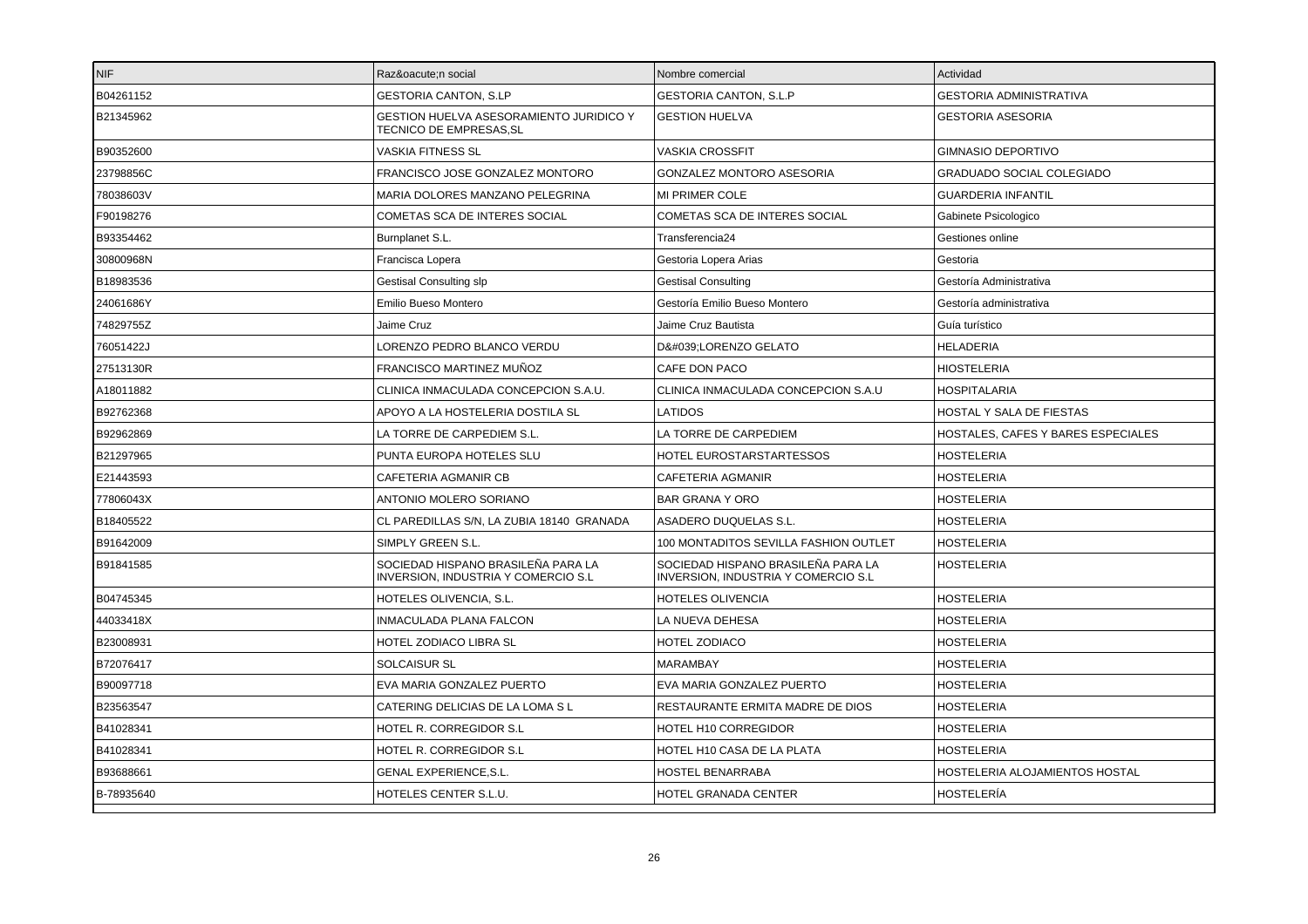| NIF | Raz&oacute;n social | Nombre comercial | Actividad |
|---|---|---|---|
| B04261152 | GESTORIA CANTON, S.LP | GESTORIA CANTON, S.L.P | GESTORIA ADMINISTRATIVA |
| B21345962 | GESTION HUELVA ASESORAMIENTO JURIDICO Y TECNICO DE EMPRESAS,SL | GESTION HUELVA | GESTORIA ASESORIA |
| B90352600 | VASKIA FITNESS SL | VASKIA CROSSFIT | GIMNASIO DEPORTIVO |
| 23798856C | FRANCISCO JOSE GONZALEZ MONTORO | GONZALEZ MONTORO ASESORIA | GRADUADO SOCIAL COLEGIADO |
| 78038603V | MARIA DOLORES MANZANO PELEGRINA | MI PRIMER COLE | GUARDERIA INFANTIL |
| F90198276 | COMETAS SCA DE INTERES SOCIAL | COMETAS SCA DE INTERES SOCIAL | Gabinete Psicologico |
| B93354462 | Burnplanet S.L. | Transferencia24 | Gestiones online |
| 30800968N | Francisca Lopera | Gestoria Lopera Arias | Gestoria |
| B18983536 | Gestisal Consulting slp | Gestisal Consulting | Gestoría Administrativa |
| 24061686Y | Emilio Bueso Montero | Gestoría Emilio Bueso Montero | Gestoría administrativa |
| 74829755Z | Jaime Cruz | Jaime Cruz Bautista | Guía turístico |
| 76051422J | LORENZO PEDRO BLANCO VERDU | D&#039;LORENZO GELATO | HELADERIA |
| 27513130R | FRANCISCO MARTINEZ MUÑOZ | CAFE DON PACO | HIOSTELERIA |
| A18011882 | CLINICA INMACULADA CONCEPCION S.A.U. | CLINICA INMACULADA CONCEPCION S.A.U | HOSPITALARIA |
| B92762368 | APOYO A LA HOSTELERIA DOSTILA SL | LATIDOS | HOSTAL Y SALA DE FIESTAS |
| B92962869 | LA TORRE DE CARPEDIEM S.L. | LA TORRE DE CARPEDIEM | HOSTALES, CAFES Y BARES ESPECIALES |
| B21297965 | PUNTA EUROPA HOTELES SLU | HOTEL EUROSTARSTARTESSOS | HOSTELERIA |
| E21443593 | CAFETERIA AGMANIR CB | CAFETERIA AGMANIR | HOSTELERIA |
| 77806043X | ANTONIO MOLERO SORIANO | BAR GRANA Y ORO | HOSTELERIA |
| B18405522 | CL PAREDILLAS S/N, LA ZUBIA 18140 GRANADA | ASADERO DUQUELAS S.L. | HOSTELERIA |
| B91642009 | SIMPLY GREEN S.L. | 100 MONTADITOS SEVILLA FASHION OUTLET | HOSTELERIA |
| B91841585 | SOCIEDAD HISPANO BRASILEÑA PARA LA INVERSION, INDUSTRIA Y COMERCIO S.L | SOCIEDAD HISPANO BRASILEÑA PARA LA INVERSION, INDUSTRIA Y COMERCIO S.L | HOSTELERIA |
| B04745345 | HOTELES OLIVENCIA, S.L. | HOTELES OLIVENCIA | HOSTELERIA |
| 44033418X | INMACULADA PLANA FALCON | LA NUEVA DEHESA | HOSTELERIA |
| B23008931 | HOTEL ZODIACO LIBRA SL | HOTEL ZODIACO | HOSTELERIA |
| B72076417 | SOLCAISUR SL | MARAMBAY | HOSTELERIA |
| B90097718 | EVA MARIA GONZALEZ PUERTO | EVA MARIA GONZALEZ PUERTO | HOSTELERIA |
| B23563547 | CATERING DELICIAS DE LA LOMA S L | RESTAURANTE ERMITA MADRE DE DIOS | HOSTELERIA |
| B41028341 | HOTEL R. CORREGIDOR S.L | HOTEL H10 CORREGIDOR | HOSTELERIA |
| B41028341 | HOTEL R. CORREGIDOR S.L | HOTEL H10 CASA DE LA PLATA | HOSTELERIA |
| B93688661 | GENAL EXPERIENCE,S.L. | HOSTEL BENARRABA | HOSTELERIA ALOJAMIENTOS HOSTAL |
| B-78935640 | HOTELES CENTER S.L.U. | HOTEL GRANADA CENTER | HOSTELERÍA |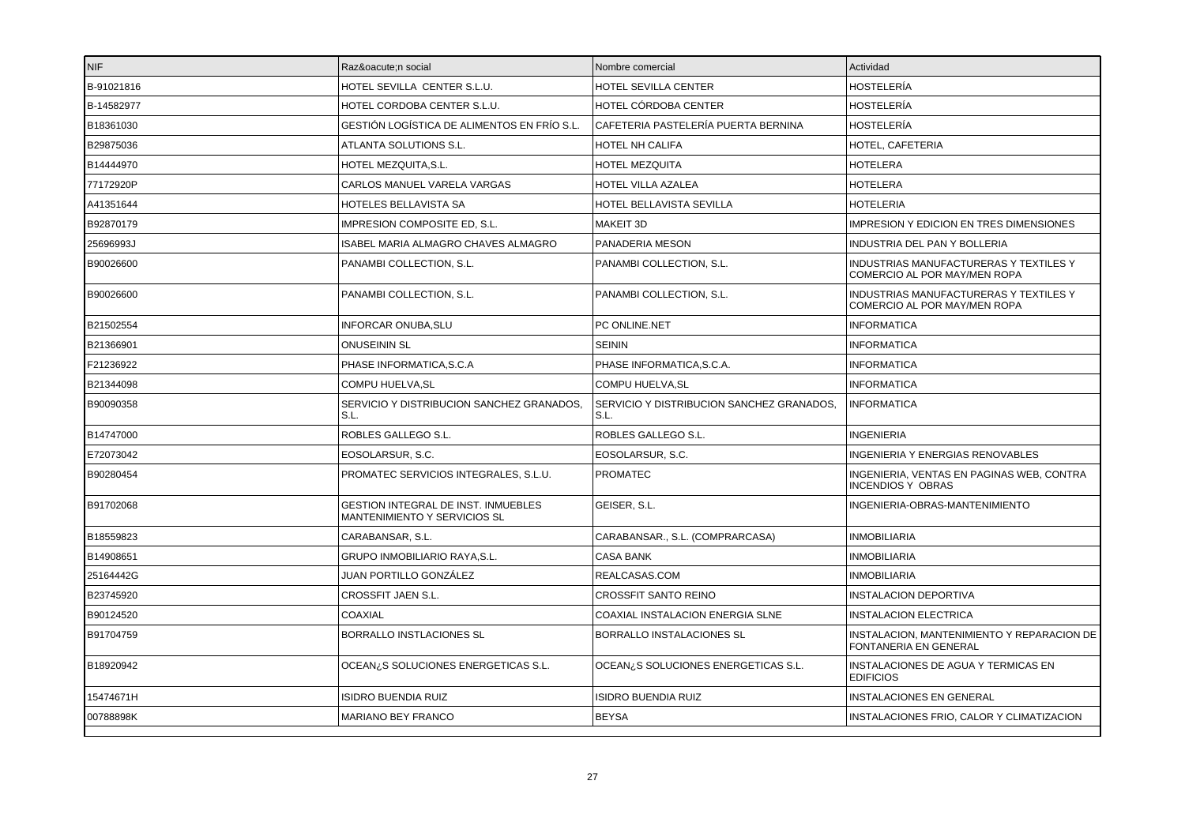| NIF | Raz&oacute;n social | Nombre comercial | Actividad |
|---|---|---|---|
| B-91021816 | HOTEL SEVILLA CENTER S.L.U. | HOTEL SEVILLA CENTER | HOSTELERÍA |
| B-14582977 | HOTEL CORDOBA CENTER S.L.U. | HOTEL CÓRDOBA CENTER | HOSTELERÍA |
| B18361030 | GESTIÓN LOGÍSTICA DE ALIMENTOS EN FRÍO S.L. | CAFETERIA PASTELERÍA PUERTA BERNINA | HOSTELERÍA |
| B29875036 | ATLANTA SOLUTIONS S.L. | HOTEL NH CALIFA | HOTEL, CAFETERIA |
| B14444970 | HOTEL MEZQUITA,S.L. | HOTEL MEZQUITA | HOTELERA |
| 77172920P | CARLOS MANUEL VARELA VARGAS | HOTEL VILLA AZALEA | HOTELERA |
| A41351644 | HOTELES BELLAVISTA SA | HOTEL BELLAVISTA SEVILLA | HOTELERIA |
| B92870179 | IMPRESION COMPOSITE ED, S.L. | MAKEIT 3D | IMPRESION Y EDICION EN TRES DIMENSIONES |
| 25696993J | ISABEL MARIA ALMAGRO CHAVES ALMAGRO | PANADERIA MESON | INDUSTRIA DEL PAN Y BOLLERIA |
| B90026600 | PANAMBI COLLECTION, S.L. | PANAMBI COLLECTION, S.L. | INDUSTRIAS MANUFACTURERAS Y TEXTILES Y COMERCIO AL POR MAY/MEN ROPA |
| B90026600 | PANAMBI COLLECTION, S.L. | PANAMBI COLLECTION, S.L. | INDUSTRIAS MANUFACTURERAS Y TEXTILES Y COMERCIO AL POR MAY/MEN ROPA |
| B21502554 | INFORCAR ONUBA,SLU | PC ONLINE.NET | INFORMATICA |
| B21366901 | ONUSEININ SL | SEININ | INFORMATICA |
| F21236922 | PHASE INFORMATICA,S.C.A | PHASE INFORMATICA,S.C.A. | INFORMATICA |
| B21344098 | COMPU HUELVA,SL | COMPU HUELVA,SL | INFORMATICA |
| B90090358 | SERVICIO Y DISTRIBUCION SANCHEZ GRANADOS, S.L. | SERVICIO Y DISTRIBUCION SANCHEZ GRANADOS, S.L. | INFORMATICA |
| B14747000 | ROBLES GALLEGO S.L. | ROBLES GALLEGO S.L. | INGENIERIA |
| E72073042 | EOSOLARSUR, S.C. | EOSOLARSUR, S.C. | INGENIERIA Y ENERGIAS RENOVABLES |
| B90280454 | PROMATEC SERVICIOS INTEGRALES, S.L.U. | PROMATEC | INGENIERIA, VENTAS EN PAGINAS WEB, CONTRA INCENDIOS Y OBRAS |
| B91702068 | GESTION INTEGRAL DE INST. INMUEBLES MANTENIMIENTO Y SERVICIOS SL | GEISER, S.L. | INGENIERIA-OBRAS-MANTENIMIENTO |
| B18559823 | CARABANSAR, S.L. | CARABANSAR., S.L. (COMPRARCASA) | INMOBILIARIA |
| B14908651 | GRUPO INMOBILIARIO RAYA,S.L. | CASA BANK | INMOBILIARIA |
| 25164442G | JUAN PORTILLO GONZÁLEZ | REALCASAS.COM | INMOBILIARIA |
| B23745920 | CROSSFIT JAEN S.L. | CROSSFIT SANTO REINO | INSTALACION DEPORTIVA |
| B90124520 | COAXIAL | COAXIAL INSTALACION ENERGIA SLNE | INSTALACION ELECTRICA |
| B91704759 | BORRALLO INSTLACIONES SL | BORRALLO INSTALACIONES SL | INSTALACION, MANTENIMIENTO Y REPARACION DE FONTANERIA EN GENERAL |
| B18920942 | OCEAN¿S SOLUCIONES ENERGETICAS S.L. | OCEAN¿S SOLUCIONES ENERGETICAS S.L. | INSTALACIONES DE AGUA Y TERMICAS EN EDIFICIOS |
| 15474671H | ISIDRO BUENDIA RUIZ | ISIDRO BUENDIA RUIZ | INSTALACIONES EN GENERAL |
| 00788898K | MARIANO BEY FRANCO | BEYSA | INSTALACIONES FRIO, CALOR Y CLIMATIZACION |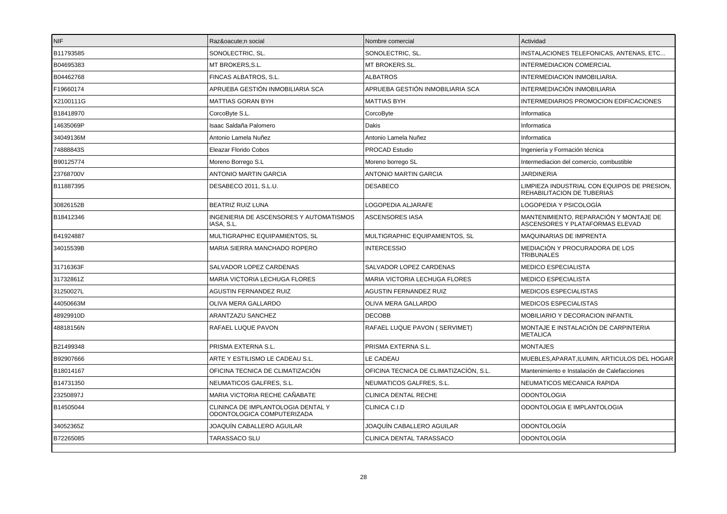| NIF | Raz&oacute;n social | Nombre comercial | Actividad |
|---|---|---|---|
| B11793585 | SONOLECTRIC, SL. | SONOLECTRIC, SL. | INSTALACIONES TELEFONICAS, ANTENAS, ETC... |
| B04695383 | MT BROKERS,S.L. | MT BROKERS.SL. | INTERMEDIACION COMERCIAL |
| B04462768 | FINCAS ALBATROS, S.L. | ALBATROS | INTERMEDIACION INMOBILIARIA. |
| F19660174 | APRUEBA GESTIÓN INMOBILIARIA SCA | APRUEBA GESTIÓN INMOBILIARIA SCA | INTERMEDIACIÓN INMOBILIARIA |
| X2100111G | MATTIAS GORAN BYH | MATTIAS BYH | INTERMEDIARIOS PROMOCION EDIFICACIONES |
| B18418970 | CorcoByte S.L. | CorcoByte | Informatica |
| 14635069P | Isaac Saldaña Palomero | Dakis | Informatica |
| 34049136M | Antonio Lamela Nuñez | Antonio Lamela Nuñez | Informatica |
| 74888843S | Eleazar Florido Cobos | PROCAD Estudio | Ingeniería y Formación técnica |
| B90125774 | Moreno Borrego S.L | Moreno borrego SL | Intermediacion del comercio, combustible |
| 23768700V | ANTONIO MARTIN GARCIA | ANTONIO MARTIN GARCIA | JARDINERIA |
| B11887395 | DESABECO 2011, S.L.U. | DESABECO | LIMPIEZA INDUSTRIAL CON EQUIPOS DE PRESION, REHABILITACION DE TUBERIAS |
| 30826152B | BEATRIZ RUIZ LUNA | LOGOPEDIA ALJARAFE | LOGOPEDIA Y PSICOLOGÍA |
| B18412346 | INGENIERIA DE ASCENSORES Y AUTOMATISMOS IASA, S.L. | ASCENSORES IASA | MANTENIMIENTO, REPARACIÓN Y MONTAJE DE ASCENSORES Y PLATAFORMAS ELEVAD |
| B41924887 | MULTIGRAPHIC EQUIPAMIENTOS, SL | MULTIGRAPHIC EQUIPAMIENTOS, SL | MAQUINARIAS DE IMPRENTA |
| 34015539B | MARIA SIERRA MANCHADO ROPERO | INTERCESSIO | MEDIACIÓN Y PROCURADORA DE LOS TRIBUNALES |
| 31716363F | SALVADOR LOPEZ CARDENAS | SALVADOR LOPEZ CARDENAS | MEDICO ESPECIALISTA |
| 31732861Z | MARIA VICTORIA LECHUGA FLORES | MARIA VICTORIA LECHUGA FLORES | MEDICO ESPECIALISTA |
| 31250027L | AGUSTIN FERNANDEZ RUIZ | AGUSTIN FERNANDEZ RUIZ | MEDICOS ESPECIALISTAS |
| 44050663M | OLIVA MERA GALLARDO | OLIVA MERA GALLARDO | MEDICOS ESPECIALISTAS |
| 48929910D | ARANTZAZU SANCHEZ | DECOBB | MOBILIARIO Y DECORACION INFANTIL |
| 48818156N | RAFAEL LUQUE PAVON | RAFAEL LUQUE PAVON ( SERVIMET) | MONTAJE E INSTALACIÓN DE CARPINTERIA METALICA |
| B21499348 | PRISMA EXTERNA S.L. | PRISMA EXTERNA S.L. | MONTAJES |
| B92907666 | ARTE Y ESTILISMO LE CADEAU S.L. | LE CADEAU | MUEBLES,APARAT,ILUMIN, ARTICULOS DEL HOGAR |
| B18014167 | OFICINA TECNICA DE CLIMATIZACIÓN | OFICINA TECNICA DE CLIMATIZACÍÓN, S.L. | Mantenimiento e Instalación de Calefacciones |
| B14731350 | NEUMATICOS GALFRES, S.L. | NEUMATICOS GALFRES, S.L. | NEUMATICOS MECANICA RAPIDA |
| 23250897J | MARIA VICTORIA RECHE CAÑABATE | CLINICA DENTAL RECHE | ODONTOLOGIA |
| B14505044 | CLININCA DE IMPLANTOLOGIA DENTAL Y ODONTOLOGICA COMPUTERIZADA | CLINICA C.I.D | ODONTOLOGIA E IMPLANTOLOGIA |
| 34052365Z | JOAQUÍN CABALLERO AGUILAR | JOAQUÍN CABALLERO AGUILAR | ODONTOLOGÍA |
| B72265085 | TARASSACO SLU | CLINICA DENTAL TARASSACO | ODONTOLOGÍA |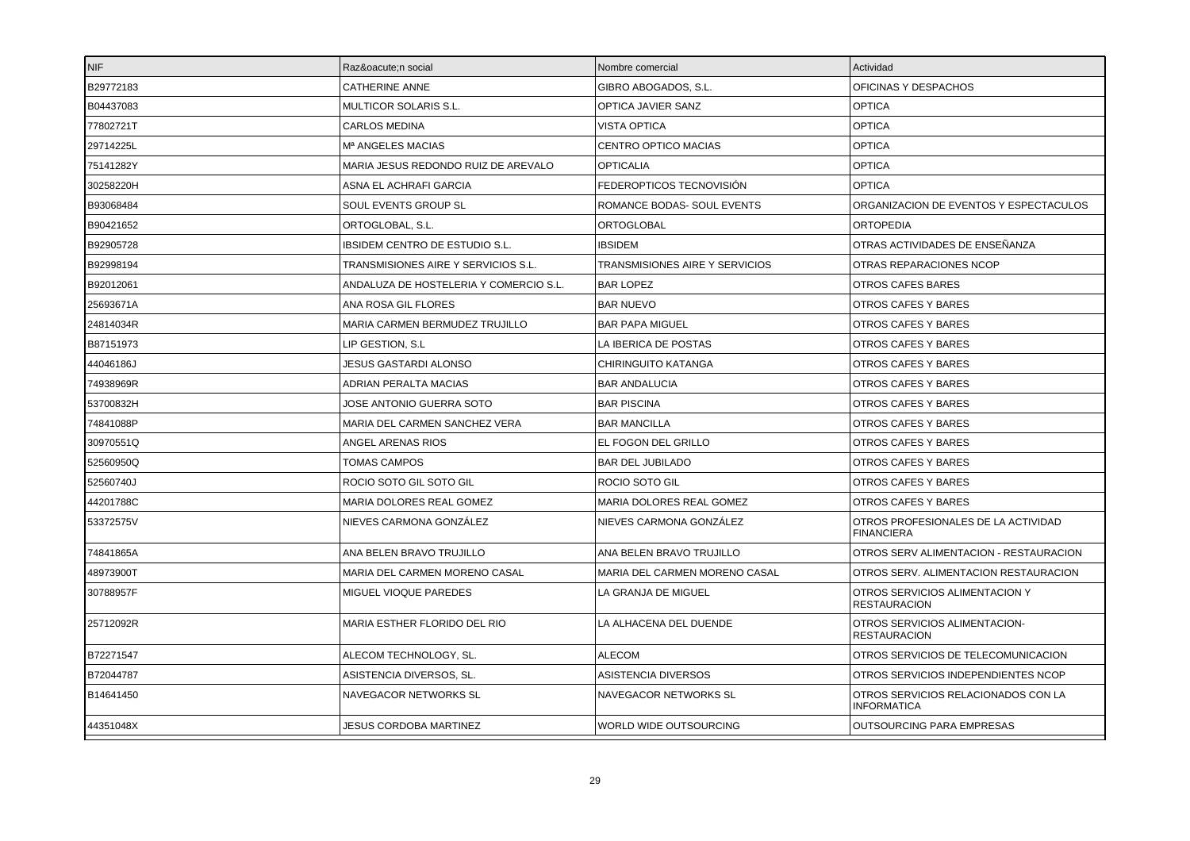| NIF | Raz&oacute;n social | Nombre comercial | Actividad |
| --- | --- | --- | --- |
| B29772183 | CATHERINE ANNE | GIBRO ABOGADOS, S.L. | OFICINAS Y DESPACHOS |
| B04437083 | MULTICOR SOLARIS S.L. | OPTICA JAVIER SANZ | OPTICA |
| 77802721T | CARLOS MEDINA | VISTA OPTICA | OPTICA |
| 29714225L | Mª ANGELES MACIAS | CENTRO OPTICO MACIAS | OPTICA |
| 75141282Y | MARIA JESUS REDONDO RUIZ DE AREVALO | OPTICALIA | OPTICA |
| 30258220H | ASNA EL ACHRAFI GARCIA | FEDEROPTICOS TECNOVISIÓN | OPTICA |
| B93068484 | SOUL EVENTS GROUP SL | ROMANCE BODAS- SOUL EVENTS | ORGANIZACION DE EVENTOS Y ESPECTACULOS |
| B90421652 | ORTOGLOBAL, S.L. | ORTOGLOBAL | ORTOPEDIA |
| B92905728 | IBSIDEM CENTRO DE ESTUDIO S.L. | IBSIDEM | OTRAS ACTIVIDADES DE ENSEÑANZA |
| B92998194 | TRANSMISIONES AIRE Y SERVICIOS S.L. | TRANSMISIONES AIRE Y SERVICIOS | OTRAS REPARACIONES NCOP |
| B92012061 | ANDALUZA DE HOSTELERIA Y COMERCIO S.L. | BAR LOPEZ | OTROS CAFES BARES |
| 25693671A | ANA ROSA GIL FLORES | BAR NUEVO | OTROS CAFES Y BARES |
| 24814034R | MARIA CARMEN BERMUDEZ TRUJILLO | BAR PAPA MIGUEL | OTROS CAFES Y BARES |
| B87151973 | LIP GESTION, S.L | LA IBERICA DE POSTAS | OTROS CAFES Y BARES |
| 44046186J | JESUS GASTARDI ALONSO | CHIRINGUITO KATANGA | OTROS CAFES Y BARES |
| 74938969R | ADRIAN PERALTA MACIAS | BAR ANDALUCIA | OTROS CAFES Y BARES |
| 53700832H | JOSE ANTONIO GUERRA SOTO | BAR PISCINA | OTROS CAFES Y BARES |
| 74841088P | MARIA DEL CARMEN SANCHEZ VERA | BAR MANCILLA | OTROS CAFES Y BARES |
| 30970551Q | ANGEL ARENAS RIOS | EL FOGON DEL GRILLO | OTROS CAFES Y BARES |
| 52560950Q | TOMAS CAMPOS | BAR DEL JUBILADO | OTROS CAFES Y BARES |
| 52560740J | ROCIO SOTO GIL SOTO GIL | ROCIO SOTO GIL | OTROS CAFES Y BARES |
| 44201788C | MARIA DOLORES REAL GOMEZ | MARIA DOLORES REAL GOMEZ | OTROS CAFES Y BARES |
| 53372575V | NIEVES CARMONA GONZÁLEZ | NIEVES CARMONA GONZÁLEZ | OTROS PROFESIONALES DE LA ACTIVIDAD FINANCIERA |
| 74841865A | ANA BELEN BRAVO TRUJILLO | ANA BELEN BRAVO TRUJILLO | OTROS SERV ALIMENTACION - RESTAURACION |
| 48973900T | MARIA DEL CARMEN MORENO CASAL | MARIA DEL CARMEN MORENO CASAL | OTROS SERV. ALIMENTACION RESTAURACION |
| 30788957F | MIGUEL VIOQUE PAREDES | LA GRANJA DE MIGUEL | OTROS SERVICIOS ALIMENTACION Y RESTAURACION |
| 25712092R | MARIA ESTHER FLORIDO DEL RIO | LA ALHACENA DEL DUENDE | OTROS SERVICIOS ALIMENTACION-RESTAURACION |
| B72271547 | ALECOM TECHNOLOGY, SL. | ALECOM | OTROS SERVICIOS DE TELECOMUNICACION |
| B72044787 | ASISTENCIA DIVERSOS, SL. | ASISTENCIA DIVERSOS | OTROS SERVICIOS INDEPENDIENTES NCOP |
| B14641450 | NAVEGACOR NETWORKS SL | NAVEGACOR NETWORKS SL | OTROS SERVICIOS RELACIONADOS CON LA INFORMATICA |
| 44351048X | JESUS CORDOBA MARTINEZ | WORLD WIDE OUTSOURCING | OUTSOURCING PARA EMPRESAS |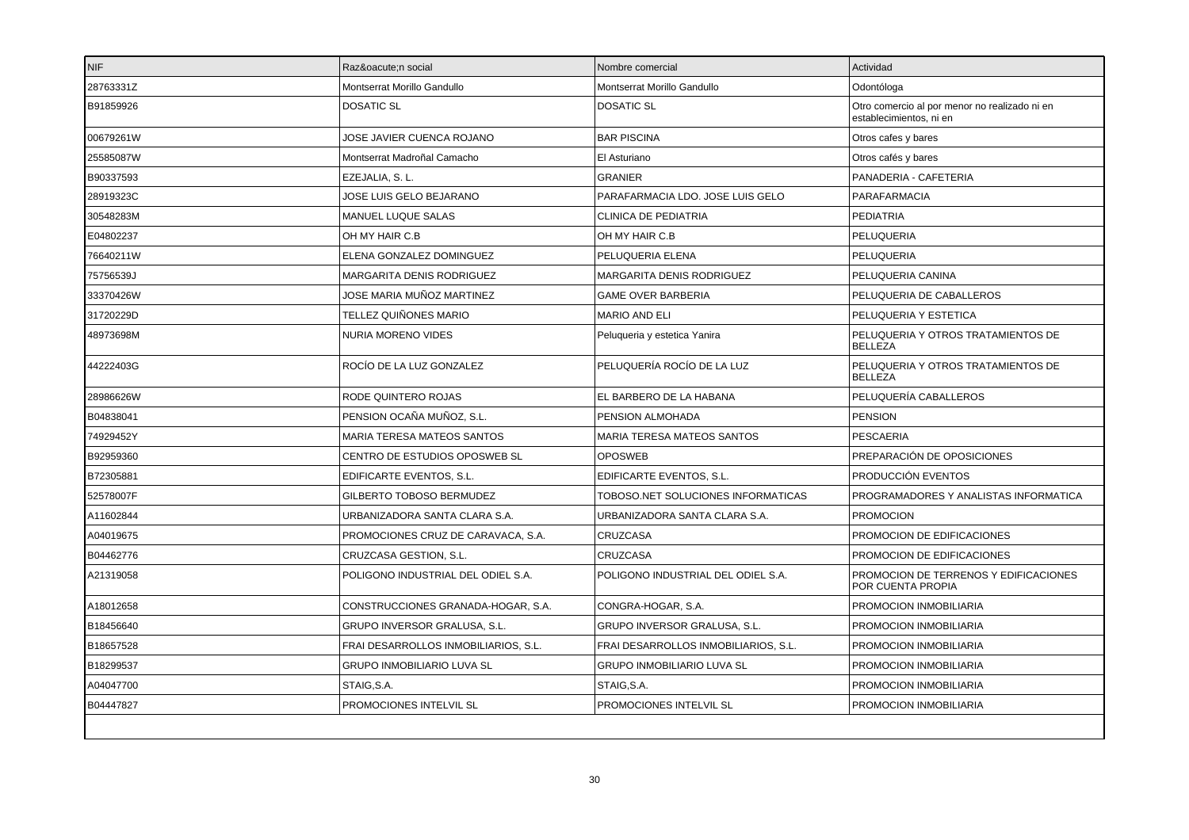| NIF | Raz&oacute;n social | Nombre comercial | Actividad |
|---|---|---|---|
| 28763331Z | Montserrat Morillo Gandullo | Montserrat Morillo Gandullo | Odontóloga |
| B91859926 | DOSATIC SL | DOSATIC SL | Otro comercio al por menor no realizado ni en establecimientos, ni en |
| 00679261W | JOSE JAVIER CUENCA ROJANO | BAR PISCINA | Otros cafes y bares |
| 25585087W | Montserrat Madroñal Camacho | El Asturiano | Otros cafés y bares |
| B90337593 | EZEJALIA, S. L. | GRANIER | PANADERIA - CAFETERIA |
| 28919323C | JOSE LUIS GELO BEJARANO | PARAFARMACIA LDO. JOSE LUIS GELO | PARAFARMACIA |
| 30548283M | MANUEL LUQUE SALAS | CLINICA DE PEDIATRIA | PEDIATRIA |
| E04802237 | OH MY HAIR C.B | OH MY HAIR C.B | PELUQUERIA |
| 76640211W | ELENA GONZALEZ DOMINGUEZ | PELUQUERIA ELENA | PELUQUERIA |
| 75756539J | MARGARITA DENIS RODRIGUEZ | MARGARITA DENIS RODRIGUEZ | PELUQUERIA CANINA |
| 33370426W | JOSE MARIA MUÑOZ MARTINEZ | GAME OVER BARBERIA | PELUQUERIA DE CABALLEROS |
| 31720229D | TELLEZ QUIÑONES MARIO | MARIO AND ELI | PELUQUERIA Y ESTETICA |
| 48973698M | NURIA MORENO VIDES | Peluqueria y estetica Yanira | PELUQUERIA Y OTROS TRATAMIENTOS DE BELLEZA |
| 44222403G | ROCÍO DE LA LUZ GONZALEZ | PELUQUERÍA ROCÍO DE LA LUZ | PELUQUERIA Y OTROS TRATAMIENTOS DE BELLEZA |
| 28986626W | RODE QUINTERO ROJAS | EL BARBERO DE LA HABANA | PELUQUERÍA CABALLEROS |
| B04838041 | PENSION OCAÑA MUÑOZ, S.L. | PENSION ALMOHADA | PENSION |
| 74929452Y | MARIA TERESA MATEOS SANTOS | MARIA TERESA MATEOS SANTOS | PESCAERIA |
| B92959360 | CENTRO DE ESTUDIOS OPOSWEB SL | OPOSWEB | PREPARACIÓN DE OPOSICIONES |
| B72305881 | EDIFICARTE EVENTOS, S.L. | EDIFICARTE EVENTOS, S.L. | PRODUCCIÓN EVENTOS |
| 52578007F | GILBERTO TOBOSO BERMUDEZ | TOBOSO.NET SOLUCIONES INFORMATICAS | PROGRAMADORES Y ANALISTAS INFORMATICA |
| A11602844 | URBANIZADORA SANTA CLARA S.A. | URBANIZADORA SANTA CLARA S.A. | PROMOCION |
| A04019675 | PROMOCIONES CRUZ DE CARAVACA, S.A. | CRUZCASA | PROMOCION DE EDIFICACIONES |
| B04462776 | CRUZCASA GESTION, S.L. | CRUZCASA | PROMOCION DE EDIFICACIONES |
| A21319058 | POLIGONO INDUSTRIAL DEL ODIEL S.A. | POLIGONO INDUSTRIAL DEL ODIEL S.A. | PROMOCION DE TERRENOS Y EDIFICACIONES POR CUENTA PROPIA |
| A18012658 | CONSTRUCCIONES GRANADA-HOGAR, S.A. | CONGRA-HOGAR, S.A. | PROMOCION INMOBILIARIA |
| B18456640 | GRUPO INVERSOR GRALUSA, S.L. | GRUPO INVERSOR GRALUSA, S.L. | PROMOCION INMOBILIARIA |
| B18657528 | FRAI DESARROLLOS INMOBILIARIOS, S.L. | FRAI DESARROLLOS INMOBILIARIOS, S.L. | PROMOCION INMOBILIARIA |
| B18299537 | GRUPO INMOBILIARIO LUVA SL | GRUPO INMOBILIARIO LUVA SL | PROMOCION INMOBILIARIA |
| A04047700 | STAIG,S.A. | STAIG,S.A. | PROMOCION INMOBILIARIA |
| B04447827 | PROMOCIONES INTELVIL SL | PROMOCIONES INTELVIL SL | PROMOCION INMOBILIARIA |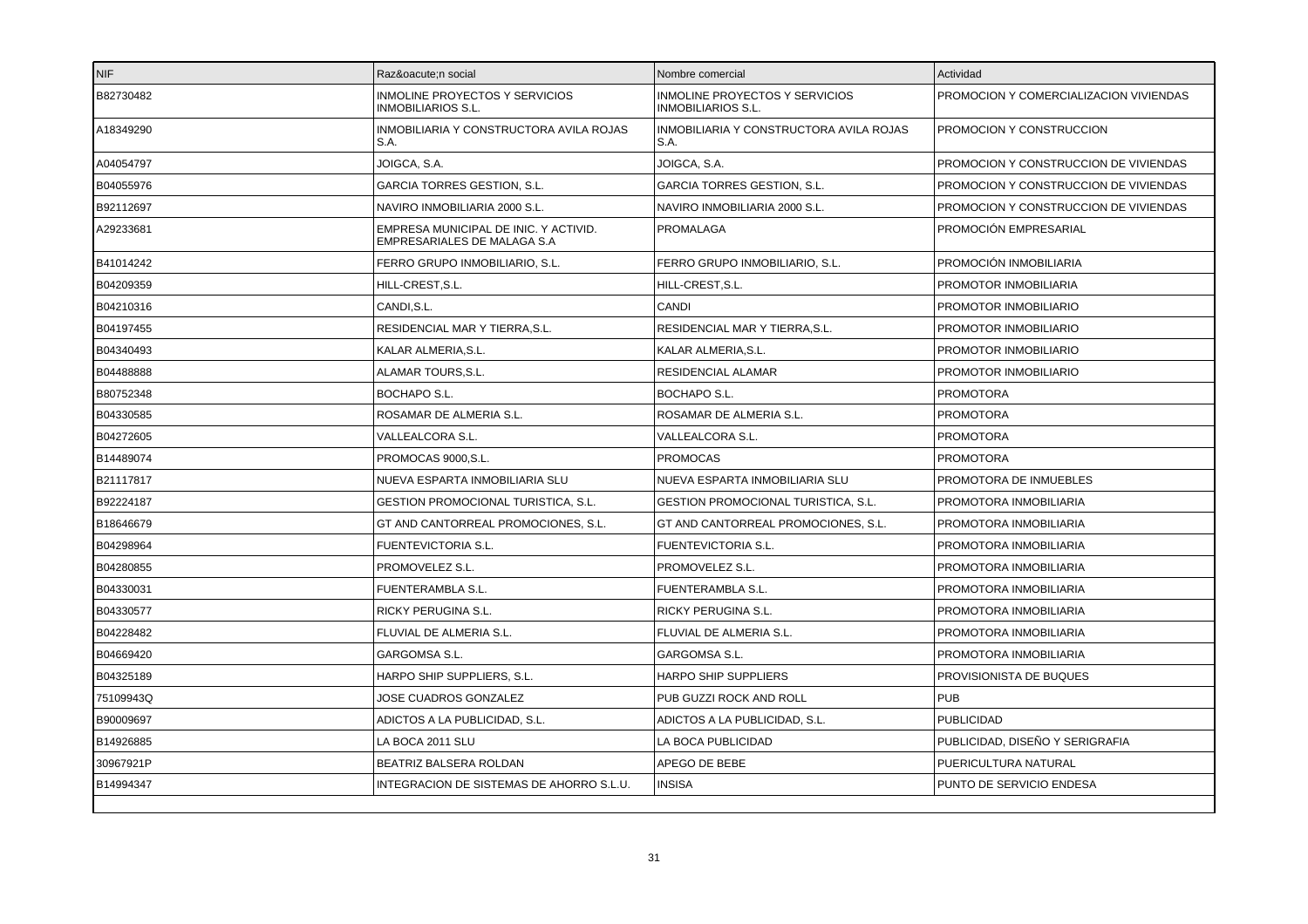| NIF | Raz&oacute;n social | Nombre comercial | Actividad |
|---|---|---|---|
| B82730482 | INMOLINE PROYECTOS Y SERVICIOS INMOBILIARIOS S.L. | INMOLINE PROYECTOS Y SERVICIOS INMOBILIARIOS S.L. | PROMOCION Y COMERCIALIZACION VIVIENDAS |
| A18349290 | INMOBILIARIA Y CONSTRUCTORA AVILA ROJAS S.A. | INMOBILIARIA Y CONSTRUCTORA AVILA ROJAS S.A. | PROMOCION Y CONSTRUCCION |
| A04054797 | JOIGCA, S.A. | JOIGCA, S.A. | PROMOCION Y CONSTRUCCION DE VIVIENDAS |
| B04055976 | GARCIA TORRES GESTION, S.L. | GARCIA TORRES GESTION, S.L. | PROMOCION Y CONSTRUCCION DE VIVIENDAS |
| B92112697 | NAVIRO INMOBILIARIA 2000 S.L. | NAVIRO INMOBILIARIA 2000 S.L. | PROMOCION Y CONSTRUCCION DE VIVIENDAS |
| A29233681 | EMPRESA MUNICIPAL DE INIC. Y ACTIVID. EMPRESARIALES DE MALAGA S.A | PROMALAGA | PROMOCIÓN EMPRESARIAL |
| B41014242 | FERRO GRUPO INMOBILIARIO, S.L. | FERRO GRUPO INMOBILIARIO, S.L. | PROMOCIÓN INMOBILIARIA |
| B04209359 | HILL-CREST,S.L. | HILL-CREST,S.L. | PROMOTOR INMOBILIARIA |
| B04210316 | CANDI,S.L. | CANDI | PROMOTOR INMOBILIARIO |
| B04197455 | RESIDENCIAL MAR Y TIERRA,S.L. | RESIDENCIAL MAR Y TIERRA,S.L. | PROMOTOR INMOBILIARIO |
| B04340493 | KALAR ALMERIA,S.L. | KALAR ALMERIA,S.L. | PROMOTOR INMOBILIARIO |
| B04488888 | ALAMAR TOURS,S.L. | RESIDENCIAL ALAMAR | PROMOTOR INMOBILIARIO |
| B80752348 | BOCHAPO S.L. | BOCHAPO S.L. | PROMOTORA |
| B04330585 | ROSAMAR DE ALMERIA S.L. | ROSAMAR DE ALMERIA S.L. | PROMOTORA |
| B04272605 | VALLEALCORA S.L. | VALLEALCORA S.L. | PROMOTORA |
| B14489074 | PROMOCAS 9000,S.L. | PROMOCAS | PROMOTORA |
| B21117817 | NUEVA ESPARTA INMOBILIARIA SLU | NUEVA ESPARTA INMOBILIARIA SLU | PROMOTORA DE INMUEBLES |
| B92224187 | GESTION PROMOCIONAL TURISTICA, S.L. | GESTION PROMOCIONAL TURISTICA, S.L. | PROMOTORA INMOBILIARIA |
| B18646679 | GT AND CANTORREAL PROMOCIONES, S.L. | GT AND CANTORREAL PROMOCIONES, S.L. | PROMOTORA INMOBILIARIA |
| B04298964 | FUENTEVICTORIA S.L. | FUENTEVICTORIA S.L. | PROMOTORA INMOBILIARIA |
| B04280855 | PROMOVELEZ S.L. | PROMOVELEZ S.L. | PROMOTORA INMOBILIARIA |
| B04330031 | FUENTERAMBLA S.L. | FUENTERAMBLA S.L. | PROMOTORA INMOBILIARIA |
| B04330577 | RICKY PERUGINA S.L. | RICKY PERUGINA S.L. | PROMOTORA INMOBILIARIA |
| B04228482 | FLUVIAL DE ALMERIA S.L. | FLUVIAL DE ALMERIA S.L. | PROMOTORA INMOBILIARIA |
| B04669420 | GARGOMSA S.L. | GARGOMSA S.L. | PROMOTORA INMOBILIARIA |
| B04325189 | HARPO SHIP SUPPLIERS, S.L. | HARPO SHIP SUPPLIERS | PROVISIONISTA DE BUQUES |
| 75109943Q | JOSE CUADROS GONZALEZ | PUB GUZZI ROCK AND ROLL | PUB |
| B90009697 | ADICTOS A LA PUBLICIDAD, S.L. | ADICTOS A LA PUBLICIDAD, S.L. | PUBLICIDAD |
| B14926885 | LA BOCA 2011 SLU | LA BOCA PUBLICIDAD | PUBLICIDAD, DISEÑO Y SERIGRAFIA |
| 30967921P | BEATRIZ BALSERA ROLDAN | APEGO DE BEBE | PUERICULTURA NATURAL |
| B14994347 | INTEGRACION DE SISTEMAS DE AHORRO S.L.U. | INSISA | PUNTO DE SERVICIO ENDESA |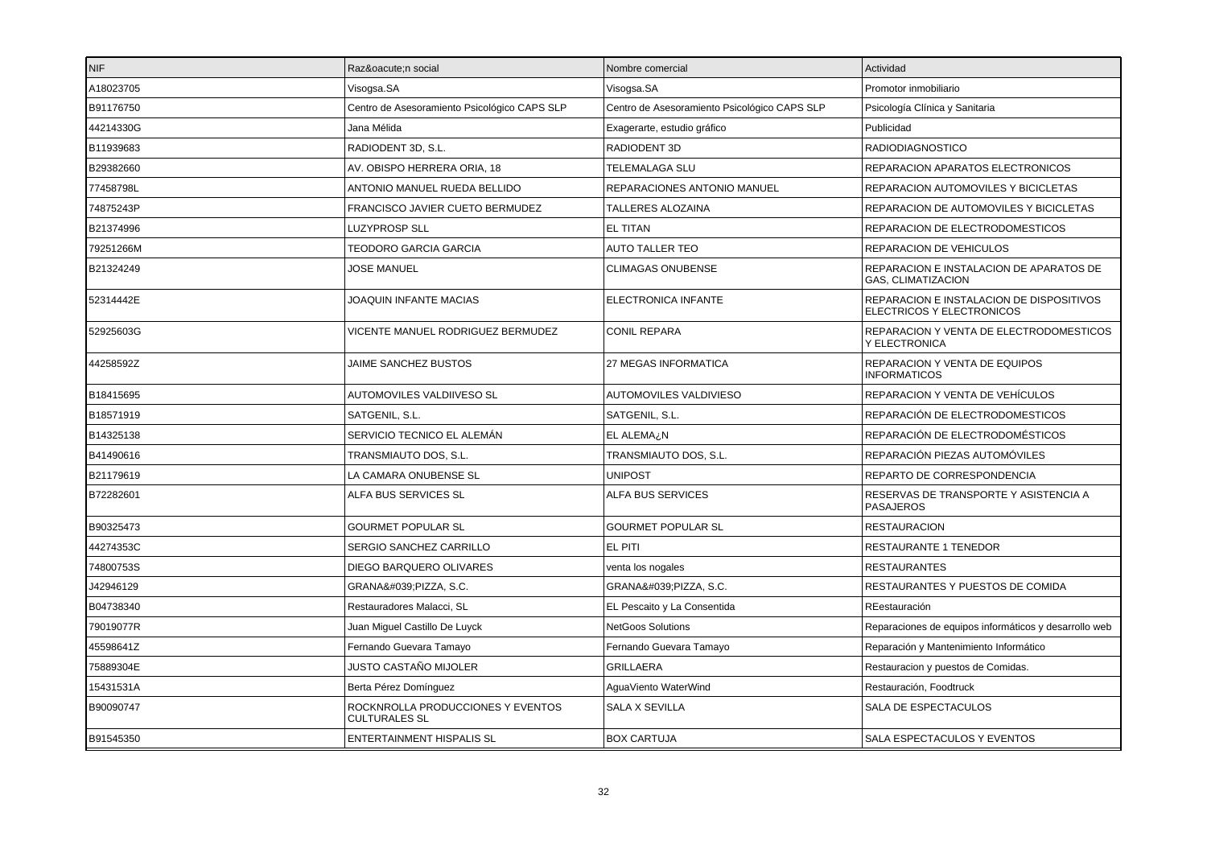| NIF | Raz&oacute;n social | Nombre comercial | Actividad |
|---|---|---|---|
| A18023705 | Visogsa.SA | Visogsa.SA | Promotor inmobiliario |
| B91176750 | Centro de Asesoramiento Psicológico CAPS SLP | Centro de Asesoramiento Psicológico CAPS SLP | Psicología Clínica y Sanitaria |
| 44214330G | Jana Mélida | Exagerarte, estudio gráfico | Publicidad |
| B11939683 | RADIODENT 3D, S.L. | RADIODENT 3D | RADIODIAGNOSTICO |
| B29382660 | AV. OBISPO HERRERA ORIA, 18 | TELEMALAGA SLU | REPARACION APARATOS ELECTRONICOS |
| 77458798L | ANTONIO MANUEL RUEDA BELLIDO | REPARACIONES ANTONIO MANUEL | REPARACION AUTOMOVILES Y BICICLETAS |
| 74875243P | FRANCISCO JAVIER CUETO BERMUDEZ | TALLERES ALOZAINA | REPARACION DE AUTOMOVILES Y BICICLETAS |
| B21374996 | LUZYPROSP SLL | EL TITAN | REPARACION DE ELECTRODOMESTICOS |
| 79251266M | TEODORO GARCIA GARCIA | AUTO TALLER TEO | REPARACION DE VEHICULOS |
| B21324249 | JOSE MANUEL | CLIMAGAS ONUBENSE | REPARACION E INSTALACION DE APARATOS DE GAS, CLIMATIZACION |
| 52314442E | JOAQUIN INFANTE MACIAS | ELECTRONICA INFANTE | REPARACION E INSTALACION DE DISPOSITIVOS ELECTRICOS Y ELECTRONICOS |
| 52925603G | VICENTE MANUEL RODRIGUEZ BERMUDEZ | CONIL REPARA | REPARACION Y VENTA DE ELECTRODOMESTICOS Y ELECTRONICA |
| 44258592Z | JAIME SANCHEZ BUSTOS | 27 MEGAS INFORMATICA | REPARACION Y VENTA DE EQUIPOS INFORMATICOS |
| B18415695 | AUTOMOVILES VALDIIVESO SL | AUTOMOVILES VALDIVIESO | REPARACION Y VENTA DE VEHÍCULOS |
| B18571919 | SATGENIL, S.L. | SATGENIL, S.L. | REPARACIÓN DE ELECTRODOMESTICOS |
| B14325138 | SERVICIO TECNICO EL ALEMÁN | EL ALEMA¿N | REPARACIÓN DE ELECTRODOMÉSTICOS |
| B41490616 | TRANSMIAUTO DOS, S.L. | TRANSMIAUTO DOS, S.L. | REPARACIÓN PIEZAS AUTOMÓVILES |
| B21179619 | LA CAMARA ONUBENSE SL | UNIPOST | REPARTO DE CORRESPONDENCIA |
| B72282601 | ALFA BUS SERVICES SL | ALFA BUS SERVICES | RESERVAS DE TRANSPORTE Y ASISTENCIA A PASAJEROS |
| B90325473 | GOURMET POPULAR SL | GOURMET POPULAR SL | RESTAURACION |
| 44274353C | SERGIO SANCHEZ CARRILLO | EL PITI | RESTAURANTE 1 TENEDOR |
| 74800753S | DIEGO BARQUERO OLIVARES | venta los nogales | RESTAURANTES |
| J42946129 | GRANA&#039;PIZZA, S.C. | GRANA&#039;PIZZA, S.C. | RESTAURANTES Y PUESTOS DE COMIDA |
| B04738340 | Restauradores Malacci, SL | EL Pescaito y La Consentida | REestauración |
| 79019077R | Juan Miguel Castillo De Luyck | NetGoos Solutions | Reparaciones de equipos informáticos y desarrollo web |
| 45598641Z | Fernando Guevara Tamayo | Fernando Guevara Tamayo | Reparación y Mantenimiento Informático |
| 75889304E | JUSTO CASTAÑO MIJOLER | GRILLAERA | Restauracion y puestos de Comidas. |
| 15431531A | Berta Pérez Domínguez | AguaViento WaterWind | Restauración, Foodtruck |
| B90090747 | ROCKNROLLA PRODUCCIONES Y EVENTOS CULTURALES SL | SALA X SEVILLA | SALA DE ESPECTACULOS |
| B91545350 | ENTERTAINMENT HISPALIS SL | BOX CARTUJA | SALA ESPECTACULOS Y EVENTOS |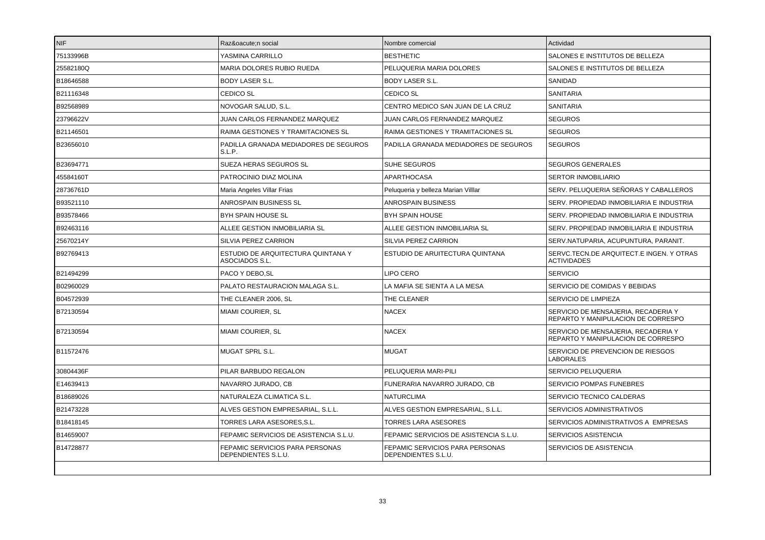| NIF | Raz&oacute;n social | Nombre comercial | Actividad |
| --- | --- | --- | --- |
| 75133996B | YASMINA CARRILLO | BESTHETIC | SALONES E INSTITUTOS DE BELLEZA |
| 25582180Q | MARIA DOLORES RUBIO RUEDA | PELUQUERIA MARIA DOLORES | SALONES E INSTITUTOS DE BELLEZA |
| B18646588 | BODY LASER S.L. | BODY LASER S.L. | SANIDAD |
| B21116348 | CEDICO SL | CEDICO SL | SANITARIA |
| B92568989 | NOVOGAR SALUD, S.L. | CENTRO MEDICO SAN JUAN DE LA CRUZ | SANITARIA |
| 23796622V | JUAN CARLOS FERNANDEZ MARQUEZ | JUAN CARLOS FERNANDEZ MARQUEZ | SEGUROS |
| B21146501 | RAIMA GESTIONES Y TRAMITACIONES SL | RAIMA GESTIONES Y TRAMITACIONES SL | SEGUROS |
| B23656010 | PADILLA GRANADA MEDIADORES DE SEGUROS S.L.P. | PADILLA GRANADA MEDIADORES DE SEGUROS | SEGUROS |
| B23694771 | SUEZA HERAS SEGUROS SL | SUHE SEGUROS | SEGUROS GENERALES |
| 45584160T | PATROCINIO DIAZ MOLINA | APARTHOCASA | SERTOR INMOBILIARIO |
| 28736761D | Maria Angeles Villar Frias | Peluqueria y belleza Marian Villlar | SERV. PELUQUERIA SEÑORAS Y CABALLEROS |
| B93521110 | ANROSPAIN BUSINESS SL | ANROSPAIN BUSINESS | SERV. PROPIEDAD INMOBILIARIA E INDUSTRIA |
| B93578466 | BYH SPAIN HOUSE SL | BYH SPAIN HOUSE | SERV. PROPIEDAD INMOBILIARIA E INDUSTRIA |
| B92463116 | ALLEE GESTION INMOBILIARIA SL | ALLEE GESTION INMOBILIARIA SL | SERV. PROPIEDAD INMOBILIARIA E INDUSTRIA |
| 25670214Y | SILVIA PEREZ CARRION | SILVIA PEREZ CARRION | SERV.NATUPARIA, ACUPUNTURA, PARANIT. |
| B92769413 | ESTUDIO DE ARQUITECTURA QUINTANA Y ASOCIADOS S.L. | ESTUDIO DE ARUITECTURA QUINTANA | SERVC.TECN.DE ARQUITECT.E INGEN. Y OTRAS ACTIVIDADES |
| B21494299 | PACO Y DEBO,SL | LIPO CERO | SERVICIO |
| B02960029 | PALATO RESTAURACION MALAGA S.L. | LA MAFIA SE SIENTA A LA MESA | SERVICIO DE COMIDAS Y BEBIDAS |
| B04572939 | THE CLEANER 2006, SL | THE CLEANER | SERVICIO DE LIMPIEZA |
| B72130594 | MIAMI COURIER, SL | NACEX | SERVICIO DE MENSAJERIA, RECADERIA Y REPARTO Y MANIPULACION DE CORRESPO |
| B72130594 | MIAMI COURIER, SL | NACEX | SERVICIO DE MENSAJERIA, RECADERIA Y REPARTO Y MANIPULACION DE CORRESPO |
| B11572476 | MUGAT SPRL S.L. | MUGAT | SERVICIO DE PREVENCION DE RIESGOS LABORALES |
| 30804436F | PILAR BARBUDO REGALON | PELUQUERIA MARI-PILI | SERVICIO PELUQUERIA |
| E14639413 | NAVARRO JURADO, CB | FUNERARIA NAVARRO JURADO, CB | SERVICIO POMPAS FUNEBRES |
| B18689026 | NATURALEZA CLIMATICA S.L. | NATURCLIMA | SERVICIO TECNICO CALDERAS |
| B21473228 | ALVES GESTION EMPRESARIAL, S.L.L. | ALVES GESTION EMPRESARIAL, S.L.L. | SERVICIOS ADMINISTRATIVOS |
| B18418145 | TORRES LARA ASESORES,S.L. | TORRES LARA ASESORES | SERVICIOS ADMINISTRATIVOS A EMPRESAS |
| B14659007 | FEPAMIC SERVICIOS DE ASISTENCIA S.L.U. | FEPAMIC SERVICIOS DE ASISTENCIA S.L.U. | SERVICIOS ASISTENCIA |
| B14728877 | FEPAMIC SERVICIOS PARA PERSONAS DEPENDIENTES S.L.U. | FEPAMIC SERVICIOS PARA PERSONAS DEPENDIENTES S.L.U. | SERVICIOS DE ASISTENCIA |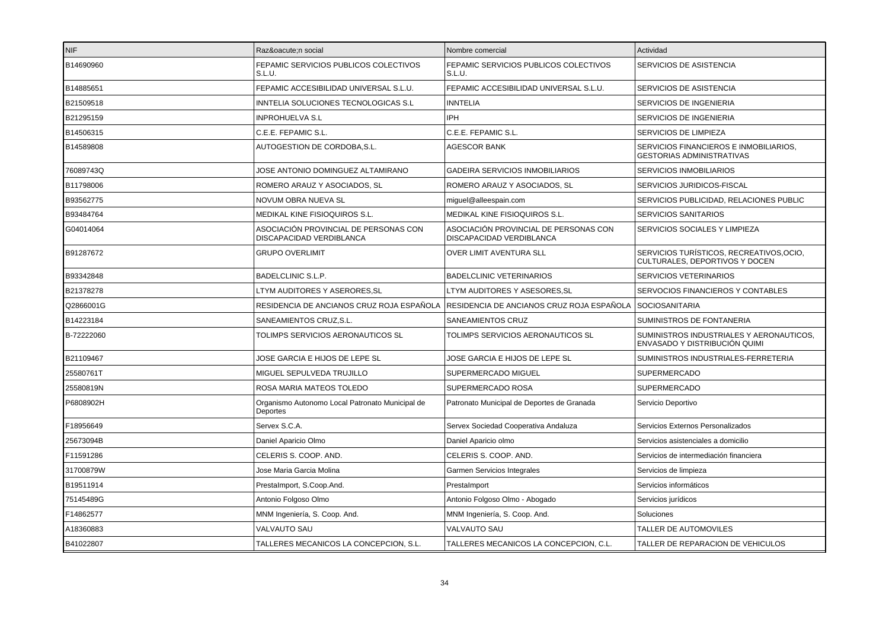| NIF | Raz&oacute;n social | Nombre comercial | Actividad |
|---|---|---|---|
| B14690960 | FEPAMIC SERVICIOS PUBLICOS COLECTIVOS S.L.U. | FEPAMIC SERVICIOS PUBLICOS COLECTIVOS S.L.U. | SERVICIOS DE ASISTENCIA |
| B14885651 | FEPAMIC ACCESIBILIDAD UNIVERSAL S.L.U. | FEPAMIC ACCESIBILIDAD UNIVERSAL S.L.U. | SERVICIOS DE ASISTENCIA |
| B21509518 | INNTELIA SOLUCIONES TECNOLOGICAS S.L | INNTELIA | SERVICIOS DE INGENIERIA |
| B21295159 | INPROHUELVA S.L | IPH | SERVICIOS DE INGENIERIA |
| B14506315 | C.E.E. FEPAMIC S.L. | C.E.E. FEPAMIC S.L. | SERVICIOS DE LIMPIEZA |
| B14589808 | AUTOGESTION DE CORDOBA,S.L. | AGESCOR BANK | SERVICIOS FINANCIEROS E INMOBILIARIOS, GESTORIAS ADMINISTRATIVAS |
| 76089743Q | JOSE ANTONIO DOMINGUEZ ALTAMIRANO | GADEIRA SERVICIOS INMOBILIARIOS | SERVICIOS INMOBILIARIOS |
| B11798006 | ROMERO ARAUZ Y ASOCIADOS, SL | ROMERO ARAUZ Y ASOCIADOS, SL | SERVICIOS JURIDICOS-FISCAL |
| B93562775 | NOVUM OBRA NUEVA SL | miguel@alleespain.com | SERVICIOS PUBLICIDAD, RELACIONES PUBLIC |
| B93484764 | MEDIKAL KINE FISIOQUIROS S.L. | MEDIKAL KINE FISIOQUIROS S.L. | SERVICIOS SANITARIOS |
| G04014064 | ASOCIACIÓN PROVINCIAL DE PERSONAS CON DISCAPACIDAD VERDIBLANCA | ASOCIACIÓN PROVINCIAL DE PERSONAS CON DISCAPACIDAD VERDIBLANCA | SERVICIOS SOCIALES Y LIMPIEZA |
| B91287672 | GRUPO OVERLIMIT | OVER LIMIT AVENTURA SLL | SERVICIOS TURÍSTICOS, RECREATIVOS,OCIO, CULTURALES, DEPORTIVOS Y DOCEN |
| B93342848 | BADELCLINIC S.L.P. | BADELCLINIC VETERINARIOS | SERVICIOS VETERINARIOS |
| B21378278 | LTYM AUDITORES Y ASERORES,SL | LTYM AUDITORES Y ASESORES,SL | SERVOCIOS FINANCIEROS Y CONTABLES |
| Q2866001G | RESIDENCIA DE ANCIANOS CRUZ ROJA ESPAÑOLA | RESIDENCIA DE ANCIANOS CRUZ ROJA ESPAÑOLA | SOCIOSANITARIA |
| B14223184 | SANEAMIENTOS CRUZ,S.L. | SANEAMIENTOS CRUZ | SUMINISTROS DE FONTANERIA |
| B-72222060 | TOLIMPS SERVICIOS AERONAUTICOS SL | TOLIMPS SERVICIOS AERONAUTICOS SL | SUMINISTROS INDUSTRIALES Y AERONAUTICOS, ENVASADO Y DISTRIBUCIÓN QUIMI |
| B21109467 | JOSE GARCIA E HIJOS DE LEPE SL | JOSE GARCIA E HIJOS DE LEPE SL | SUMINISTROS INDUSTRIALES-FERRETERIA |
| 25580761T | MIGUEL SEPULVEDA TRUJILLO | SUPERMERCADO MIGUEL | SUPERMERCADO |
| 25580819N | ROSA MARIA MATEOS TOLEDO | SUPERMERCADO ROSA | SUPERMERCADO |
| P6808902H | Organismo Autonomo Local Patronato Municipal de Deportes | Patronato Municipal de Deportes de Granada | Servicio Deportivo |
| F18956649 | Servex S.C.A. | Servex Sociedad Cooperativa Andaluza | Servicios Externos Personalizados |
| 25673094B | Daniel Aparicio Olmo | Daniel Aparicio olmo | Servicios asistenciales a domicilio |
| F11591286 | CELERIS S. COOP. AND. | CELERIS S. COOP. AND. | Servicios de intermediación financiera |
| 31700879W | Jose Maria Garcia Molina | Garmen Servicios Integrales | Servicios de limpieza |
| B19511914 | PrestaImport, S.Coop.And. | PrestaImport | Servicios informáticos |
| 75145489G | Antonio Folgoso Olmo | Antonio Folgoso Olmo - Abogado | Servicios jurídicos |
| F14862577 | MNM Ingeniería, S. Coop. And. | MNM Ingeniería, S. Coop. And. | Soluciones |
| A18360883 | VALVAUTO SAU | VALVAUTO SAU | TALLER DE AUTOMOVILES |
| B41022807 | TALLERES MECANICOS LA CONCEPCION, S.L. | TALLERES MECANICOS LA CONCEPCION, C.L. | TALLER DE REPARACION DE VEHICULOS |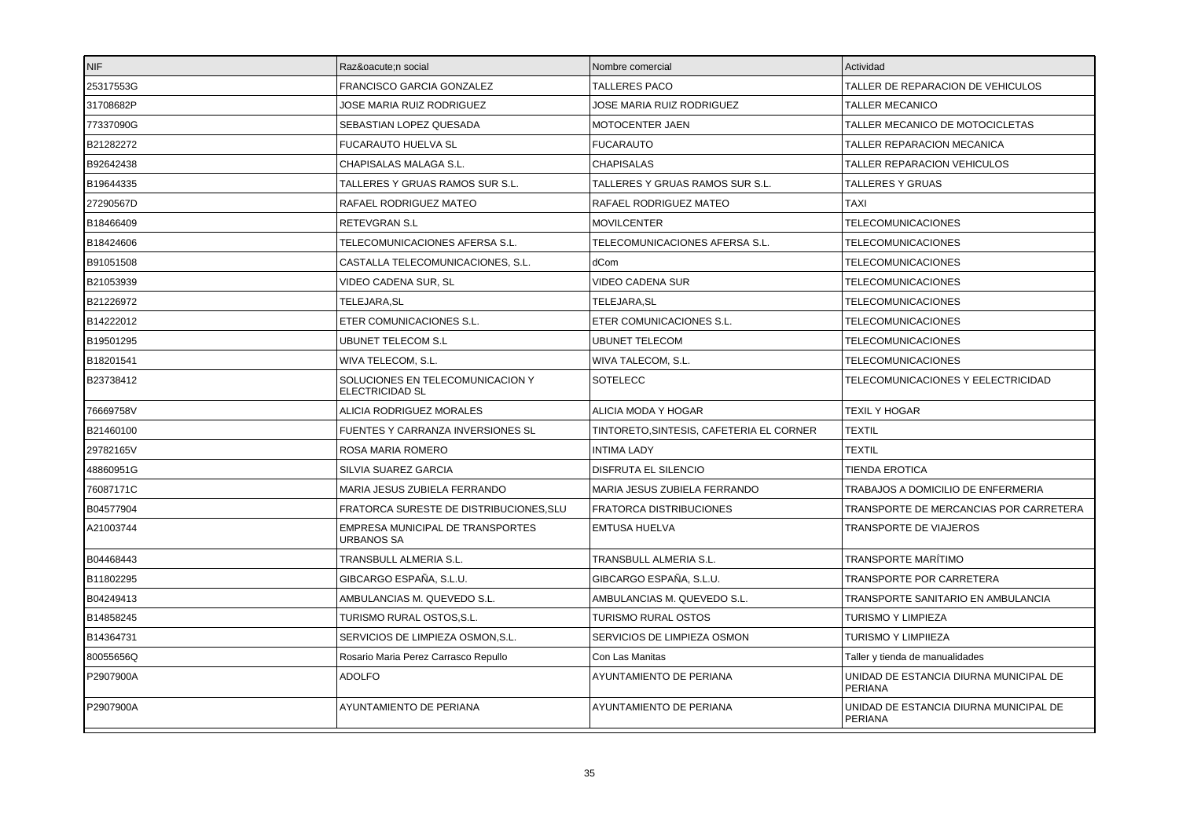| NIF | Raz&oacute;n social | Nombre comercial | Actividad |
|---|---|---|---|
| 25317553G | FRANCISCO GARCIA GONZALEZ | TALLERES PACO | TALLER DE REPARACION DE VEHICULOS |
| 31708682P | JOSE MARIA RUIZ RODRIGUEZ | JOSE MARIA RUIZ RODRIGUEZ | TALLER MECANICO |
| 77337090G | SEBASTIAN LOPEZ QUESADA | MOTOCENTER JAEN | TALLER MECANICO DE MOTOCICLETAS |
| B21282272 | FUCARAUTO HUELVA SL | FUCARAUTO | TALLER REPARACION MECANICA |
| B92642438 | CHAPISALAS MALAGA S.L. | CHAPISALAS | TALLER REPARACION VEHICULOS |
| B19644335 | TALLERES Y GRUAS RAMOS SUR S.L. | TALLERES Y GRUAS RAMOS SUR S.L. | TALLERES Y GRUAS |
| 27290567D | RAFAEL RODRIGUEZ MATEO | RAFAEL RODRIGUEZ MATEO | TAXI |
| B18466409 | RETEVGRAN S.L | MOVILCENTER | TELECOMUNICACIONES |
| B18424606 | TELECOMUNICACIONES AFERSA S.L. | TELECOMUNICACIONES AFERSA S.L. | TELECOMUNICACIONES |
| B91051508 | CASTALLA TELECOMUNICACIONES, S.L. | dCom | TELECOMUNICACIONES |
| B21053939 | VIDEO CADENA SUR, SL | VIDEO CADENA SUR | TELECOMUNICACIONES |
| B21226972 | TELEJARA,SL | TELEJARA,SL | TELECOMUNICACIONES |
| B14222012 | ETER COMUNICACIONES S.L. | ETER COMUNICACIONES S.L. | TELECOMUNICACIONES |
| B19501295 | UBUNET TELECOM S.L | UBUNET TELECOM | TELECOMUNICACIONES |
| B18201541 | WIVA TELECOM, S.L. | WIVA TALECOM, S.L. | TELECOMUNICACIONES |
| B23738412 | SOLUCIONES EN TELECOMUNICACION Y ELECTRICIDAD SL | SOTELECC | TELECOMUNICACIONES Y EELECTRICIDAD |
| 76669758V | ALICIA RODRIGUEZ MORALES | ALICIA MODA Y HOGAR | TEXIL Y HOGAR |
| B21460100 | FUENTES Y CARRANZA INVERSIONES SL | TINTORETO,SINTESIS, CAFETERIA EL CORNER | TEXTIL |
| 29782165V | ROSA MARIA ROMERO | INTIMA LADY | TEXTIL |
| 48860951G | SILVIA SUAREZ GARCIA | DISFRUTA EL SILENCIO | TIENDA EROTICA |
| 76087171C | MARIA JESUS ZUBIELA FERRANDO | MARIA JESUS ZUBIELA FERRANDO | TRABAJOS A DOMICILIO DE ENFERMERIA |
| B04577904 | FRATORCA SURESTE DE DISTRIBUCIONES,SLU | FRATORCA DISTRIBUCIONES | TRANSPORTE DE MERCANCIAS POR CARRETERA |
| A21003744 | EMPRESA MUNICIPAL DE TRANSPORTES URBANOS SA | EMTUSA HUELVA | TRANSPORTE DE VIAJEROS |
| B04468443 | TRANSBULL ALMERIA S.L. | TRANSBULL ALMERIA S.L. | TRANSPORTE MARÍTIMO |
| B11802295 | GIBCARGO ESPAÑA, S.L.U. | GIBCARGO ESPAÑA, S.L.U. | TRANSPORTE POR CARRETERA |
| B04249413 | AMBULANCIAS M. QUEVEDO S.L. | AMBULANCIAS M. QUEVEDO S.L. | TRANSPORTE SANITARIO EN AMBULANCIA |
| B14858245 | TURISMO RURAL OSTOS,S.L. | TURISMO RURAL OSTOS | TURISMO Y LIMPIEZA |
| B14364731 | SERVICIOS DE LIMPIEZA OSMON,S.L. | SERVICIOS DE LIMPIEZA OSMON | TURISMO Y LIMPIIEZA |
| 80055656Q | Rosario Maria Perez Carrasco Repullo | Con Las Manitas | Taller y tienda de manualidades |
| P2907900A | ADOLFO | AYUNTAMIENTO DE PERIANA | UNIDAD DE ESTANCIA DIURNA MUNICIPAL DE PERIANA |
| P2907900A | AYUNTAMIENTO DE PERIANA | AYUNTAMIENTO DE PERIANA | UNIDAD DE ESTANCIA DIURNA MUNICIPAL DE PERIANA |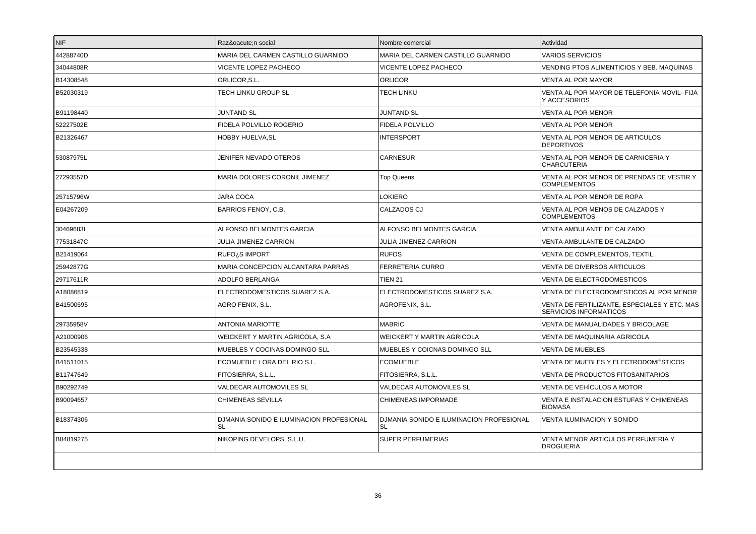| NIF | Raz&oacute;n social | Nombre comercial | Actividad |
| --- | --- | --- | --- |
| 44288740D | MARIA DEL CARMEN CASTILLO GUARNIDO | MARIA DEL CARMEN CASTILLO GUARNIDO | VARIOS SERVICIOS |
| 34044808R | VICENTE LOPEZ PACHECO | VICENTE LOPEZ PACHECO | VENDING PTOS ALIMENTICIOS Y BEB. MAQUINAS |
| B14308548 | ORLICOR,S.L. | ORLICOR | VENTA AL POR MAYOR |
| B52030319 | TECH LINKU GROUP SL | TECH LINKU | VENTA AL POR MAYOR DE TELEFONIA MOVIL- FIJA Y ACCESORIOS |
| B91198440 | JUNTAND SL | JUNTAND SL | VENTA AL POR MENOR |
| 52227502E | FIDELA POLVILLO ROGERIO | FIDELA POLVILLO | VENTA AL POR MENOR |
| B21326467 | HOBBY HUELVA,SL | INTERSPORT | VENTA AL POR MENOR DE ARTICULOS DEPORTIVOS |
| 53087975L | JENIFER NEVADO OTEROS | CARNESUR | VENTA AL POR MENOR DE CARNICERIA Y CHARCUTERIA |
| 27293557D | MARIA DOLORES CORONIL JIMENEZ | Top Queens | VENTA AL POR MENOR DE PRENDAS DE VESTIR Y COMPLEMENTOS |
| 25715796W | JARA COCA | LOKIERO | VENTA AL POR MENOR DE ROPA |
| E04267209 | BARRIOS FENOY, C.B. | CALZADOS CJ | VENTA AL POR MENOS DE CALZADOS Y COMPLEMENTOS |
| 30469683L | ALFONSO BELMONTES GARCIA | ALFONSO BELMONTES GARCIA | VENTA AMBULANTE DE CALZADO |
| 77531847C | JULIA JIMENEZ CARRION | JULIA JIMENEZ CARRION | VENTA AMBULANTE DE CALZADO |
| B21419064 | RUFO¿S IMPORT | RUFOS | VENTA DE COMPLEMENTOS, TEXTIL. |
| 25942877G | MARIA CONCEPCION ALCANTARA PARRAS | FERRETERIA CURRO | VENTA DE DIVERSOS ARTICULOS |
| 29717611R | ADOLFO BERLANGA | TIEN 21 | VENTA DE ELECTRODOMESTICOS |
| A18086819 | ELECTRODOMESTICOS SUAREZ S.A. | ELECTRODOMESTICOS SUAREZ S.A. | VENTA DE ELECTRODOMESTICOS AL POR MENOR |
| B41500695 | AGRO FENIX, S.L. | AGROFENIX, S.L. | VENTA DE FERTILIZANTE, ESPECIALES Y ETC. MAS SERVICIOS INFORMATICOS |
| 29735958V | ANTONIA MARIOTTE | MABRIC | VENTA DE MANUALIDADES Y BRICOLAGE |
| A21000906 | WEICKERT Y MARTIN AGRICOLA, S.A | WEICKERT Y MARTIN AGRICOLA | VENTA DE MAQUINARIA AGRICOLA |
| B23545338 | MUEBLES Y COCINAS DOMINGO SLL | MUEBLES Y COICNAS DOMINGO SLL | VENTA DE MUEBLES |
| B41511015 | ECOMUEBLE LORA DEL RIO S.L. | ECOMUEBLE | VENTA DE MUEBLES Y ELECTRODOMÉSTICOS |
| B11747649 | FITOSIERRA, S.L.L. | FITOSIERRA, S.L.L. | VENTA DE PRODUCTOS FITOSANITARIOS |
| B90292749 | VALDECAR AUTOMOVILES SL | VALDECAR AUTOMOVILES SL | VENTA DE VEHÍCULOS A MOTOR |
| B90094657 | CHIMENEAS SEVILLA | CHIMENEAS IMPORMADE | VENTA E INSTALACION ESTUFAS Y CHIMENEAS BIOMASA |
| B18374306 | DJMANIA SONIDO E ILUMINACION PROFESIONAL SL | DJMANIA SONIDO E ILUMINACION PROFESIONAL SL | VENTA ILUMINACION Y SONIDO |
| B84819275 | NIKOPING DEVELOPS, S.L.U. | SUPER PERFUMERIAS | VENTA MENOR ARTICULOS PERFUMERIA Y DROGUERIA |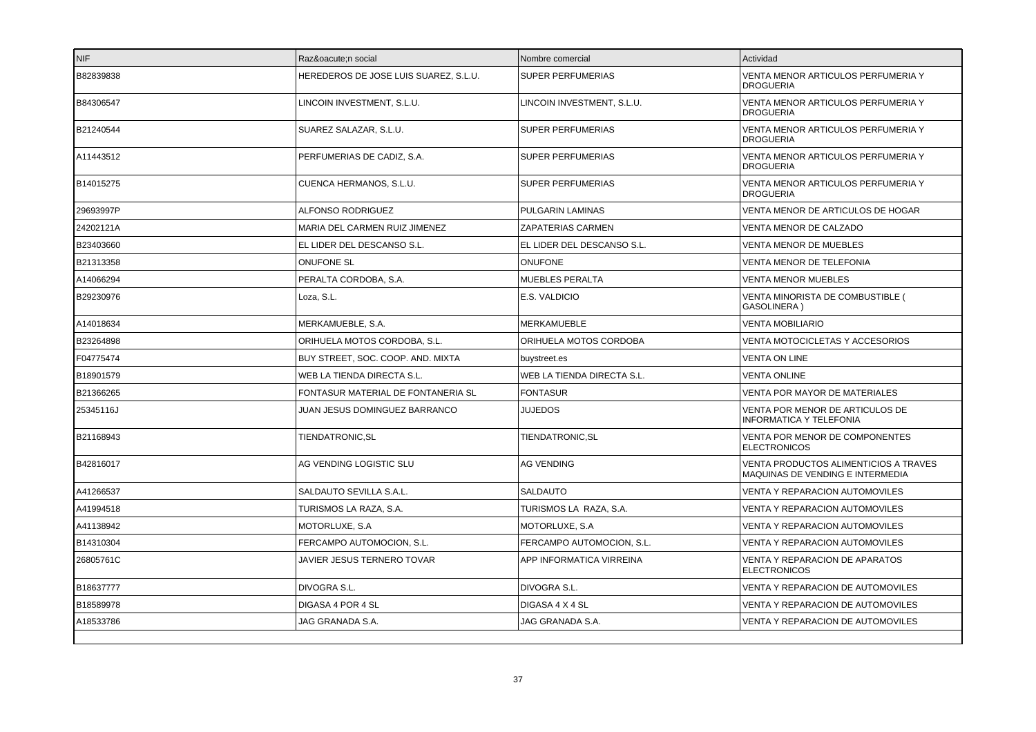| NIF | Raz&oacute;n social | Nombre comercial | Actividad |
|---|---|---|---|
| B82839838 | HEREDEROS DE JOSE LUIS SUAREZ, S.L.U. | SUPER PERFUMERIAS | VENTA MENOR ARTICULOS PERFUMERIA Y DROGUERIA |
| B84306547 | LINCOIN INVESTMENT, S.L.U. | LINCOIN INVESTMENT, S.L.U. | VENTA MENOR ARTICULOS PERFUMERIA Y DROGUERIA |
| B21240544 | SUAREZ SALAZAR, S.L.U. | SUPER PERFUMERIAS | VENTA MENOR ARTICULOS PERFUMERIA Y DROGUERIA |
| A11443512 | PERFUMERIAS DE CADIZ, S.A. | SUPER PERFUMERIAS | VENTA MENOR ARTICULOS PERFUMERIA Y DROGUERIA |
| B14015275 | CUENCA HERMANOS, S.L.U. | SUPER PERFUMERIAS | VENTA MENOR ARTICULOS PERFUMERIA Y DROGUERIA |
| 29693997P | ALFONSO RODRIGUEZ | PULGARIN LAMINAS | VENTA MENOR DE ARTICULOS DE HOGAR |
| 24202121A | MARIA DEL CARMEN RUIZ JIMENEZ | ZAPATERIAS CARMEN | VENTA MENOR DE CALZADO |
| B23403660 | EL LIDER DEL DESCANSO S.L. | EL LIDER DEL DESCANSO S.L. | VENTA MENOR DE MUEBLES |
| B21313358 | ONUFONE SL | ONUFONE | VENTA MENOR DE TELEFONIA |
| A14066294 | PERALTA CORDOBA, S.A. | MUEBLES PERALTA | VENTA MENOR MUEBLES |
| B29230976 | Loza, S.L. | E.S. VALDICIO | VENTA MINORISTA DE COMBUSTIBLE ( GASOLINERA ) |
| A14018634 | MERKAMUEBLE, S.A. | MERKAMUEBLE | VENTA MOBILIARIO |
| B23264898 | ORIHUELA MOTOS CORDOBA, S.L. | ORIHUELA MOTOS CORDOBA | VENTA MOTOCICLETAS Y ACCESORIOS |
| F04775474 | BUY STREET, SOC. COOP. AND. MIXTA | buystreet.es | VENTA ON LINE |
| B18901579 | WEB LA TIENDA DIRECTA S.L. | WEB LA TIENDA DIRECTA S.L. | VENTA ONLINE |
| B21366265 | FONTASUR MATERIAL DE FONTANERIA SL | FONTASUR | VENTA POR MAYOR DE MATERIALES |
| 25345116J | JUAN JESUS DOMINGUEZ BARRANCO | JUJEDOS | VENTA POR MENOR DE ARTICULOS DE INFORMATICA Y TELEFONIA |
| B21168943 | TIENDATRONIC,SL | TIENDATRONIC,SL | VENTA POR MENOR DE COMPONENTES ELECTRONICOS |
| B42816017 | AG VENDING LOGISTIC SLU | AG VENDING | VENTA PRODUCTOS ALIMENTICIOS A TRAVES MAQUINAS DE VENDING E INTERMEDIA |
| A41266537 | SALDAUTO SEVILLA S.A.L. | SALDAUTO | VENTA Y REPARACION AUTOMOVILES |
| A41994518 | TURISMOS LA RAZA, S.A. | TURISMOS LA RAZA, S.A. | VENTA Y REPARACION AUTOMOVILES |
| A41138942 | MOTORLUXE, S.A | MOTORLUXE, S.A | VENTA Y REPARACION AUTOMOVILES |
| B14310304 | FERCAMPO AUTOMOCION, S.L. | FERCAMPO AUTOMOCION, S.L. | VENTA Y REPARACION AUTOMOVILES |
| 26805761C | JAVIER JESUS TERNERO TOVAR | APP INFORMATICA VIRREINA | VENTA Y REPARACION DE APARATOS ELECTRONICOS |
| B18637777 | DIVOGRA S.L. | DIVOGRA S.L. | VENTA Y REPARACION DE AUTOMOVILES |
| B18589978 | DIGASA 4 POR 4 SL | DIGASA 4 X 4 SL | VENTA Y REPARACION DE AUTOMOVILES |
| A18533786 | JAG GRANADA S.A. | JAG GRANADA S.A. | VENTA Y REPARACION DE AUTOMOVILES |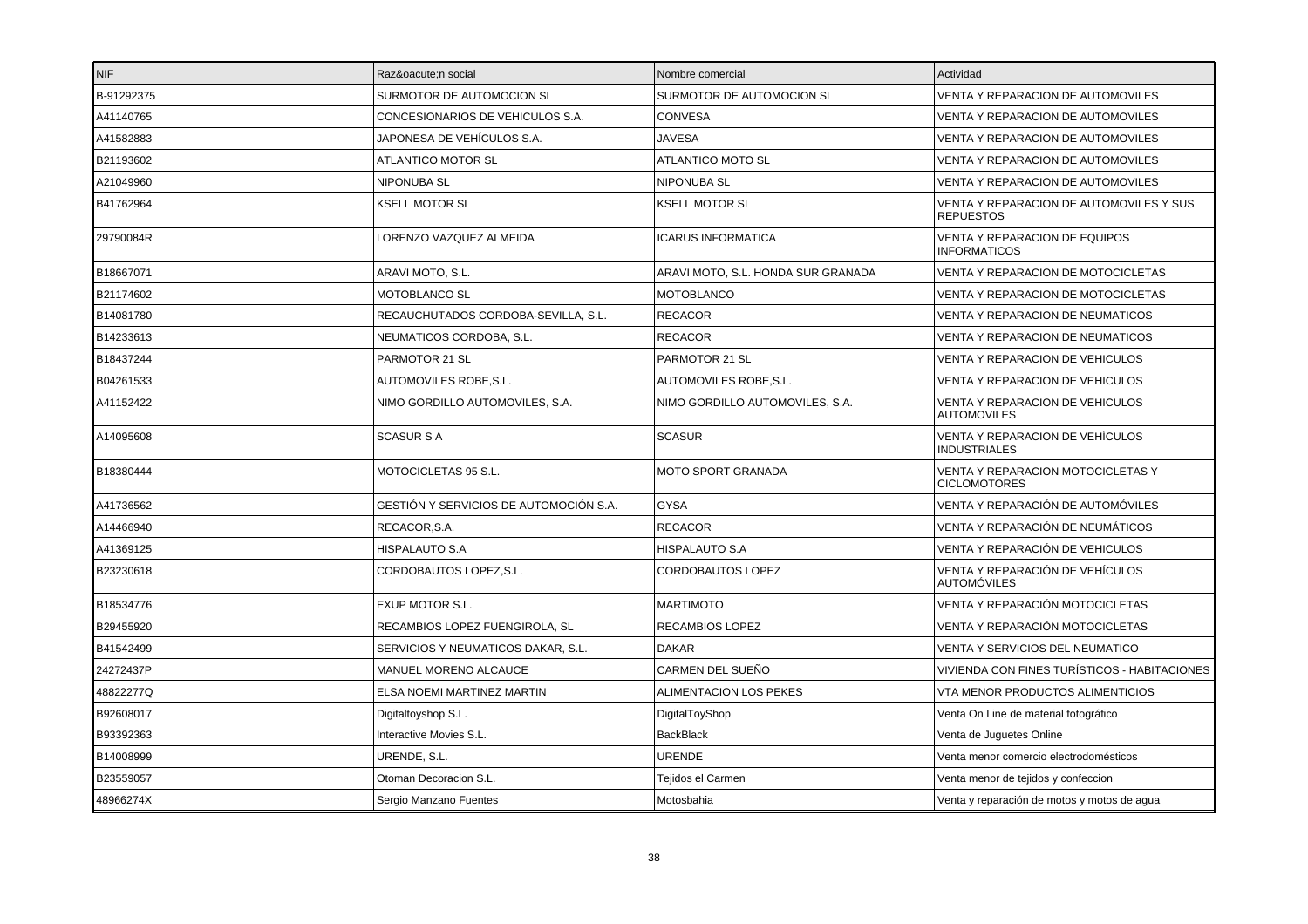| NIF | Raz&oacute;n social | Nombre comercial | Actividad |
|---|---|---|---|
| B-91292375 | SURMOTOR DE AUTOMOCION SL | SURMOTOR DE AUTOMOCION SL | VENTA Y REPARACION DE AUTOMOVILES |
| A41140765 | CONCESIONARIOS DE VEHICULOS S.A. | CONVESA | VENTA Y REPARACION DE AUTOMOVILES |
| A41582883 | JAPONESA DE VEHÍCULOS S.A. | JAVESA | VENTA Y REPARACION DE AUTOMOVILES |
| B21193602 | ATLANTICO MOTOR SL | ATLANTICO MOTO SL | VENTA Y REPARACION DE AUTOMOVILES |
| A21049960 | NIPONUBA SL | NIPONUBA SL | VENTA Y REPARACION DE AUTOMOVILES |
| B41762964 | KSELL MOTOR SL | KSELL MOTOR SL | VENTA Y REPARACION DE AUTOMOVILES Y SUS REPUESTOS |
| 29790084R | LORENZO VAZQUEZ ALMEIDA | ICARUS INFORMATICA | VENTA Y REPARACION DE EQUIPOS INFORMATICOS |
| B18667071 | ARAVI MOTO, S.L. | ARAVI MOTO, S.L. HONDA SUR GRANADA | VENTA Y REPARACION DE MOTOCICLETAS |
| B21174602 | MOTOBLANCO SL | MOTOBLANCO | VENTA Y REPARACION DE MOTOCICLETAS |
| B14081780 | RECAUCHUTADOS CORDOBA-SEVILLA, S.L. | RECACOR | VENTA Y REPARACION DE NEUMATICOS |
| B14233613 | NEUMATICOS CORDOBA, S.L. | RECACOR | VENTA Y REPARACION DE NEUMATICOS |
| B18437244 | PARMOTOR 21 SL | PARMOTOR 21 SL | VENTA Y REPARACION DE VEHICULOS |
| B04261533 | AUTOMOVILES ROBE,S.L. | AUTOMOVILES ROBE,S.L. | VENTA Y REPARACION DE VEHICULOS |
| A41152422 | NIMO GORDILLO AUTOMOVILES, S.A. | NIMO GORDILLO AUTOMOVILES, S.A. | VENTA Y REPARACION DE VEHICULOS AUTOMOVILES |
| A14095608 | SCASUR S A | SCASUR | VENTA Y REPARACION DE VEHÍCULOS INDUSTRIALES |
| B18380444 | MOTOCICLETAS 95 S.L. | MOTO SPORT GRANADA | VENTA Y REPARACION MOTOCICLETAS Y CICLOMOTORES |
| A41736562 | GESTIÓN Y SERVICIOS DE AUTOMOCIÓN S.A. | GYSA | VENTA Y REPARACIÓN DE AUTOMÓVILES |
| A14466940 | RECACOR,S.A. | RECACOR | VENTA Y REPARACIÓN DE NEUMÁTICOS |
| A41369125 | HISPALAUTO S.A | HISPALAUTO S.A | VENTA Y REPARACIÓN DE VEHICULOS |
| B23230618 | CORDOBAUTOS LOPEZ,S.L. | CORDOBAUTOS LOPEZ | VENTA Y REPARACIÓN DE VEHÍCULOS AUTOMÓVILES |
| B18534776 | EXUP MOTOR S.L. | MARTIMOTO | VENTA Y REPARACIÓN MOTOCICLETAS |
| B29455920 | RECAMBIOS LOPEZ FUENGIROLA, SL | RECAMBIOS LOPEZ | VENTA Y REPARACIÓN MOTOCICLETAS |
| B41542499 | SERVICIOS Y NEUMATICOS DAKAR, S.L. | DAKAR | VENTA Y SERVICIOS DEL NEUMATICO |
| 24272437P | MANUEL MORENO ALCAUCE | CARMEN DEL SUEÑO | VIVIENDA CON FINES TURÍSTICOS - HABITACIONES |
| 48822277Q | ELSA NOEMI MARTINEZ MARTIN | ALIMENTACION LOS PEKES | VTA MENOR PRODUCTOS ALIMENTICIOS |
| B92608017 | Digitaltoyshop S.L. | DigitalToyShop | Venta On Line de material fotográfico |
| B93392363 | Interactive Movies S.L. | BackBlack | Venta de Juguetes Online |
| B14008999 | URENDE, S.L. | URENDE | Venta menor comercio electrodomésticos |
| B23559057 | Otoman Decoracion S.L. | Tejidos el Carmen | Venta menor de tejidos y confeccion |
| 48966274X | Sergio Manzano Fuentes | Motosbahia | Venta y reparación de motos y motos de agua |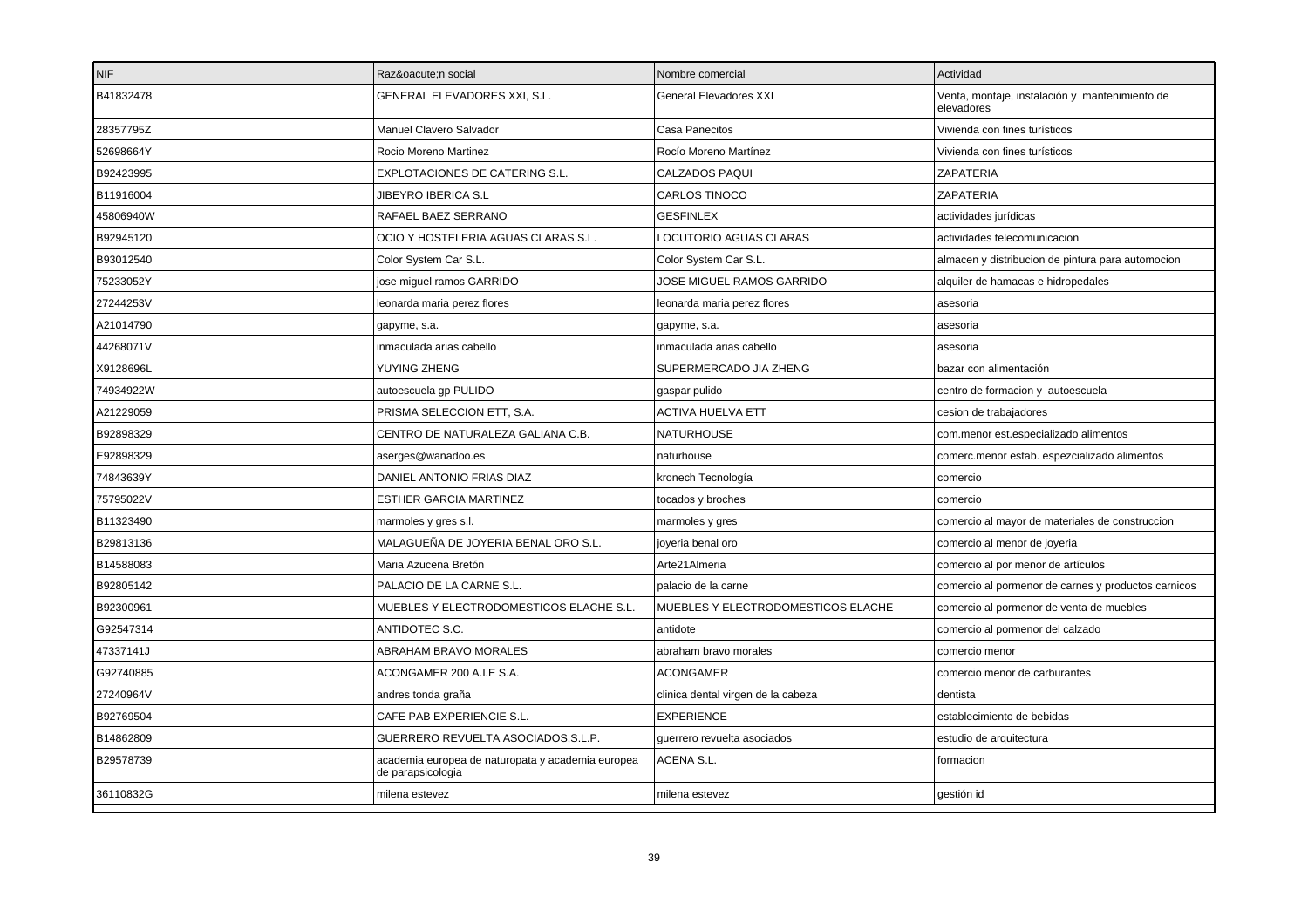| NIF | Raz&oacute;n social | Nombre comercial | Actividad |
|---|---|---|---|
| B41832478 | GENERAL ELEVADORES XXI, S.L. | General Elevadores XXI | Venta, montaje, instalación y mantenimiento de elevadores |
| 28357795Z | Manuel Clavero Salvador | Casa Panecitos | Vivienda con fines turísticos |
| 52698664Y | Rocio Moreno Martinez | Rocío Moreno Martínez | Vivienda con fines turísticos |
| B92423995 | EXPLOTACIONES DE CATERING S.L. | CALZADOS PAQUI | ZAPATERIA |
| B11916004 | JIBEYRO IBERICA S.L | CARLOS TINOCO | ZAPATERIA |
| 45806940W | RAFAEL BAEZ SERRANO | GESFINLEX | actividades jurídicas |
| B92945120 | OCIO Y HOSTELERIA AGUAS CLARAS S.L. | LOCUTORIO AGUAS CLARAS | actividades telecomunicacion |
| B93012540 | Color System Car S.L. | Color System Car S.L. | almacen y distribucion de pintura para automocion |
| 75233052Y | jose miguel ramos GARRIDO | JOSE MIGUEL RAMOS GARRIDO | alquiler de hamacas e hidropedales |
| 27244253V | leonarda maria perez flores | leonarda maria perez flores | asesoria |
| A21014790 | gapyme, s.a. | gapyme, s.a. | asesoria |
| 44268071V | inmaculada arias cabello | inmaculada arias cabello | asesoria |
| X9128696L | YUYING ZHENG | SUPERMERCADO JIA ZHENG | bazar con alimentación |
| 74934922W | autoescuela gp PULIDO | gaspar pulido | centro de formacion y autoescuela |
| A21229059 | PRISMA SELECCION ETT, S.A. | ACTIVA HUELVA ETT | cesion de trabajadores |
| B92898329 | CENTRO DE NATURALEZA GALIANA C.B. | NATURHOUSE | com.menor est.especializado alimentos |
| E92898329 | aserges@wanadoo.es | naturhouse | comerc.menor estab. espezcializado alimentos |
| 74843639Y | DANIEL ANTONIO FRIAS DIAZ | kronech Tecnología | comercio |
| 75795022V | ESTHER GARCIA MARTINEZ | tocados y broches | comercio |
| B11323490 | marmoles y gres s.l. | marmoles y gres | comercio al mayor de materiales de construccion |
| B29813136 | MALAGUEÑA DE JOYERIA BENAL ORO S.L. | joyeria benal oro | comercio al menor de joyeria |
| B14588083 | Maria Azucena Bretón | Arte21Almeria | comercio al por menor de artículos |
| B92805142 | PALACIO DE LA CARNE S.L. | palacio de la carne | comercio al pormenor de carnes y productos carnicos |
| B92300961 | MUEBLES Y ELECTRODOMESTICOS ELACHE S.L. | MUEBLES Y ELECTRODOMESTICOS ELACHE | comercio al pormenor de venta de muebles |
| G92547314 | ANTIDOTEC S.C. | antidote | comercio al pormenor del calzado |
| 47337141J | ABRAHAM BRAVO MORALES | abraham bravo morales | comercio menor |
| G92740885 | ACONGAMER 200 A.I.E S.A. | ACONGAMER | comercio menor de carburantes |
| 27240964V | andres tonda graña | clinica dental virgen de la cabeza | dentista |
| B92769504 | CAFE PAB EXPERIENCIE S.L. | EXPERIENCE | establecimiento de bebidas |
| B14862809 | GUERRERO REVUELTA ASOCIADOS,S.L.P. | guerrero revuelta asociados | estudio de arquitectura |
| B29578739 | academia europea de naturopata y academia europea de parapsicologia | ACENA S.L. | formacion |
| 36110832G | milena estevez | milena estevez | gestión id |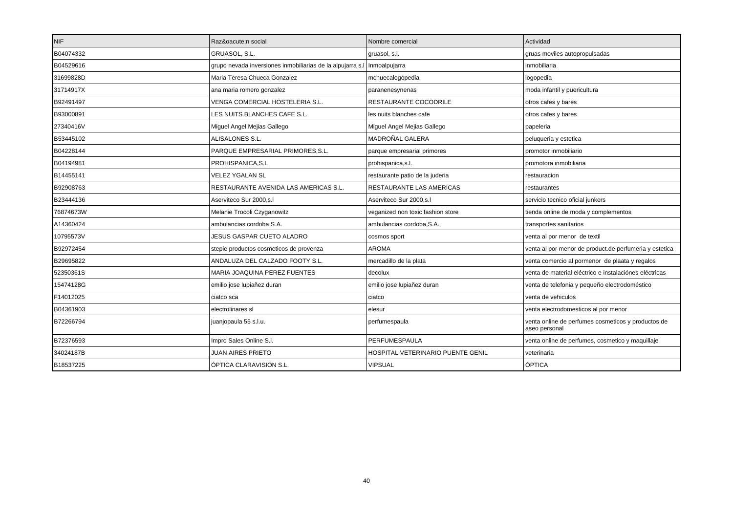| NIF | Raz&oacute;n social | Nombre comercial | Actividad |
|---|---|---|---|
| B04074332 | GRUASOL, S.L. | gruasol, s.l. | gruas moviles autopropulsadas |
| B04529616 | grupo nevada inversiones inmobiliarias de la alpujarra s.l | Inmoalpujarra | inmobiliaria |
| 31699828D | Maria Teresa Chueca Gonzalez | mchuecalogopedia | logopedia |
| 31714917X | ana maria romero gonzalez | paranenesynenas | moda infantil y puericultura |
| B92491497 | VENGA COMERCIAL HOSTELERIA S.L. | RESTAURANTE COCODRILE | otros cafes y bares |
| B93000891 | LES NUITS BLANCHES CAFE S.L. | les nuits blanches cafe | otros cafes y bares |
| 27340416V | Miguel Angel Mejias Gallego | Miguel Angel Mejias Gallego | papeleria |
| B53445102 | ALISALONES S.L. | MADROÑAL GALERA | peluqueria y estetica |
| B04228144 | PARQUE EMPRESARIAL PRIMORES,S.L. | parque empresarial primores | promotor inmobiliario |
| B04194981 | PROHISPANICA,S.L | prohispanica,s.l. | promotora inmobiliaria |
| B14455141 | VELEZ YGALAN SL | restaurante patio de la juderia | restauracion |
| B92908763 | RESTAURANTE AVENIDA LAS AMERICAS S.L. | RESTAURANTE LAS AMERICAS | restaurantes |
| B23444136 | Aserviteco Sur 2000,s.l | Aserviteco Sur 2000,s.l | servicio tecnico oficial junkers |
| 76874673W | Melanie Trocoli Czyganowitz | veganized non toxic fashion store | tienda online de moda y complementos |
| A14360424 | ambulancias cordoba,S.A. | ambulancias cordoba,S.A. | transportes sanitarios |
| 10795573V | JESUS GASPAR CUETO ALADRO | cosmos sport | venta al por menor de textil |
| B92972454 | stepie productos cosmeticos de provenza | AROMA | venta al por menor de product.de perfumeria y estetica |
| B29695822 | ANDALUZA DEL CALZADO FOOTY S.L. | mercadillo de la plata | venta comercio al pormenor de plaata y regalos |
| 52350361S | MARIA JOAQUINA PEREZ FUENTES | decolux | venta de material eléctrico e instalaciónes eléctricas |
| 15474128G | emilio jose lupiañez duran | emilio jose lupiañez duran | venta de telefonia y pequeño electrodoméstico |
| F14012025 | ciatco sca | ciatco | venta de vehiculos |
| B04361903 | electrolinares sl | elesur | venta electrodomesticos al por menor |
| B72266794 | juanjopaula 55 s.l.u. | perfumespaula | venta online de perfumes cosmeticos y productos de aseo personal |
| B72376593 | Impro Sales Online S.l. | PERFUMESPAULA | venta online de perfumes, cosmetico y maquillaje |
| 34024187B | JUAN AIRES PRIETO | HOSPITAL VETERINARIO PUENTE GENIL | veterinaria |
| B18537225 | ÓPTICA CLARAVISION S.L. | VIPSUAL | ÓPTICA |